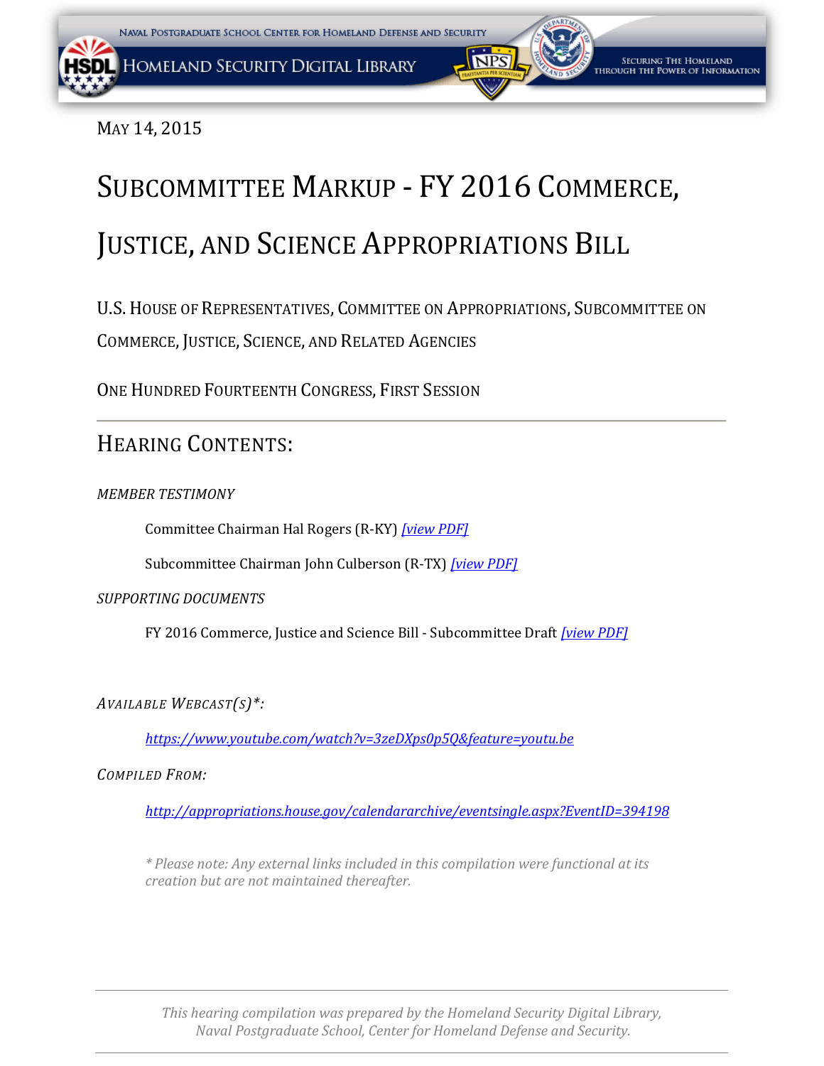May 14, 2015

# Subcommittee Markup - FY 2016 Commerce, Justice, and Science Appropriations Bill

U.S. House of Representatives, Committee on Appropriations, Subcommittee on Commerce, Justice, Science, and Related Agencies

One Hundred Fourteenth Congress, First Session

---

## Hearing Contents:

*MEMBER TESTIMONY*

Committee Chairman Hal Rogers (R-KY) *[view PDF]*

Subcommittee Chairman John Culberson (R-TX) *[view PDF]*

*SUPPORTING DOCUMENTS*

FY 2016 Commerce, Justice and Science Bill - Subcommittee Draft *[view PDF]*

*Available Webcast(s)*:*

*https://www.youtube.com/watch?v=3zeDXps0p5Q&feature=youtu.be*

*Compiled From:*

*http://appropriations.house.gov/calendararchive/eventsingle.aspx?EventID=394198*

*Please note: Any external links included in this compilation were functional at its creation but are not maintained thereafter.*

---

*This hearing compilation was prepared by the Homeland Security Digital Library, Naval Postgraduate School, Center for Homeland Defense and Security.*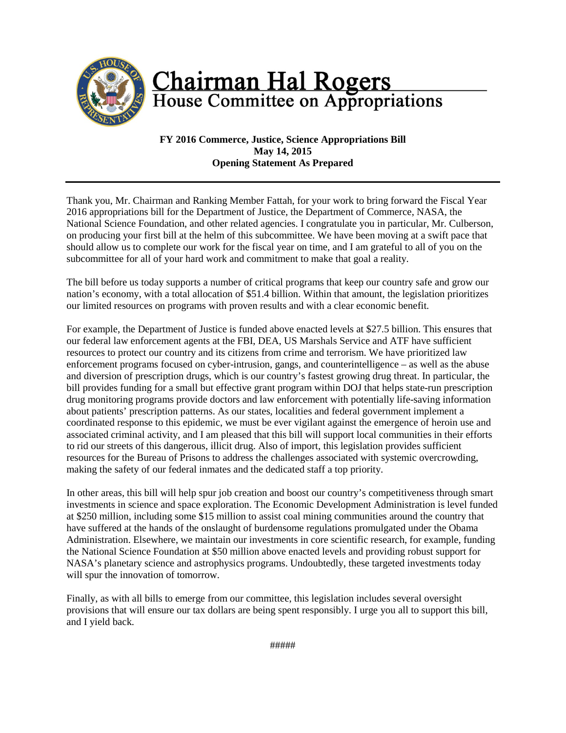# Chairman Hal Rogers
## House Committee on Appropriations

**FY 2016 Commerce, Justice, Science Appropriations Bill**
**May 14, 2015**
**Opening Statement As Prepared**

---

Thank you, Mr. Chairman and Ranking Member Fattah, for your work to bring forward the Fiscal Year 2016 appropriations bill for the Department of Justice, the Department of Commerce, NASA, the National Science Foundation, and other related agencies. I congratulate you in particular, Mr. Culberson, on producing your first bill at the helm of this subcommittee. We have been moving at a swift pace that should allow us to complete our work for the fiscal year on time, and I am grateful to all of you on the subcommittee for all of your hard work and commitment to make that goal a reality.

The bill before us today supports a number of critical programs that keep our country safe and grow our nation's economy, with a total allocation of $51.4 billion. Within that amount, the legislation prioritizes our limited resources on programs with proven results and with a clear economic benefit.

For example, the Department of Justice is funded above enacted levels at $27.5 billion. This ensures that our federal law enforcement agents at the FBI, DEA, US Marshals Service and ATF have sufficient resources to protect our country and its citizens from crime and terrorism. We have prioritized law enforcement programs focused on cyber-intrusion, gangs, and counterintelligence – as well as the abuse and diversion of prescription drugs, which is our country's fastest growing drug threat. In particular, the bill provides funding for a small but effective grant program within DOJ that helps state-run prescription drug monitoring programs provide doctors and law enforcement with potentially life-saving information about patients' prescription patterns. As our states, localities and federal government implement a coordinated response to this epidemic, we must be ever vigilant against the emergence of heroin use and associated criminal activity, and I am pleased that this bill will support local communities in their efforts to rid our streets of this dangerous, illicit drug. Also of import, this legislation provides sufficient resources for the Bureau of Prisons to address the challenges associated with systemic overcrowding, making the safety of our federal inmates and the dedicated staff a top priority.

In other areas, this bill will help spur job creation and boost our country's competitiveness through smart investments in science and space exploration. The Economic Development Administration is level funded at $250 million, including some $15 million to assist coal mining communities around the country that have suffered at the hands of the onslaught of burdensome regulations promulgated under the Obama Administration. Elsewhere, we maintain our investments in core scientific research, for example, funding the National Science Foundation at $50 million above enacted levels and providing robust support for NASA's planetary science and astrophysics programs. Undoubtedly, these targeted investments today will spur the innovation of tomorrow.

Finally, as with all bills to emerge from our committee, this legislation includes several oversight provisions that will ensure our tax dollars are being spent responsibly. I urge you all to support this bill, and I yield back.

#####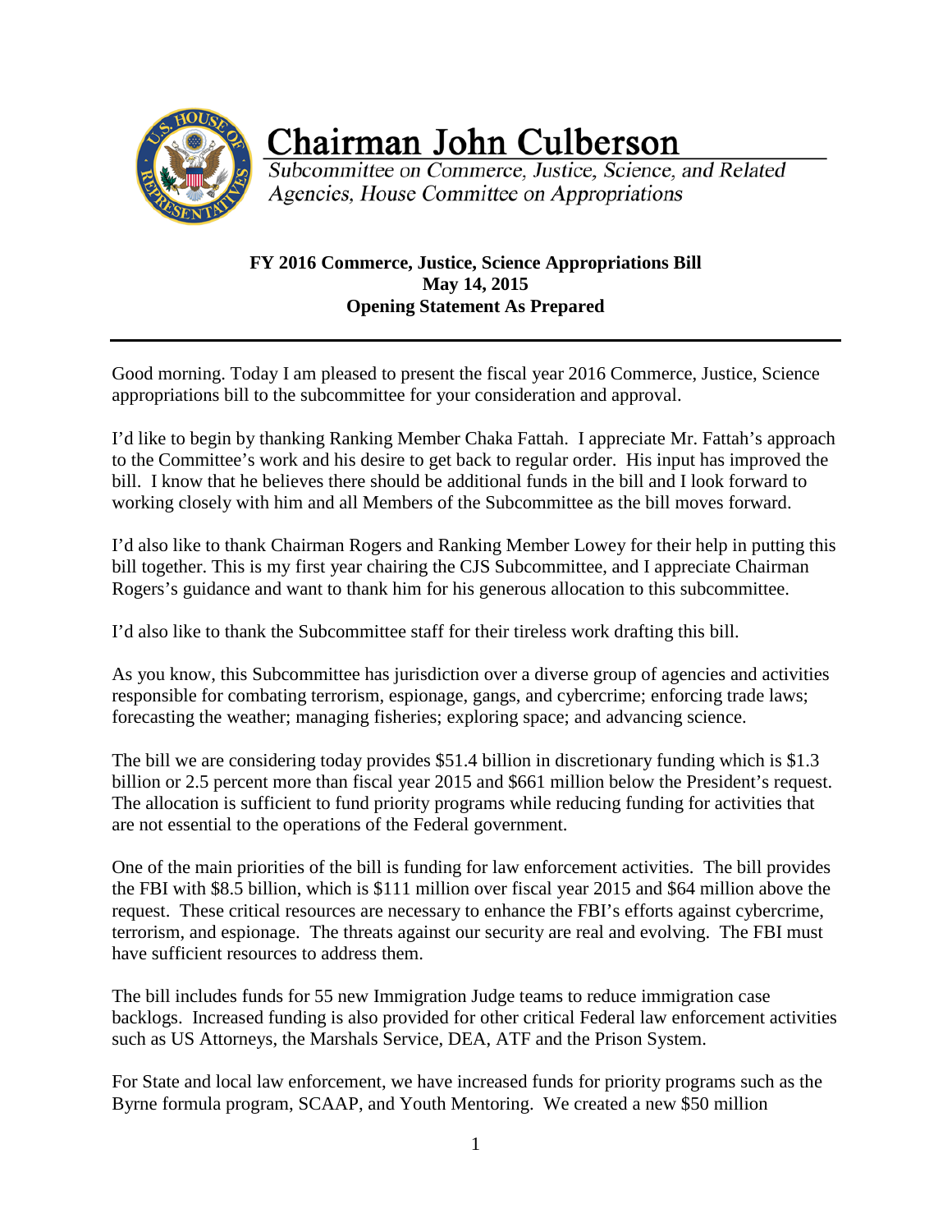# Chairman John Culberson

*Subcommittee on Commerce, Justice, Science, and Related Agencies, House Committee on Appropriations*

**FY 2016 Commerce, Justice, Science Appropriations Bill**
**May 14, 2015**
**Opening Statement As Prepared**

---

Good morning. Today I am pleased to present the fiscal year 2016 Commerce, Justice, Science appropriations bill to the subcommittee for your consideration and approval.

I'd like to begin by thanking Ranking Member Chaka Fattah. I appreciate Mr. Fattah's approach to the Committee's work and his desire to get back to regular order. His input has improved the bill. I know that he believes there should be additional funds in the bill and I look forward to working closely with him and all Members of the Subcommittee as the bill moves forward.

I'd also like to thank Chairman Rogers and Ranking Member Lowey for their help in putting this bill together. This is my first year chairing the CJS Subcommittee, and I appreciate Chairman Rogers's guidance and want to thank him for his generous allocation to this subcommittee.

I'd also like to thank the Subcommittee staff for their tireless work drafting this bill.

As you know, this Subcommittee has jurisdiction over a diverse group of agencies and activities responsible for combating terrorism, espionage, gangs, and cybercrime; enforcing trade laws; forecasting the weather; managing fisheries; exploring space; and advancing science.

The bill we are considering today provides $51.4 billion in discretionary funding which is $1.3 billion or 2.5 percent more than fiscal year 2015 and $661 million below the President's request. The allocation is sufficient to fund priority programs while reducing funding for activities that are not essential to the operations of the Federal government.

One of the main priorities of the bill is funding for law enforcement activities. The bill provides the FBI with $8.5 billion, which is $111 million over fiscal year 2015 and $64 million above the request. These critical resources are necessary to enhance the FBI's efforts against cybercrime, terrorism, and espionage. The threats against our security are real and evolving. The FBI must have sufficient resources to address them.

The bill includes funds for 55 new Immigration Judge teams to reduce immigration case backlogs. Increased funding is also provided for other critical Federal law enforcement activities such as US Attorneys, the Marshals Service, DEA, ATF and the Prison System.

For State and local law enforcement, we have increased funds for priority programs such as the Byrne formula program, SCAAP, and Youth Mentoring. We created a new $50 million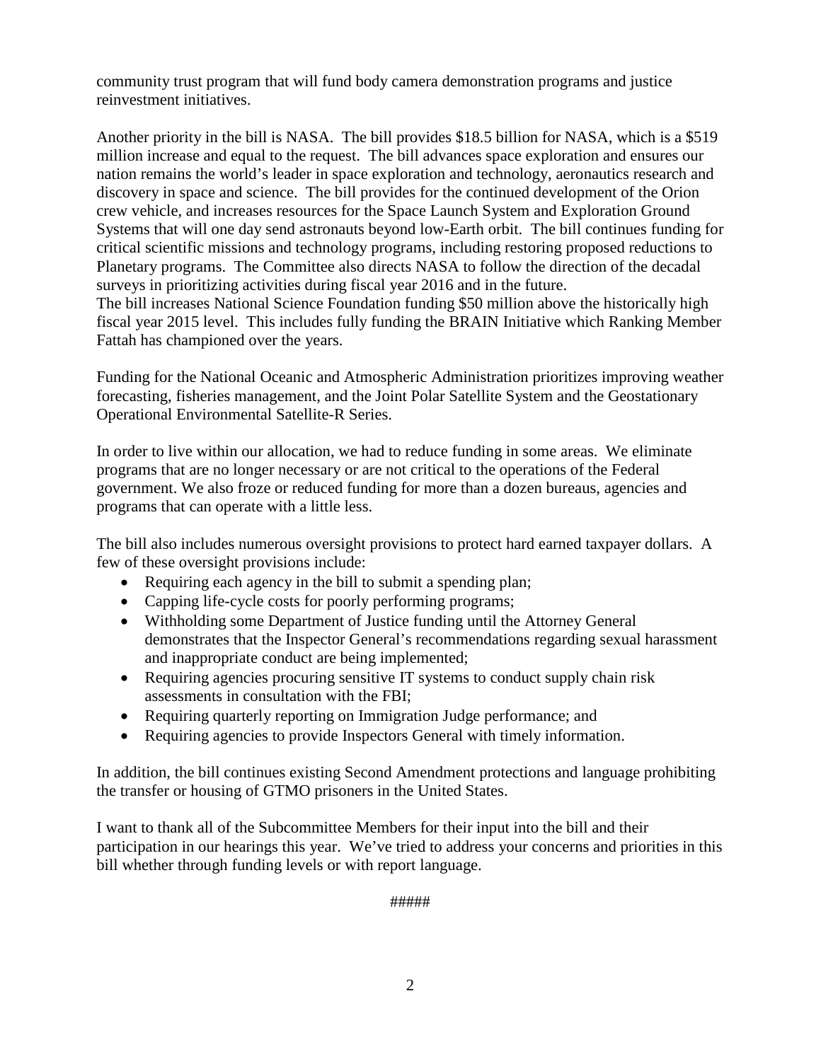community trust program that will fund body camera demonstration programs and justice reinvestment initiatives.

Another priority in the bill is NASA. The bill provides $18.5 billion for NASA, which is a $519 million increase and equal to the request. The bill advances space exploration and ensures our nation remains the world's leader in space exploration and technology, aeronautics research and discovery in space and science. The bill provides for the continued development of the Orion crew vehicle, and increases resources for the Space Launch System and Exploration Ground Systems that will one day send astronauts beyond low-Earth orbit. The bill continues funding for critical scientific missions and technology programs, including restoring proposed reductions to Planetary programs. The Committee also directs NASA to follow the direction of the decadal surveys in prioritizing activities during fiscal year 2016 and in the future.
The bill increases National Science Foundation funding $50 million above the historically high fiscal year 2015 level. This includes fully funding the BRAIN Initiative which Ranking Member Fattah has championed over the years.

Funding for the National Oceanic and Atmospheric Administration prioritizes improving weather forecasting, fisheries management, and the Joint Polar Satellite System and the Geostationary Operational Environmental Satellite-R Series.

In order to live within our allocation, we had to reduce funding in some areas. We eliminate programs that are no longer necessary or are not critical to the operations of the Federal government. We also froze or reduced funding for more than a dozen bureaus, agencies and programs that can operate with a little less.

The bill also includes numerous oversight provisions to protect hard earned taxpayer dollars. A few of these oversight provisions include:

- Requiring each agency in the bill to submit a spending plan;
- Capping life-cycle costs for poorly performing programs;
- Withholding some Department of Justice funding until the Attorney General demonstrates that the Inspector General's recommendations regarding sexual harassment and inappropriate conduct are being implemented;
- Requiring agencies procuring sensitive IT systems to conduct supply chain risk assessments in consultation with the FBI;
- Requiring quarterly reporting on Immigration Judge performance; and
- Requiring agencies to provide Inspectors General with timely information.

In addition, the bill continues existing Second Amendment protections and language prohibiting the transfer or housing of GTMO prisoners in the United States.

I want to thank all of the Subcommittee Members for their input into the bill and their participation in our hearings this year. We've tried to address your concerns and priorities in this bill whether through funding levels or with report language.

#####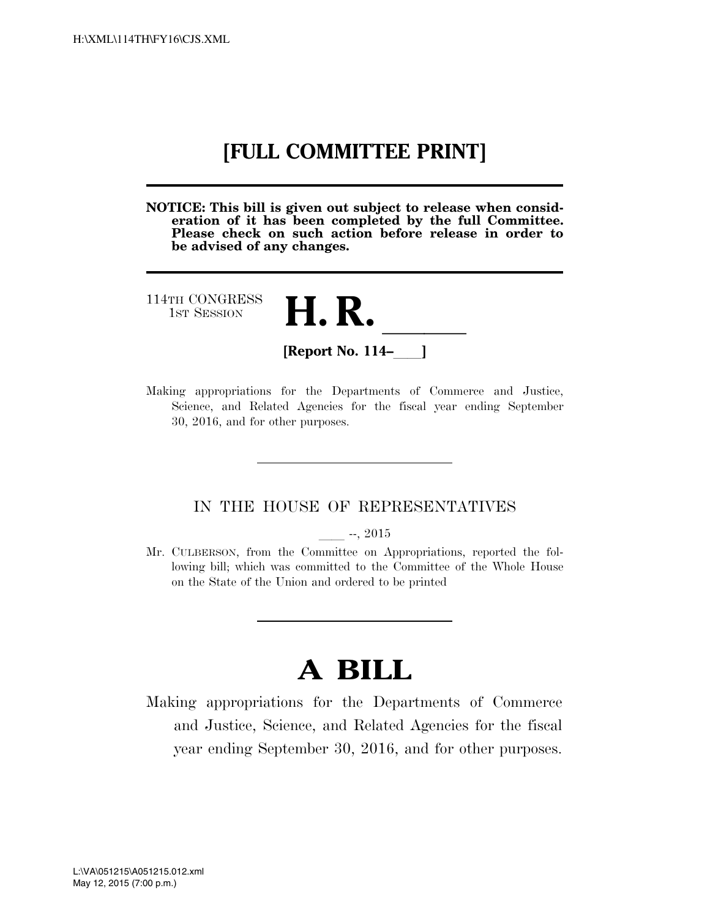# [FULL COMMITTEE PRINT]

**NOTICE: This bill is given out subject to release when consideration of it has been completed by the full Committee. Please check on such action before release in order to be advised of any changes.**

114TH CONGRESS
1ST SESSION

# H. R. \_\_\_\_\_\_

**[Report No. 114–\_\_\_\_]**

Making appropriations for the Departments of Commerce and Justice, Science, and Related Agencies for the fiscal year ending September 30, 2016, and for other purposes.

---

IN THE HOUSE OF REPRESENTATIVES

\_\_\_\_ --, 2015

Mr. CULBERSON, from the Committee on Appropriations, reported the following bill; which was committed to the Committee of the Whole House on the State of the Union and ordered to be printed

---

# A BILL

Making appropriations for the Departments of Commerce and Justice, Science, and Related Agencies for the fiscal year ending September 30, 2016, and for other purposes.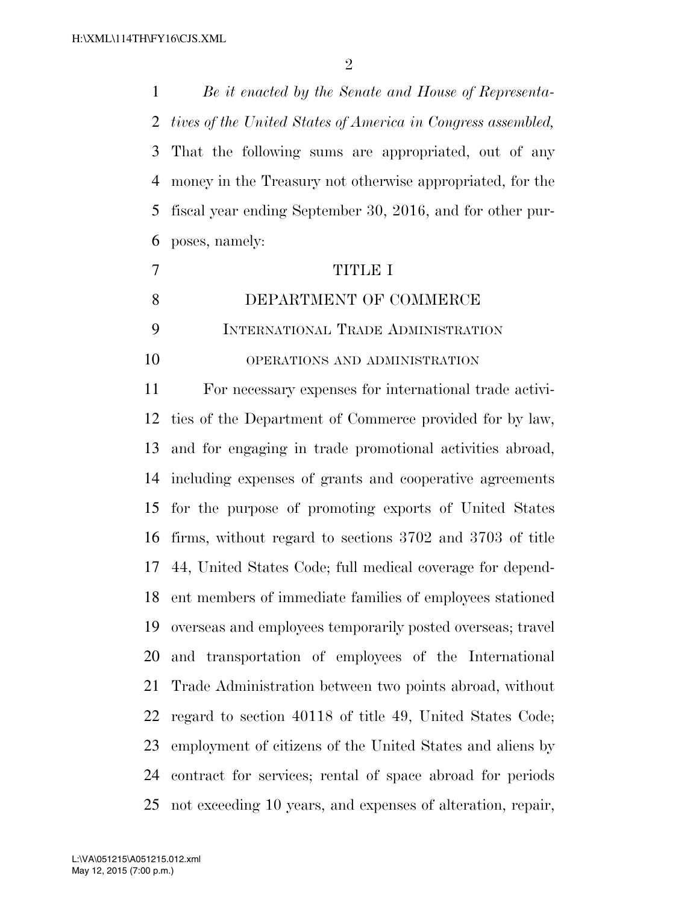*Be it enacted by the Senate and House of Representatives of the United States of America in Congress assembled,* That the following sums are appropriated, out of any money in the Treasury not otherwise appropriated, for the fiscal year ending September 30, 2016, and for other purposes, namely:

# TITLE I

## DEPARTMENT OF COMMERCE

### INTERNATIONAL TRADE ADMINISTRATION

#### OPERATIONS AND ADMINISTRATION

For necessary expenses for international trade activities of the Department of Commerce provided for by law, and for engaging in trade promotional activities abroad, including expenses of grants and cooperative agreements for the purpose of promoting exports of United States firms, without regard to sections 3702 and 3703 of title 44, United States Code; full medical coverage for dependent members of immediate families of employees stationed overseas and employees temporarily posted overseas; travel and transportation of employees of the International Trade Administration between two points abroad, without regard to section 40118 of title 49, United States Code; employment of citizens of the United States and aliens by contract for services; rental of space abroad for periods not exceeding 10 years, and expenses of alteration, repair,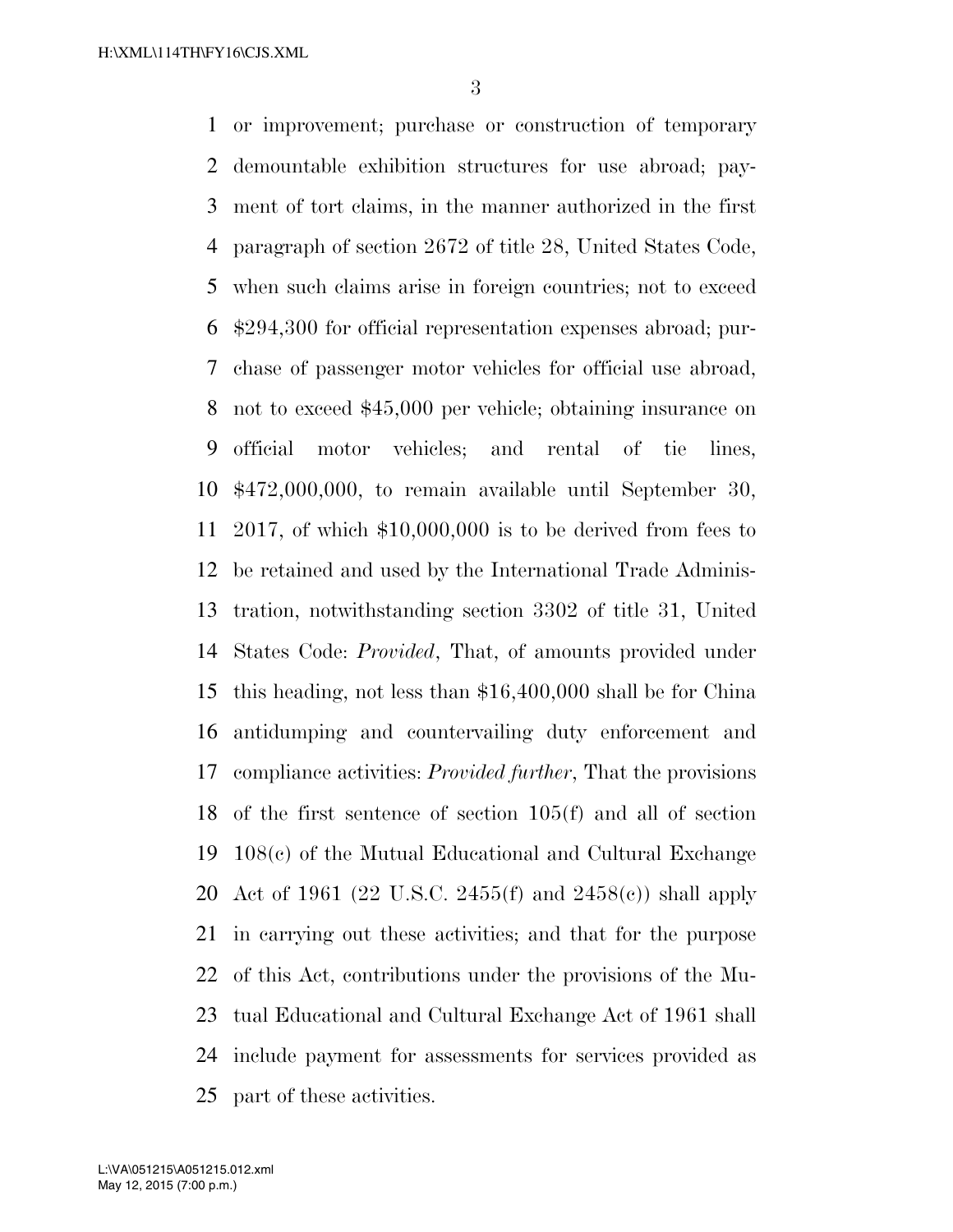or improvement; purchase or construction of temporary demountable exhibition structures for use abroad; payment of tort claims, in the manner authorized in the first paragraph of section 2672 of title 28, United States Code, when such claims arise in foreign countries; not to exceed $294,300 for official representation expenses abroad; purchase of passenger motor vehicles for official use abroad, not to exceed $45,000 per vehicle; obtaining insurance on official motor vehicles; and rental of tie lines, $472,000,000, to remain available until September 30, 2017, of which $10,000,000 is to be derived from fees to be retained and used by the International Trade Administration, notwithstanding section 3302 of title 31, United States Code: *Provided*, That, of amounts provided under this heading, not less than $16,400,000 shall be for China antidumping and countervailing duty enforcement and compliance activities: *Provided further*, That the provisions of the first sentence of section 105(f) and all of section 108(c) of the Mutual Educational and Cultural Exchange Act of 1961 (22 U.S.C. 2455(f) and 2458(c)) shall apply in carrying out these activities; and that for the purpose of this Act, contributions under the provisions of the Mutual Educational and Cultural Exchange Act of 1961 shall include payment for assessments for services provided as part of these activities.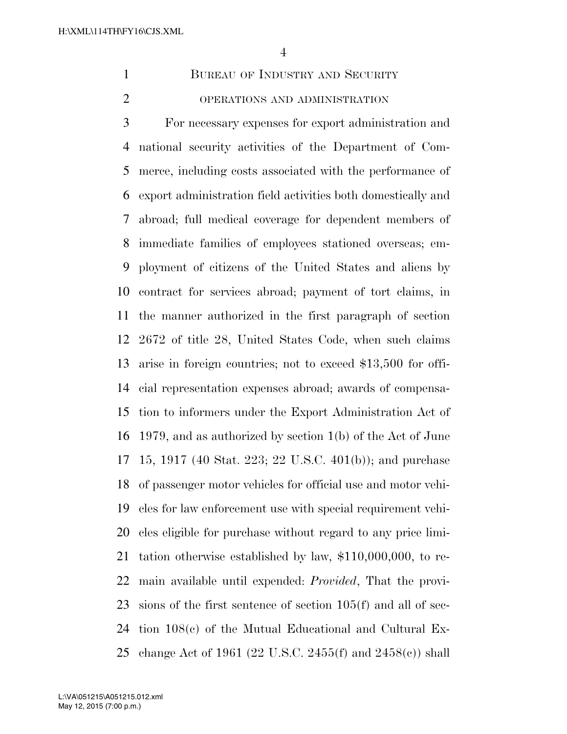## BUREAU OF INDUSTRY AND SECURITY

### OPERATIONS AND ADMINISTRATION

For necessary expenses for export administration and national security activities of the Department of Commerce, including costs associated with the performance of export administration field activities both domestically and abroad; full medical coverage for dependent members of immediate families of employees stationed overseas; employment of citizens of the United States and aliens by contract for services abroad; payment of tort claims, in the manner authorized in the first paragraph of section 2672 of title 28, United States Code, when such claims arise in foreign countries; not to exceed $13,500 for official representation expenses abroad; awards of compensation to informers under the Export Administration Act of 1979, and as authorized by section 1(b) of the Act of June 15, 1917 (40 Stat. 223; 22 U.S.C. 401(b)); and purchase of passenger motor vehicles for official use and motor vehicles for law enforcement use with special requirement vehicles eligible for purchase without regard to any price limitation otherwise established by law, $110,000,000, to remain available until expended: *Provided*, That the provisions of the first sentence of section 105(f) and all of section 108(c) of the Mutual Educational and Cultural Exchange Act of 1961 (22 U.S.C. 2455(f) and 2458(c)) shall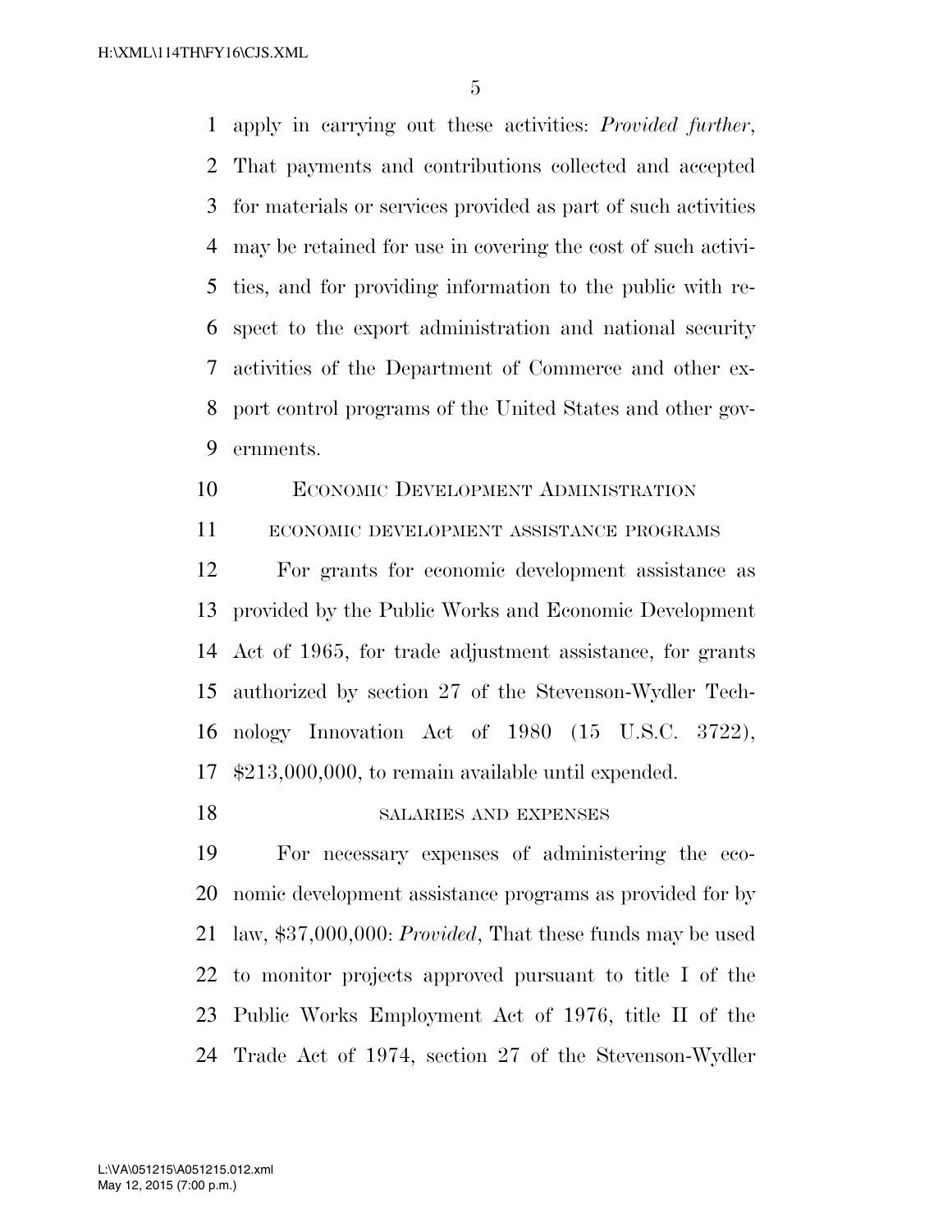apply in carrying out these activities: *Provided further*, That payments and contributions collected and accepted for materials or services provided as part of such activities may be retained for use in covering the cost of such activities, and for providing information to the public with respect to the export administration and national security activities of the Department of Commerce and other export control programs of the United States and other governments.

## ECONOMIC DEVELOPMENT ADMINISTRATION

### ECONOMIC DEVELOPMENT ASSISTANCE PROGRAMS

For grants for economic development assistance as provided by the Public Works and Economic Development Act of 1965, for trade adjustment assistance, for grants authorized by section 27 of the Stevenson-Wydler Technology Innovation Act of 1980 (15 U.S.C. 3722), $213,000,000, to remain available until expended.

### SALARIES AND EXPENSES

For necessary expenses of administering the economic development assistance programs as provided for by law, $37,000,000: *Provided*, That these funds may be used to monitor projects approved pursuant to title I of the Public Works Employment Act of 1976, title II of the Trade Act of 1974, section 27 of the Stevenson-Wydler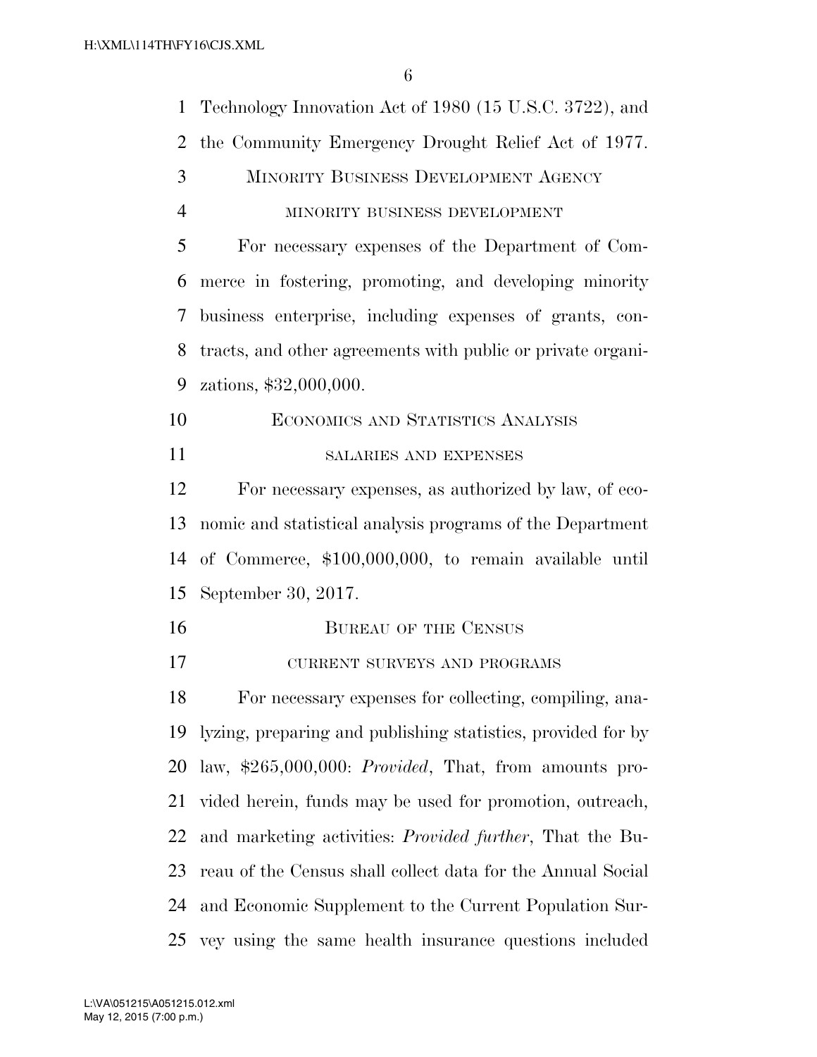Technology Innovation Act of 1980 (15 U.S.C. 3722), and the Community Emergency Drought Relief Act of 1977.

MINORITY BUSINESS DEVELOPMENT AGENCY

MINORITY BUSINESS DEVELOPMENT

For necessary expenses of the Department of Commerce in fostering, promoting, and developing minority business enterprise, including expenses of grants, contracts, and other agreements with public or private organizations, $32,000,000.

ECONOMICS AND STATISTICS ANALYSIS

SALARIES AND EXPENSES

For necessary expenses, as authorized by law, of economic and statistical analysis programs of the Department of Commerce, $100,000,000, to remain available until September 30, 2017.

BUREAU OF THE CENSUS

CURRENT SURVEYS AND PROGRAMS

For necessary expenses for collecting, compiling, analyzing, preparing and publishing statistics, provided for by law, $265,000,000: *Provided*, That, from amounts provided herein, funds may be used for promotion, outreach, and marketing activities: *Provided further*, That the Bureau of the Census shall collect data for the Annual Social and Economic Supplement to the Current Population Survey using the same health insurance questions included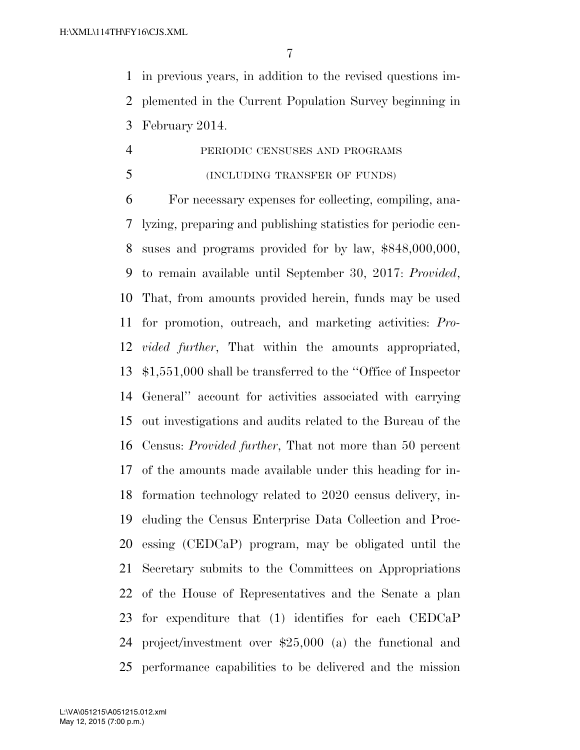in previous years, in addition to the revised questions implemented in the Current Population Survey beginning in February 2014.

PERIODIC CENSUSES AND PROGRAMS

(INCLUDING TRANSFER OF FUNDS)

For necessary expenses for collecting, compiling, analyzing, preparing and publishing statistics for periodic censuses and programs provided for by law, $848,000,000, to remain available until September 30, 2017: *Provided*, That, from amounts provided herein, funds may be used for promotion, outreach, and marketing activities: *Provided further*, That within the amounts appropriated, $1,551,000 shall be transferred to the ''Office of Inspector General'' account for activities associated with carrying out investigations and audits related to the Bureau of the Census: *Provided further*, That not more than 50 percent of the amounts made available under this heading for information technology related to 2020 census delivery, including the Census Enterprise Data Collection and Processing (CEDCaP) program, may be obligated until the Secretary submits to the Committees on Appropriations of the House of Representatives and the Senate a plan for expenditure that (1) identifies for each CEDCaP project/investment over $25,000 (a) the functional and performance capabilities to be delivered and the mission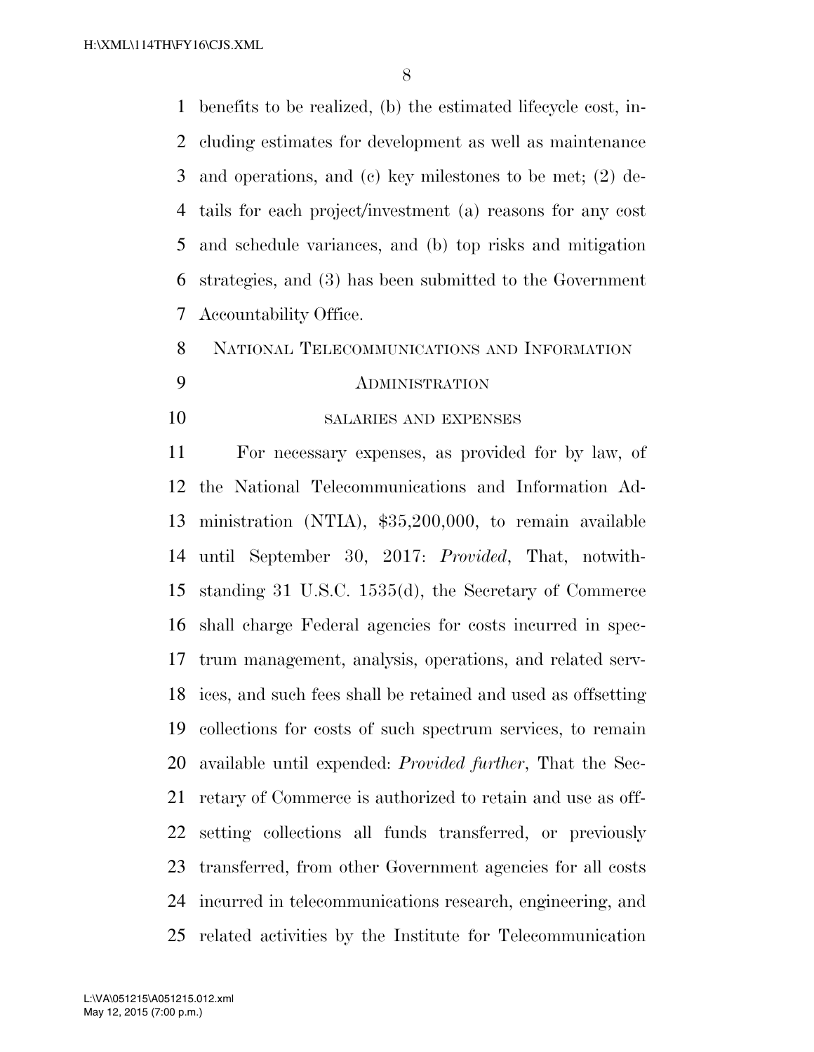benefits to be realized, (b) the estimated lifecycle cost, including estimates for development as well as maintenance and operations, and (c) key milestones to be met; (2) details for each project/investment (a) reasons for any cost and schedule variances, and (b) top risks and mitigation strategies, and (3) has been submitted to the Government Accountability Office.

NATIONAL TELECOMMUNICATIONS AND INFORMATION ADMINISTRATION

SALARIES AND EXPENSES

For necessary expenses, as provided for by law, of the National Telecommunications and Information Administration (NTIA), $35,200,000, to remain available until September 30, 2017: *Provided*, That, notwithstanding 31 U.S.C. 1535(d), the Secretary of Commerce shall charge Federal agencies for costs incurred in spectrum management, analysis, operations, and related services, and such fees shall be retained and used as offsetting collections for costs of such spectrum services, to remain available until expended: *Provided further*, That the Secretary of Commerce is authorized to retain and use as offsetting collections all funds transferred, or previously transferred, from other Government agencies for all costs incurred in telecommunications research, engineering, and related activities by the Institute for Telecommunication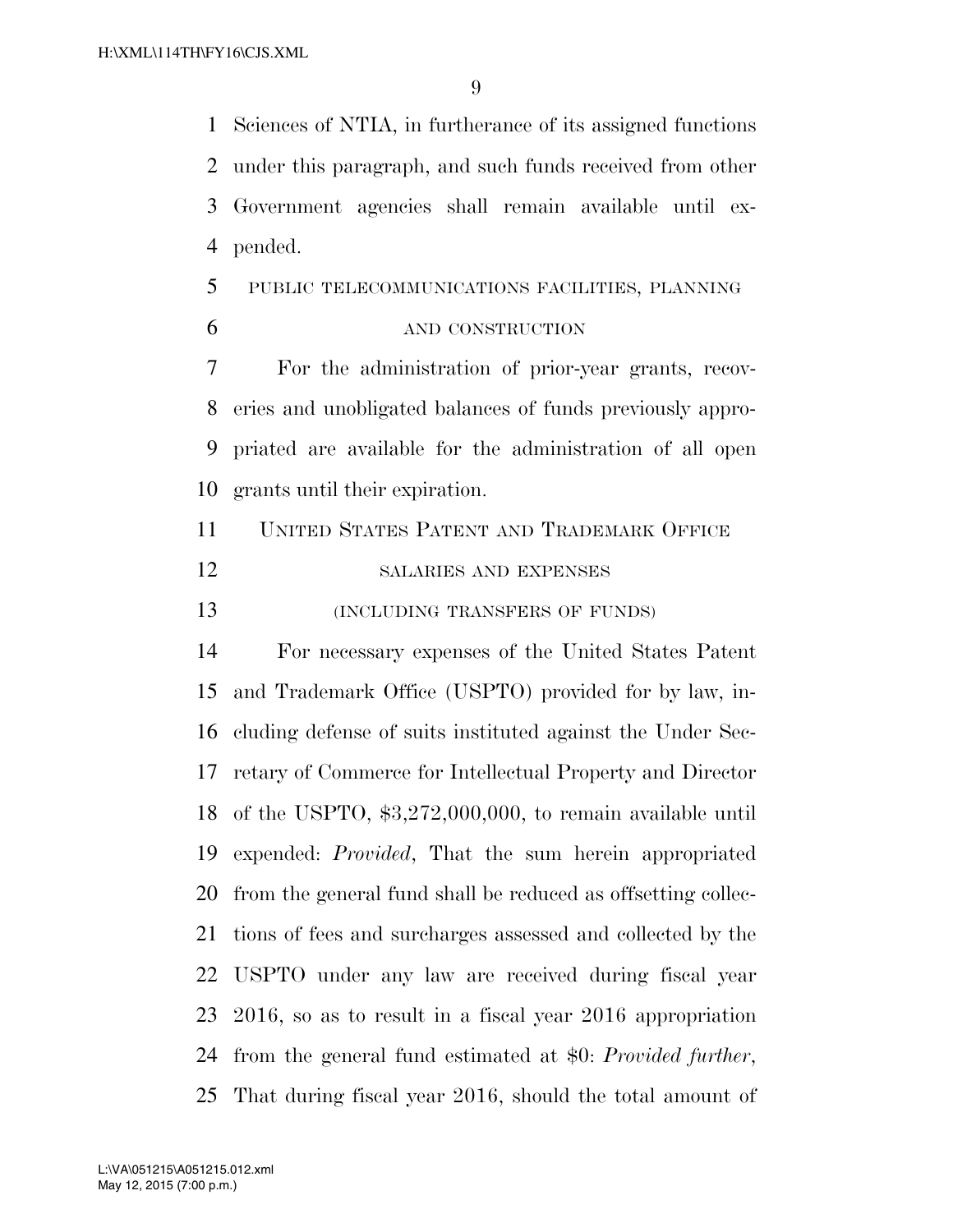Sciences of NTIA, in furtherance of its assigned functions under this paragraph, and such funds received from other Government agencies shall remain available until expended.

PUBLIC TELECOMMUNICATIONS FACILITIES, PLANNING AND CONSTRUCTION

For the administration of prior-year grants, recoveries and unobligated balances of funds previously appropriated are available for the administration of all open grants until their expiration.

UNITED STATES PATENT AND TRADEMARK OFFICE

SALARIES AND EXPENSES

(INCLUDING TRANSFERS OF FUNDS)

For necessary expenses of the United States Patent and Trademark Office (USPTO) provided for by law, including defense of suits instituted against the Under Secretary of Commerce for Intellectual Property and Director of the USPTO, $3,272,000,000, to remain available until expended: *Provided*, That the sum herein appropriated from the general fund shall be reduced as offsetting collections of fees and surcharges assessed and collected by the USPTO under any law are received during fiscal year 2016, so as to result in a fiscal year 2016 appropriation from the general fund estimated at $0: *Provided further*, That during fiscal year 2016, should the total amount of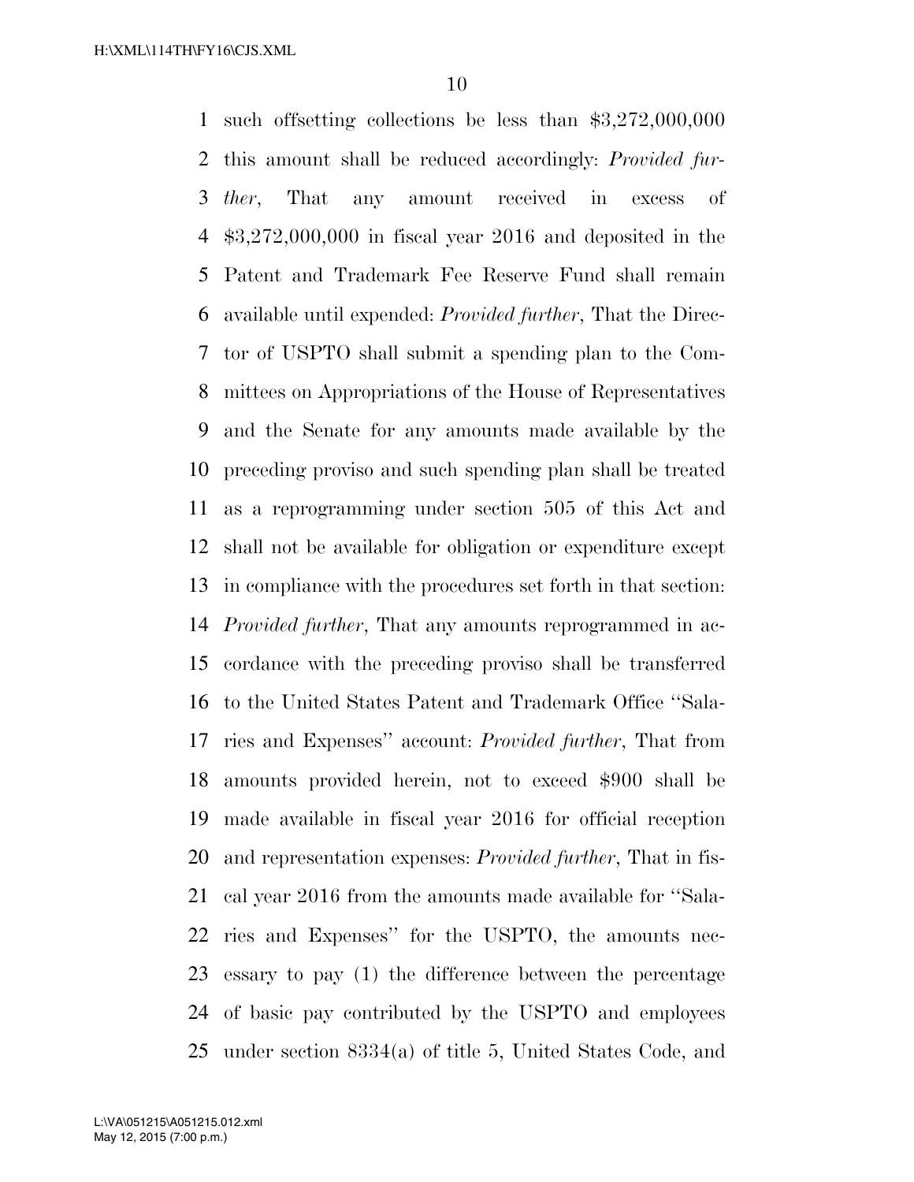such offsetting collections be less than $3,272,000,000 this amount shall be reduced accordingly: *Provided further*, That any amount received in excess of $3,272,000,000 in fiscal year 2016 and deposited in the Patent and Trademark Fee Reserve Fund shall remain available until expended: *Provided further*, That the Director of USPTO shall submit a spending plan to the Committees on Appropriations of the House of Representatives and the Senate for any amounts made available by the preceding proviso and such spending plan shall be treated as a reprogramming under section 505 of this Act and shall not be available for obligation or expenditure except in compliance with the procedures set forth in that section: *Provided further*, That any amounts reprogrammed in accordance with the preceding proviso shall be transferred to the United States Patent and Trademark Office ''Salaries and Expenses'' account: *Provided further*, That from amounts provided herein, not to exceed $900 shall be made available in fiscal year 2016 for official reception and representation expenses: *Provided further*, That in fiscal year 2016 from the amounts made available for ''Salaries and Expenses'' for the USPTO, the amounts necessary to pay (1) the difference between the percentage of basic pay contributed by the USPTO and employees under section 8334(a) of title 5, United States Code, and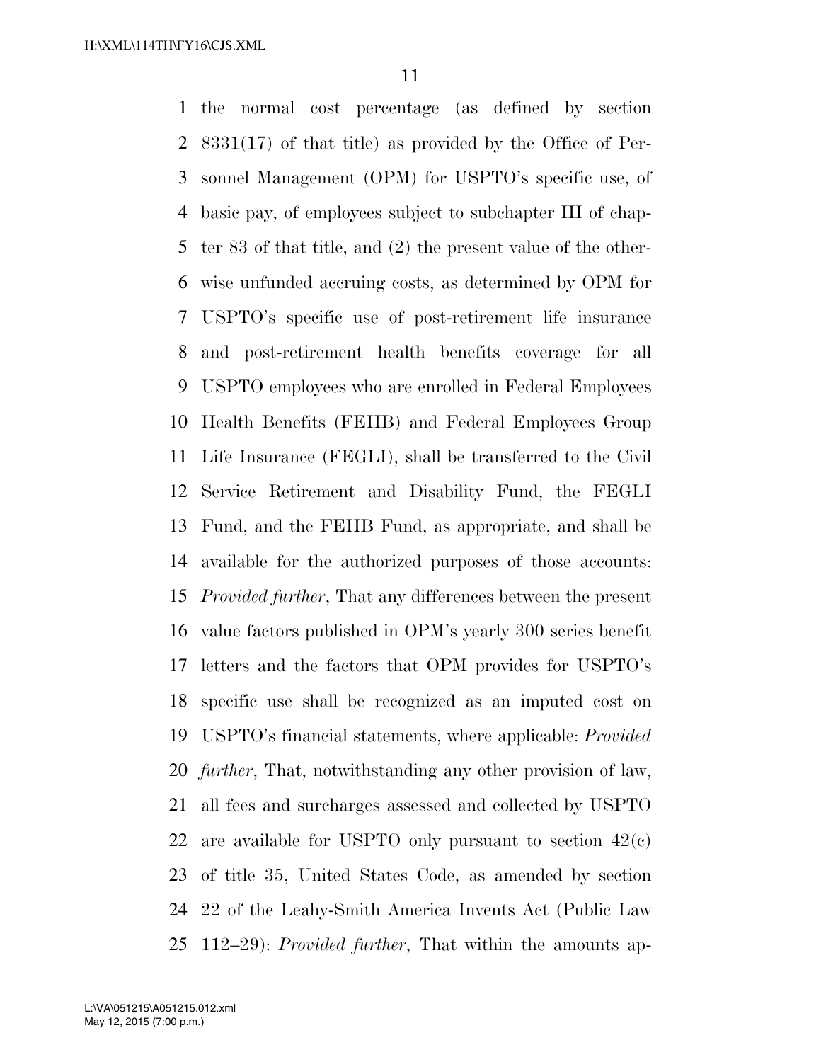the normal cost percentage (as defined by section 8331(17) of that title) as provided by the Office of Personnel Management (OPM) for USPTO's specific use, of basic pay, of employees subject to subchapter III of chapter 83 of that title, and (2) the present value of the otherwise unfunded accruing costs, as determined by OPM for USPTO's specific use of post-retirement life insurance and post-retirement health benefits coverage for all USPTO employees who are enrolled in Federal Employees Health Benefits (FEHB) and Federal Employees Group Life Insurance (FEGLI), shall be transferred to the Civil Service Retirement and Disability Fund, the FEGLI Fund, and the FEHB Fund, as appropriate, and shall be available for the authorized purposes of those accounts: *Provided further*, That any differences between the present value factors published in OPM's yearly 300 series benefit letters and the factors that OPM provides for USPTO's specific use shall be recognized as an imputed cost on USPTO's financial statements, where applicable: *Provided further*, That, notwithstanding any other provision of law, all fees and surcharges assessed and collected by USPTO are available for USPTO only pursuant to section 42(c) of title 35, United States Code, as amended by section 22 of the Leahy-Smith America Invents Act (Public Law 112–29): *Provided further*, That within the amounts ap-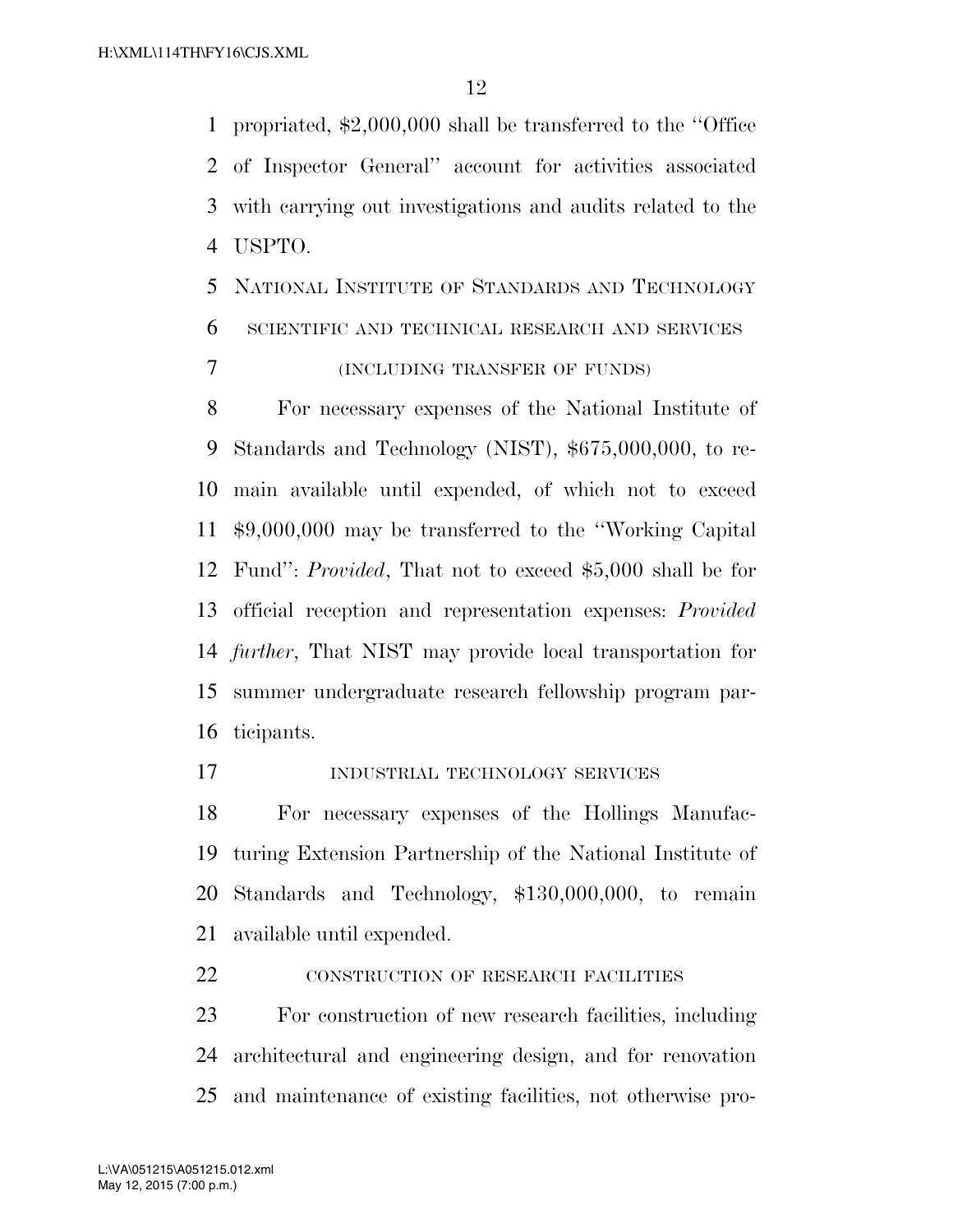propriated, $2,000,000 shall be transferred to the ''Office of Inspector General'' account for activities associated with carrying out investigations and audits related to the USPTO.

## NATIONAL INSTITUTE OF STANDARDS AND TECHNOLOGY

### SCIENTIFIC AND TECHNICAL RESEARCH AND SERVICES

(INCLUDING TRANSFER OF FUNDS)

For necessary expenses of the National Institute of Standards and Technology (NIST), $675,000,000, to remain available until expended, of which not to exceed $9,000,000 may be transferred to the ''Working Capital Fund'': *Provided*, That not to exceed $5,000 shall be for official reception and representation expenses: *Provided further*, That NIST may provide local transportation for summer undergraduate research fellowship program participants.

### INDUSTRIAL TECHNOLOGY SERVICES

For necessary expenses of the Hollings Manufacturing Extension Partnership of the National Institute of Standards and Technology, $130,000,000, to remain available until expended.

### CONSTRUCTION OF RESEARCH FACILITIES

For construction of new research facilities, including architectural and engineering design, and for renovation and maintenance of existing facilities, not otherwise pro-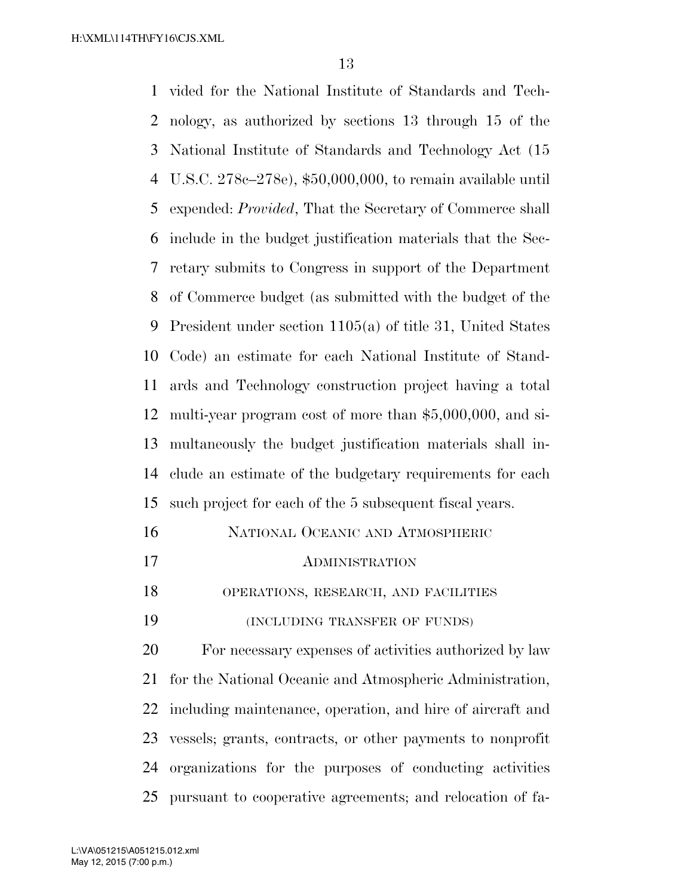vided for the National Institute of Standards and Technology, as authorized by sections 13 through 15 of the National Institute of Standards and Technology Act (15 U.S.C. 278c–278e), $50,000,000, to remain available until expended: *Provided*, That the Secretary of Commerce shall include in the budget justification materials that the Secretary submits to Congress in support of the Department of Commerce budget (as submitted with the budget of the President under section 1105(a) of title 31, United States Code) an estimate for each National Institute of Standards and Technology construction project having a total multi-year program cost of more than $5,000,000, and simultaneously the budget justification materials shall include an estimate of the budgetary requirements for each such project for each of the 5 subsequent fiscal years.

## NATIONAL OCEANIC AND ATMOSPHERIC ADMINISTRATION

### OPERATIONS, RESEARCH, AND FACILITIES

(INCLUDING TRANSFER OF FUNDS)

For necessary expenses of activities authorized by law for the National Oceanic and Atmospheric Administration, including maintenance, operation, and hire of aircraft and vessels; grants, contracts, or other payments to nonprofit organizations for the purposes of conducting activities pursuant to cooperative agreements; and relocation of fa-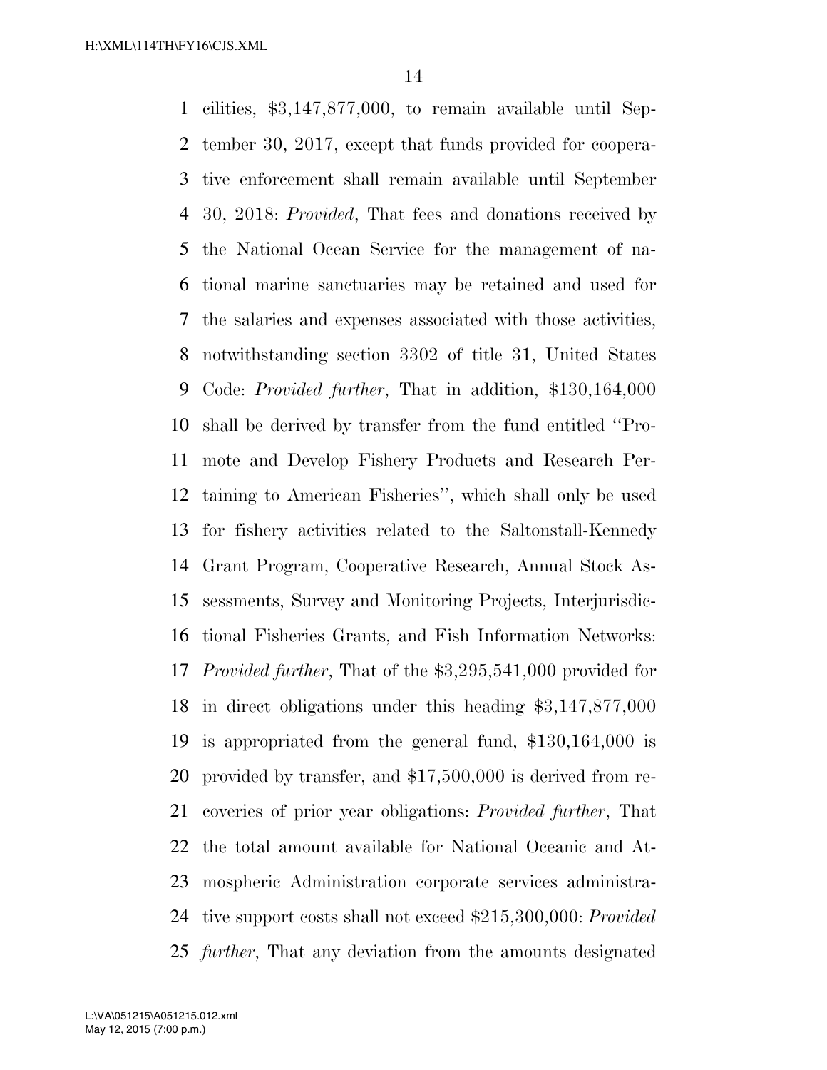cilities, $3,147,877,000, to remain available until September 30, 2017, except that funds provided for cooperative enforcement shall remain available until September 30, 2018: *Provided*, That fees and donations received by the National Ocean Service for the management of national marine sanctuaries may be retained and used for the salaries and expenses associated with those activities, notwithstanding section 3302 of title 31, United States Code: *Provided further*, That in addition, $130,164,000 shall be derived by transfer from the fund entitled ''Promote and Develop Fishery Products and Research Pertaining to American Fisheries'', which shall only be used for fishery activities related to the Saltonstall-Kennedy Grant Program, Cooperative Research, Annual Stock Assessments, Survey and Monitoring Projects, Interjurisdictional Fisheries Grants, and Fish Information Networks: *Provided further*, That of the $3,295,541,000 provided for in direct obligations under this heading $3,147,877,000 is appropriated from the general fund, $130,164,000 is provided by transfer, and $17,500,000 is derived from recoveries of prior year obligations: *Provided further*, That the total amount available for National Oceanic and Atmospheric Administration corporate services administrative support costs shall not exceed $215,300,000: *Provided further*, That any deviation from the amounts designated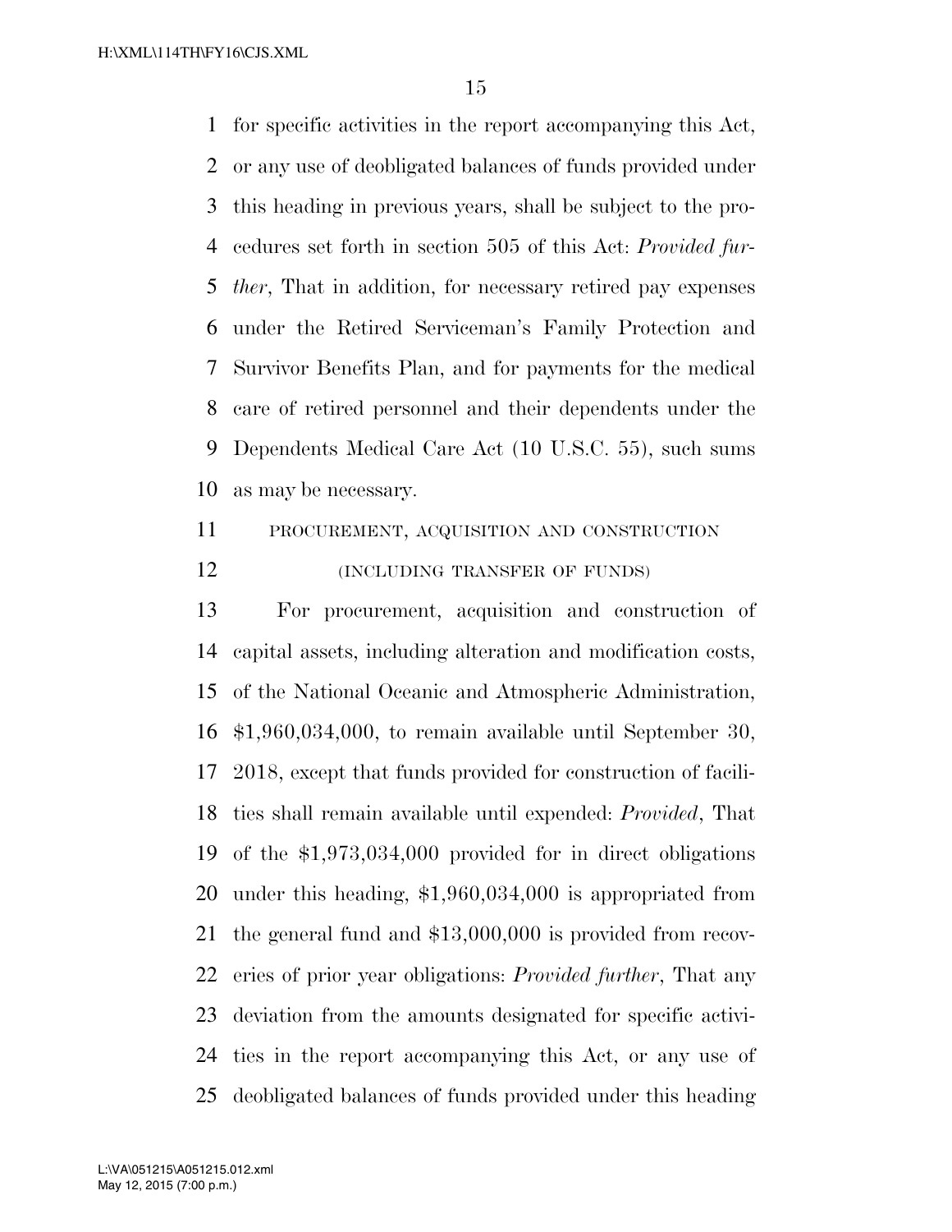for specific activities in the report accompanying this Act, or any use of deobligated balances of funds provided under this heading in previous years, shall be subject to the procedures set forth in section 505 of this Act: *Provided further*, That in addition, for necessary retired pay expenses under the Retired Serviceman's Family Protection and Survivor Benefits Plan, and for payments for the medical care of retired personnel and their dependents under the Dependents Medical Care Act (10 U.S.C. 55), such sums as may be necessary.

PROCUREMENT, ACQUISITION AND CONSTRUCTION

(INCLUDING TRANSFER OF FUNDS)

For procurement, acquisition and construction of capital assets, including alteration and modification costs, of the National Oceanic and Atmospheric Administration, $1,960,034,000, to remain available until September 30, 2018, except that funds provided for construction of facilities shall remain available until expended: *Provided*, That of the $1,973,034,000 provided for in direct obligations under this heading, $1,960,034,000 is appropriated from the general fund and $13,000,000 is provided from recoveries of prior year obligations: *Provided further*, That any deviation from the amounts designated for specific activities in the report accompanying this Act, or any use of deobligated balances of funds provided under this heading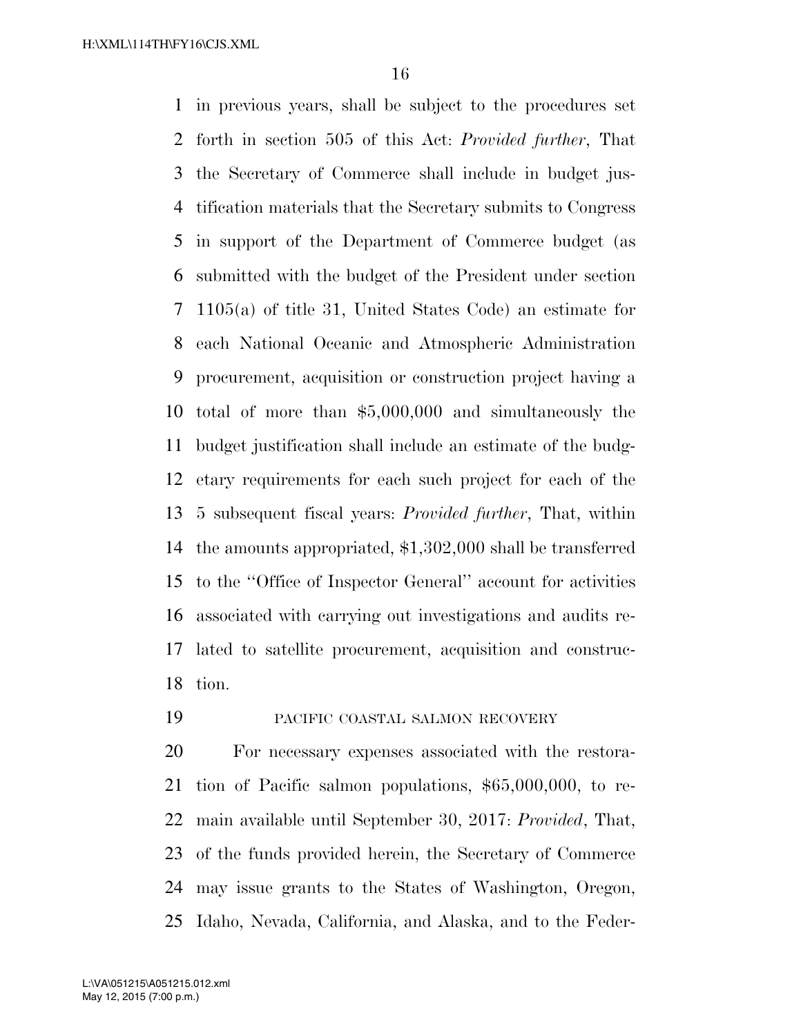in previous years, shall be subject to the procedures set forth in section 505 of this Act: *Provided further*, That the Secretary of Commerce shall include in budget justification materials that the Secretary submits to Congress in support of the Department of Commerce budget (as submitted with the budget of the President under section 1105(a) of title 31, United States Code) an estimate for each National Oceanic and Atmospheric Administration procurement, acquisition or construction project having a total of more than $5,000,000 and simultaneously the budget justification shall include an estimate of the budgetary requirements for each such project for each of the 5 subsequent fiscal years: *Provided further*, That, within the amounts appropriated, $1,302,000 shall be transferred to the "Office of Inspector General" account for activities associated with carrying out investigations and audits related to satellite procurement, acquisition and construction.

PACIFIC COASTAL SALMON RECOVERY

For necessary expenses associated with the restoration of Pacific salmon populations, $65,000,000, to remain available until September 30, 2017: *Provided*, That, of the funds provided herein, the Secretary of Commerce may issue grants to the States of Washington, Oregon, Idaho, Nevada, California, and Alaska, and to the Feder-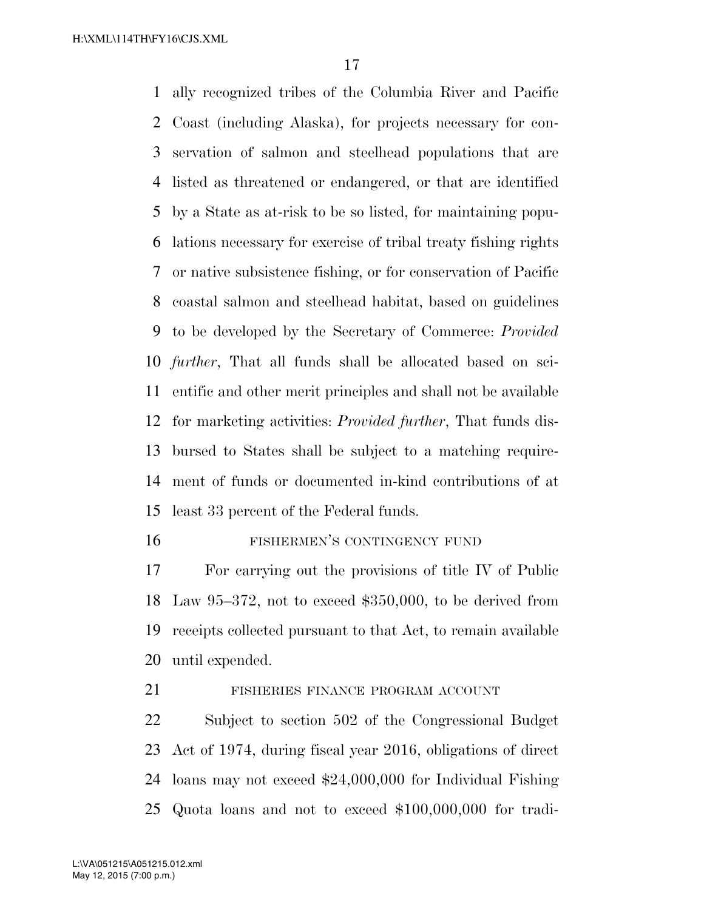ally recognized tribes of the Columbia River and Pacific Coast (including Alaska), for projects necessary for conservation of salmon and steelhead populations that are listed as threatened or endangered, or that are identified by a State as at-risk to be so listed, for maintaining populations necessary for exercise of tribal treaty fishing rights or native subsistence fishing, or for conservation of Pacific coastal salmon and steelhead habitat, based on guidelines to be developed by the Secretary of Commerce: *Provided further*, That all funds shall be allocated based on scientific and other merit principles and shall not be available for marketing activities: *Provided further*, That funds disbursed to States shall be subject to a matching requirement of funds or documented in-kind contributions of at least 33 percent of the Federal funds.

FISHERMEN'S CONTINGENCY FUND

For carrying out the provisions of title IV of Public Law 95–372, not to exceed $350,000, to be derived from receipts collected pursuant to that Act, to remain available until expended.

FISHERIES FINANCE PROGRAM ACCOUNT

Subject to section 502 of the Congressional Budget Act of 1974, during fiscal year 2016, obligations of direct loans may not exceed $24,000,000 for Individual Fishing Quota loans and not to exceed $100,000,000 for tradi-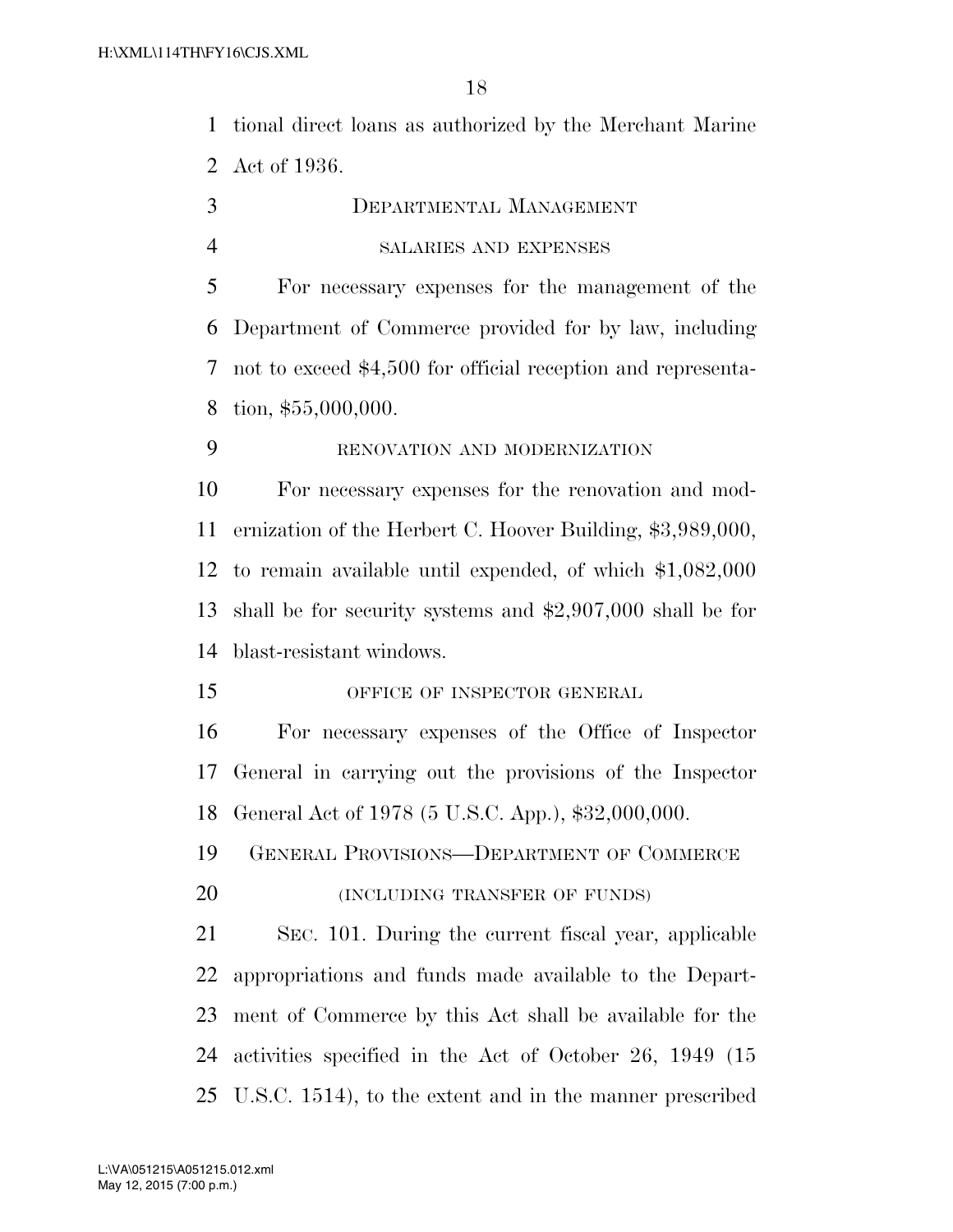tional direct loans as authorized by the Merchant Marine Act of 1936.

## DEPARTMENTAL MANAGEMENT

### SALARIES AND EXPENSES

For necessary expenses for the management of the Department of Commerce provided for by law, including not to exceed $4,500 for official reception and representation, $55,000,000.

### RENOVATION AND MODERNIZATION

For necessary expenses for the renovation and modernization of the Herbert C. Hoover Building, $3,989,000, to remain available until expended, of which $1,082,000 shall be for security systems and $2,907,000 shall be for blast-resistant windows.

### OFFICE OF INSPECTOR GENERAL

For necessary expenses of the Office of Inspector General in carrying out the provisions of the Inspector General Act of 1978 (5 U.S.C. App.), $32,000,000.

## GENERAL PROVISIONS—DEPARTMENT OF COMMERCE

### (INCLUDING TRANSFER OF FUNDS)

SEC. 101. During the current fiscal year, applicable appropriations and funds made available to the Department of Commerce by this Act shall be available for the activities specified in the Act of October 26, 1949 (15 U.S.C. 1514), to the extent and in the manner prescribed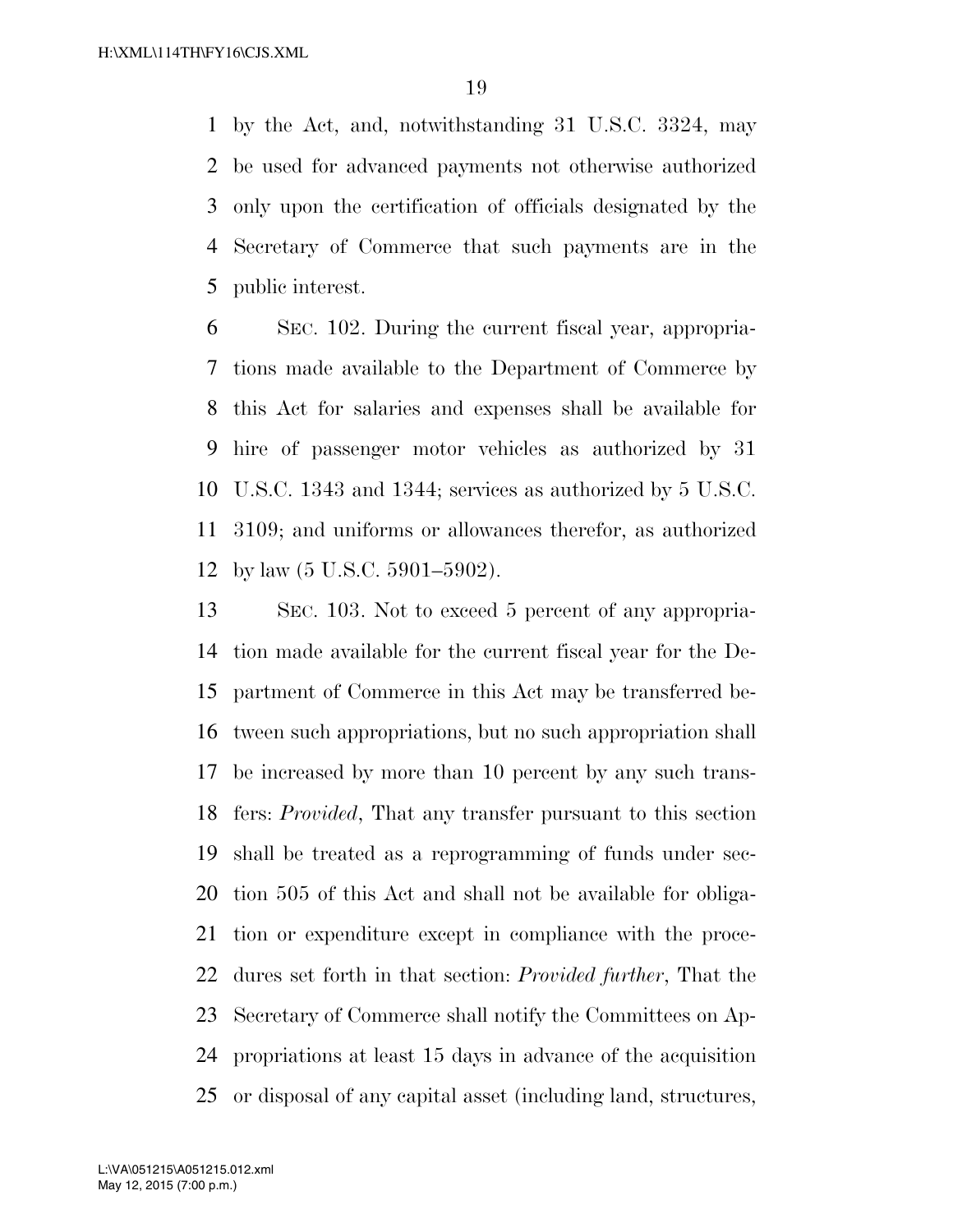by the Act, and, notwithstanding 31 U.S.C. 3324, may be used for advanced payments not otherwise authorized only upon the certification of officials designated by the Secretary of Commerce that such payments are in the public interest.

SEC. 102. During the current fiscal year, appropriations made available to the Department of Commerce by this Act for salaries and expenses shall be available for hire of passenger motor vehicles as authorized by 31 U.S.C. 1343 and 1344; services as authorized by 5 U.S.C. 3109; and uniforms or allowances therefor, as authorized by law (5 U.S.C. 5901–5902).

SEC. 103. Not to exceed 5 percent of any appropriation made available for the current fiscal year for the Department of Commerce in this Act may be transferred between such appropriations, but no such appropriation shall be increased by more than 10 percent by any such transfers: *Provided*, That any transfer pursuant to this section shall be treated as a reprogramming of funds under section 505 of this Act and shall not be available for obligation or expenditure except in compliance with the procedures set forth in that section: *Provided further*, That the Secretary of Commerce shall notify the Committees on Appropriations at least 15 days in advance of the acquisition or disposal of any capital asset (including land, structures,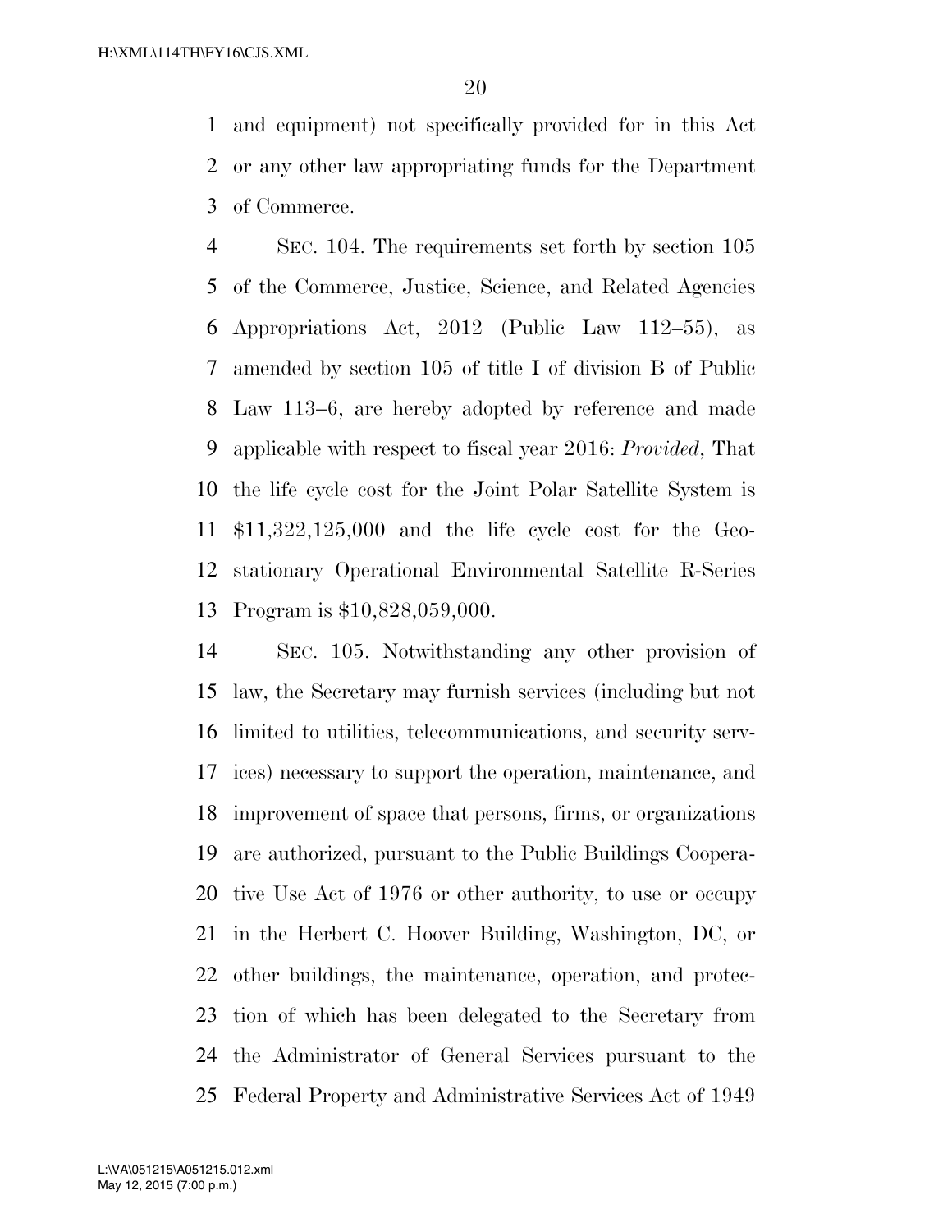and equipment) not specifically provided for in this Act or any other law appropriating funds for the Department of Commerce.

SEC. 104. The requirements set forth by section 105 of the Commerce, Justice, Science, and Related Agencies Appropriations Act, 2012 (Public Law 112–55), as amended by section 105 of title I of division B of Public Law 113–6, are hereby adopted by reference and made applicable with respect to fiscal year 2016: *Provided*, That the life cycle cost for the Joint Polar Satellite System is $11,322,125,000 and the life cycle cost for the Geostationary Operational Environmental Satellite R-Series Program is $10,828,059,000.

SEC. 105. Notwithstanding any other provision of law, the Secretary may furnish services (including but not limited to utilities, telecommunications, and security services) necessary to support the operation, maintenance, and improvement of space that persons, firms, or organizations are authorized, pursuant to the Public Buildings Cooperative Use Act of 1976 or other authority, to use or occupy in the Herbert C. Hoover Building, Washington, DC, or other buildings, the maintenance, operation, and protection of which has been delegated to the Secretary from the Administrator of General Services pursuant to the Federal Property and Administrative Services Act of 1949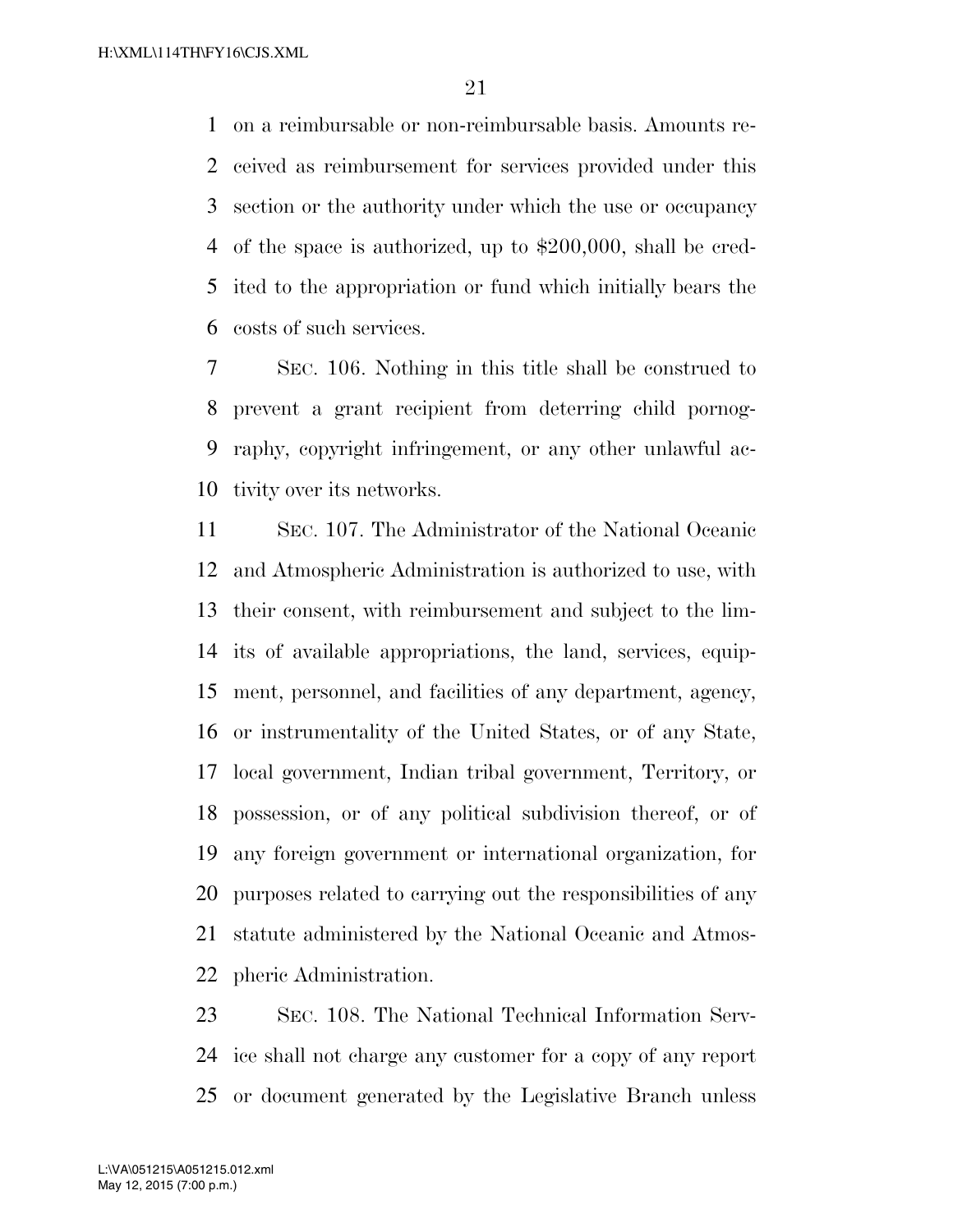on a reimbursable or non-reimbursable basis. Amounts received as reimbursement for services provided under this section or the authority under which the use or occupancy of the space is authorized, up to $200,000, shall be credited to the appropriation or fund which initially bears the costs of such services.

SEC. 106. Nothing in this title shall be construed to prevent a grant recipient from deterring child pornography, copyright infringement, or any other unlawful activity over its networks.

SEC. 107. The Administrator of the National Oceanic and Atmospheric Administration is authorized to use, with their consent, with reimbursement and subject to the limits of available appropriations, the land, services, equipment, personnel, and facilities of any department, agency, or instrumentality of the United States, or of any State, local government, Indian tribal government, Territory, or possession, or of any political subdivision thereof, or of any foreign government or international organization, for purposes related to carrying out the responsibilities of any statute administered by the National Oceanic and Atmospheric Administration.

SEC. 108. The National Technical Information Service shall not charge any customer for a copy of any report or document generated by the Legislative Branch unless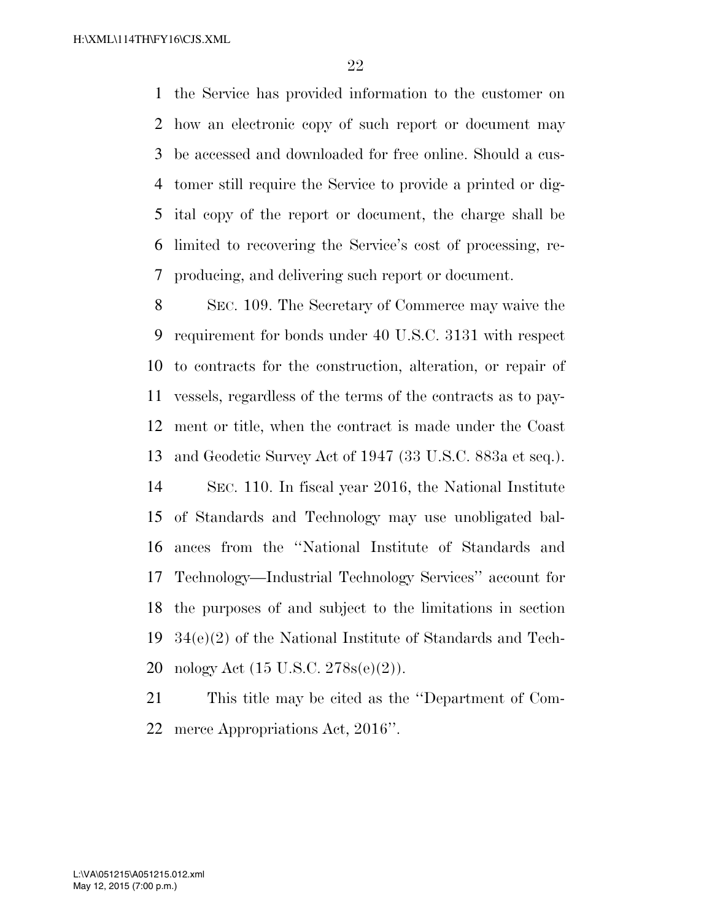the Service has provided information to the customer on how an electronic copy of such report or document may be accessed and downloaded for free online. Should a customer still require the Service to provide a printed or digital copy of the report or document, the charge shall be limited to recovering the Service's cost of processing, reproducing, and delivering such report or document.

SEC. 109. The Secretary of Commerce may waive the requirement for bonds under 40 U.S.C. 3131 with respect to contracts for the construction, alteration, or repair of vessels, regardless of the terms of the contracts as to payment or title, when the contract is made under the Coast and Geodetic Survey Act of 1947 (33 U.S.C. 883a et seq.).

SEC. 110. In fiscal year 2016, the National Institute of Standards and Technology may use unobligated balances from the ''National Institute of Standards and Technology—Industrial Technology Services'' account for the purposes of and subject to the limitations in section 34(e)(2) of the National Institute of Standards and Technology Act (15 U.S.C. 278s(e)(2)).

This title may be cited as the ''Department of Commerce Appropriations Act, 2016''.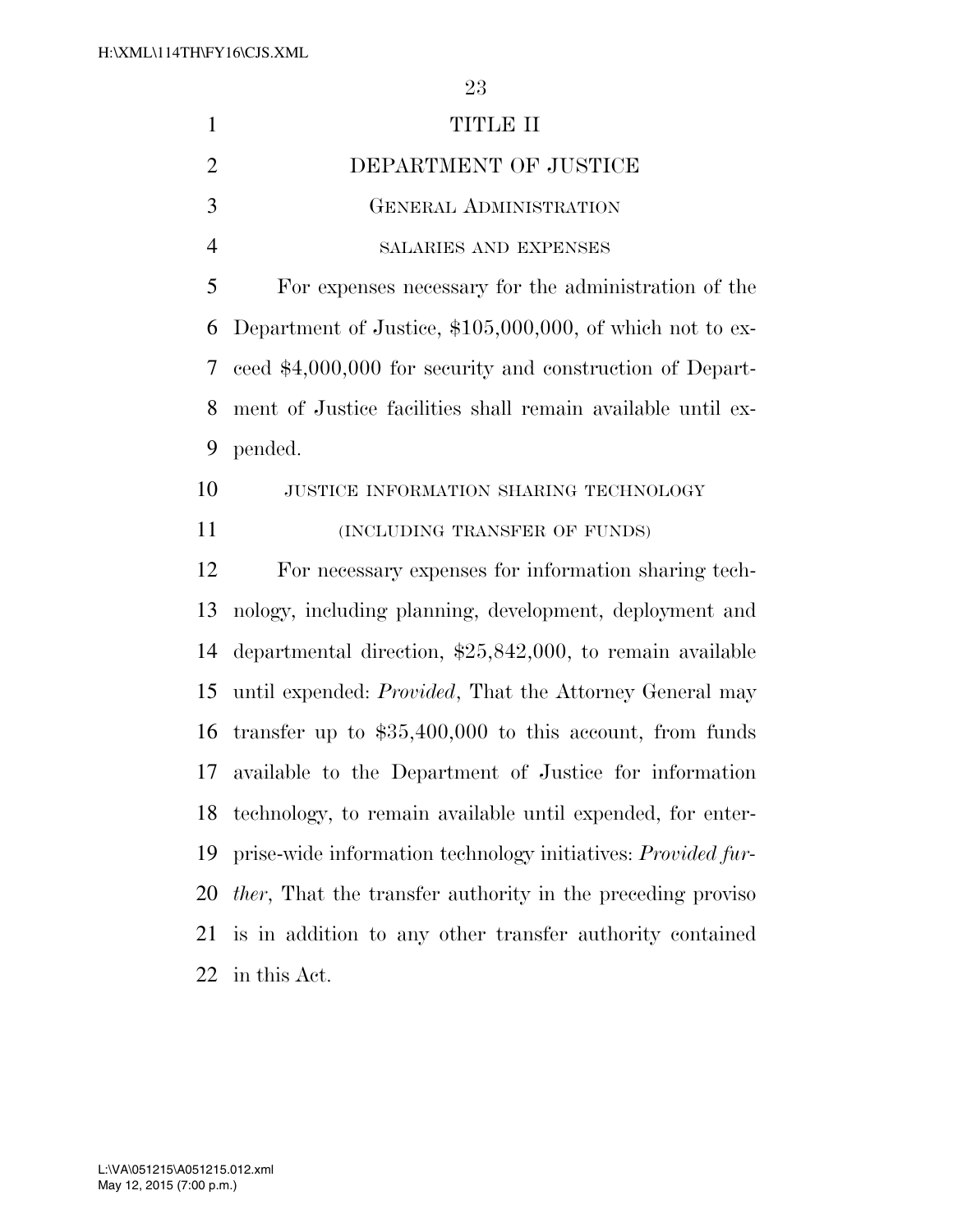# TITLE II

# DEPARTMENT OF JUSTICE

## GENERAL ADMINISTRATION

### SALARIES AND EXPENSES

For expenses necessary for the administration of the Department of Justice, $105,000,000, of which not to exceed $4,000,000 for security and construction of Department of Justice facilities shall remain available until expended.

### JUSTICE INFORMATION SHARING TECHNOLOGY

### (INCLUDING TRANSFER OF FUNDS)

For necessary expenses for information sharing technology, including planning, development, deployment and departmental direction, $25,842,000, to remain available until expended: *Provided*, That the Attorney General may transfer up to $35,400,000 to this account, from funds available to the Department of Justice for information technology, to remain available until expended, for enterprise-wide information technology initiatives: *Provided further*, That the transfer authority in the preceding proviso is in addition to any other transfer authority contained in this Act.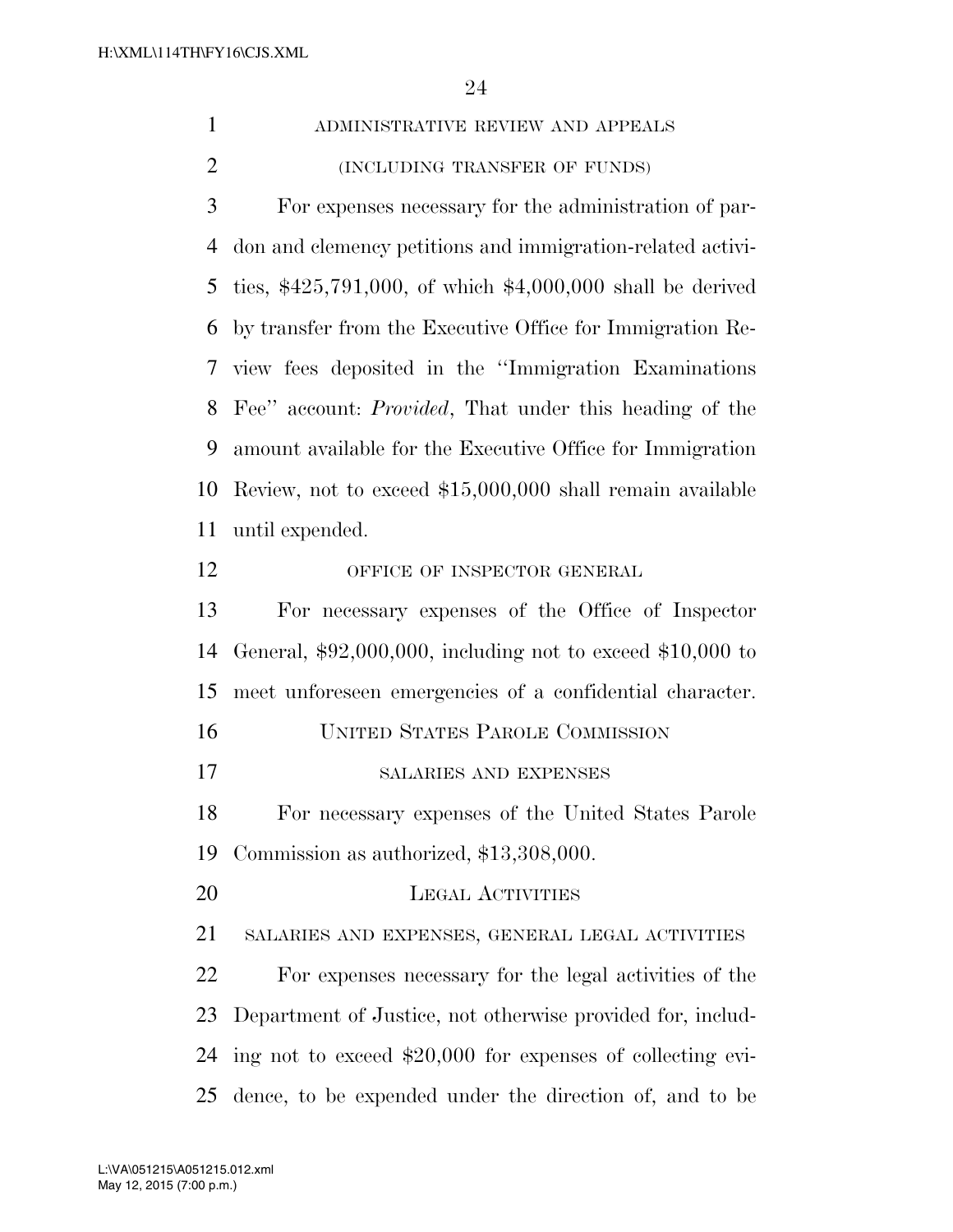ADMINISTRATIVE REVIEW AND APPEALS

(INCLUDING TRANSFER OF FUNDS)

For expenses necessary for the administration of pardon and clemency petitions and immigration-related activities, $425,791,000, of which $4,000,000 shall be derived by transfer from the Executive Office for Immigration Review fees deposited in the ''Immigration Examinations Fee'' account: *Provided*, That under this heading of the amount available for the Executive Office for Immigration Review, not to exceed $15,000,000 shall remain available until expended.

OFFICE OF INSPECTOR GENERAL

For necessary expenses of the Office of Inspector General, $92,000,000, including not to exceed $10,000 to meet unforeseen emergencies of a confidential character.

## UNITED STATES PAROLE COMMISSION

SALARIES AND EXPENSES

For necessary expenses of the United States Parole Commission as authorized, $13,308,000.

## LEGAL ACTIVITIES

SALARIES AND EXPENSES, GENERAL LEGAL ACTIVITIES

For expenses necessary for the legal activities of the Department of Justice, not otherwise provided for, including not to exceed $20,000 for expenses of collecting evidence, to be expended under the direction of, and to be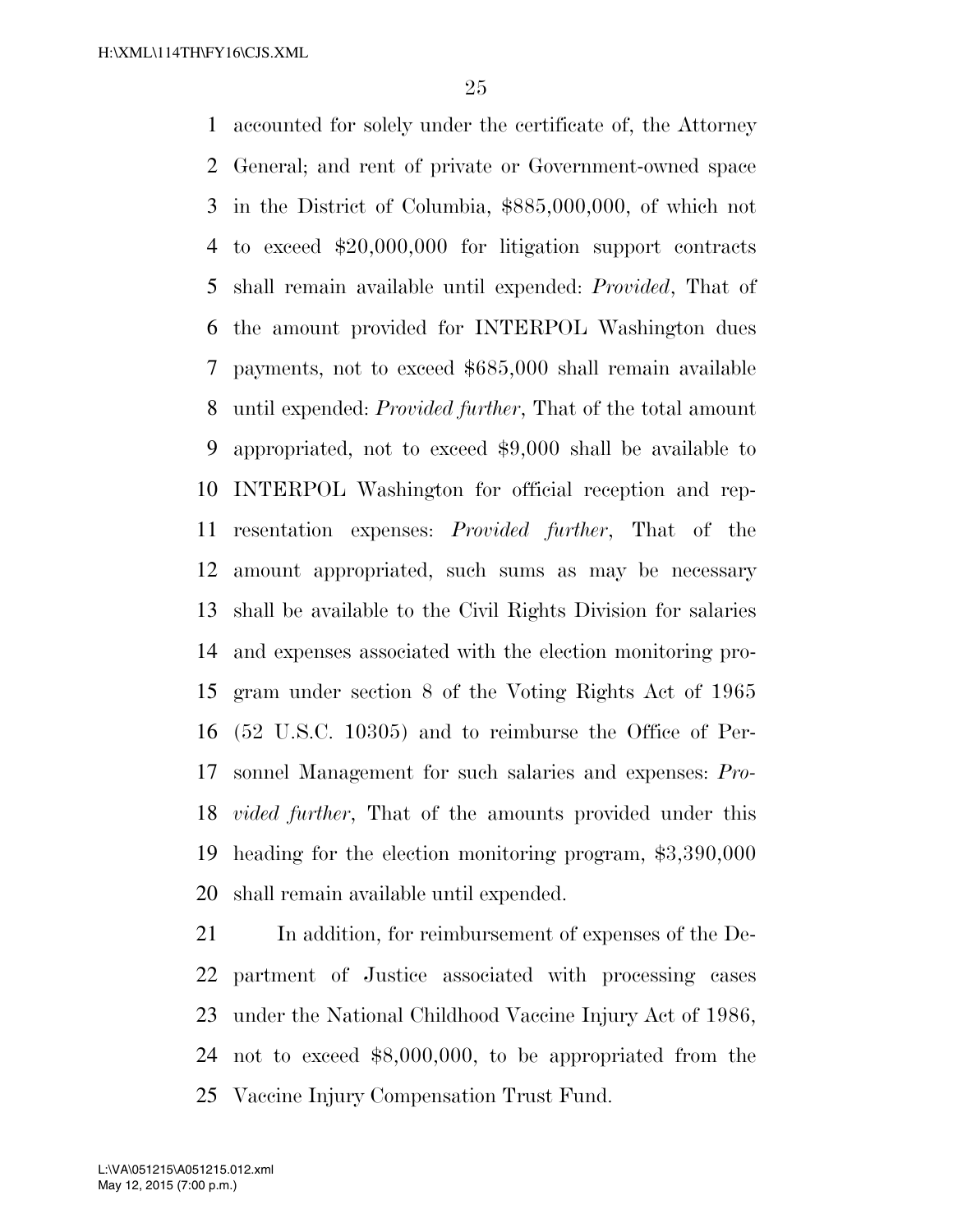accounted for solely under the certificate of, the Attorney General; and rent of private or Government-owned space in the District of Columbia, $885,000,000, of which not to exceed $20,000,000 for litigation support contracts shall remain available until expended: *Provided*, That of the amount provided for INTERPOL Washington dues payments, not to exceed $685,000 shall remain available until expended: *Provided further*, That of the total amount appropriated, not to exceed $9,000 shall be available to INTERPOL Washington for official reception and representation expenses: *Provided further*, That of the amount appropriated, such sums as may be necessary shall be available to the Civil Rights Division for salaries and expenses associated with the election monitoring program under section 8 of the Voting Rights Act of 1965 (52 U.S.C. 10305) and to reimburse the Office of Personnel Management for such salaries and expenses: *Provided further*, That of the amounts provided under this heading for the election monitoring program, $3,390,000 shall remain available until expended.

In addition, for reimbursement of expenses of the Department of Justice associated with processing cases under the National Childhood Vaccine Injury Act of 1986, not to exceed $8,000,000, to be appropriated from the Vaccine Injury Compensation Trust Fund.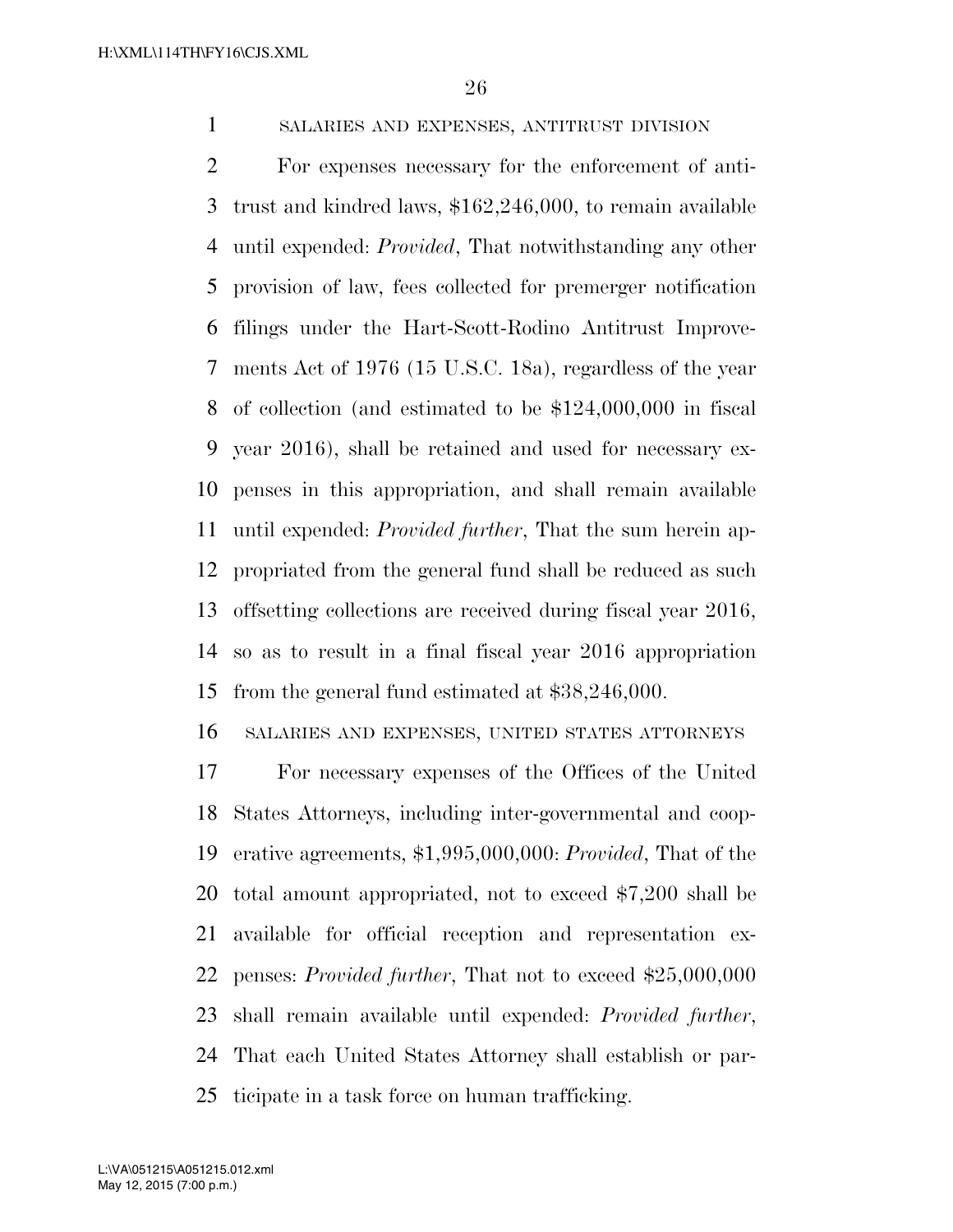SALARIES AND EXPENSES, ANTITRUST DIVISION

For expenses necessary for the enforcement of antitrust and kindred laws, $162,246,000, to remain available until expended: *Provided*, That notwithstanding any other provision of law, fees collected for premerger notification filings under the Hart-Scott-Rodino Antitrust Improvements Act of 1976 (15 U.S.C. 18a), regardless of the year of collection (and estimated to be $124,000,000 in fiscal year 2016), shall be retained and used for necessary expenses in this appropriation, and shall remain available until expended: *Provided further*, That the sum herein appropriated from the general fund shall be reduced as such offsetting collections are received during fiscal year 2016, so as to result in a final fiscal year 2016 appropriation from the general fund estimated at $38,246,000.

SALARIES AND EXPENSES, UNITED STATES ATTORNEYS

For necessary expenses of the Offices of the United States Attorneys, including inter-governmental and cooperative agreements, $1,995,000,000: *Provided*, That of the total amount appropriated, not to exceed $7,200 shall be available for official reception and representation expenses: *Provided further*, That not to exceed $25,000,000 shall remain available until expended: *Provided further*, That each United States Attorney shall establish or participate in a task force on human trafficking.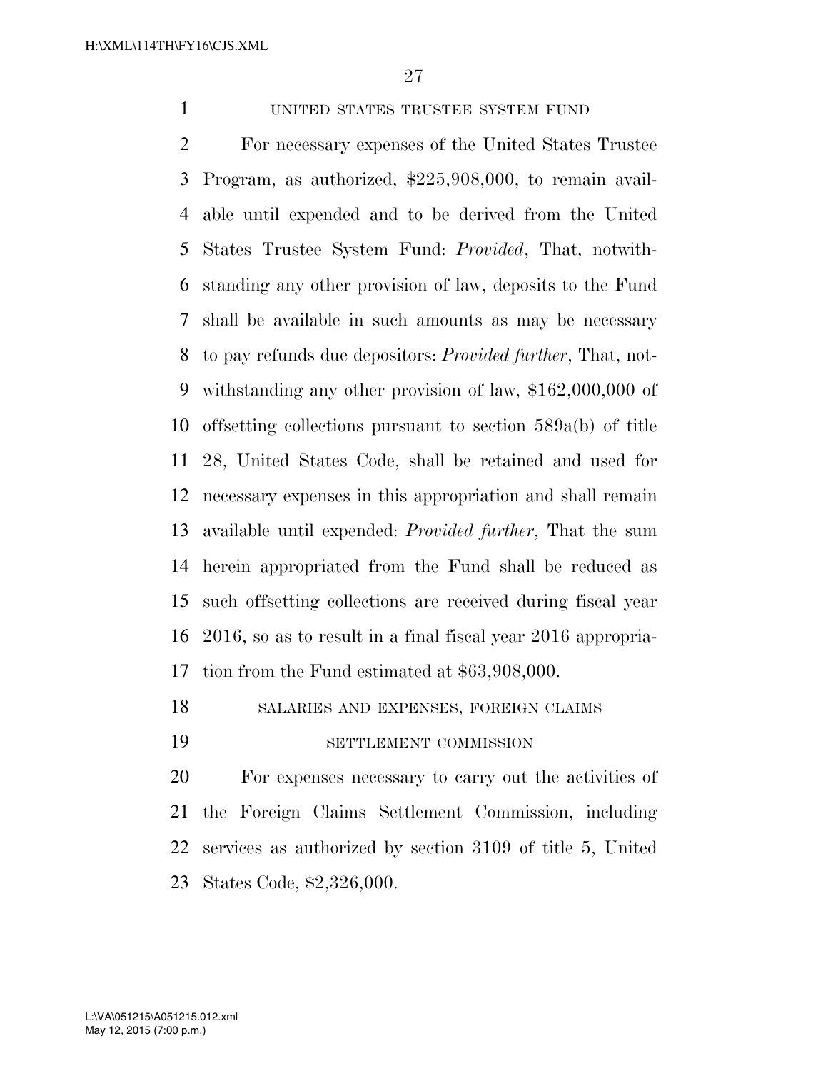### UNITED STATES TRUSTEE SYSTEM FUND

For necessary expenses of the United States Trustee Program, as authorized, $225,908,000, to remain available until expended and to be derived from the United States Trustee System Fund: *Provided*, That, notwithstanding any other provision of law, deposits to the Fund shall be available in such amounts as may be necessary to pay refunds due depositors: *Provided further*, That, notwithstanding any other provision of law, $162,000,000 of offsetting collections pursuant to section 589a(b) of title 28, United States Code, shall be retained and used for necessary expenses in this appropriation and shall remain available until expended: *Provided further*, That the sum herein appropriated from the Fund shall be reduced as such offsetting collections are received during fiscal year 2016, so as to result in a final fiscal year 2016 appropriation from the Fund estimated at $63,908,000.

### SALARIES AND EXPENSES, FOREIGN CLAIMS SETTLEMENT COMMISSION

For expenses necessary to carry out the activities of the Foreign Claims Settlement Commission, including services as authorized by section 3109 of title 5, United States Code, $2,326,000.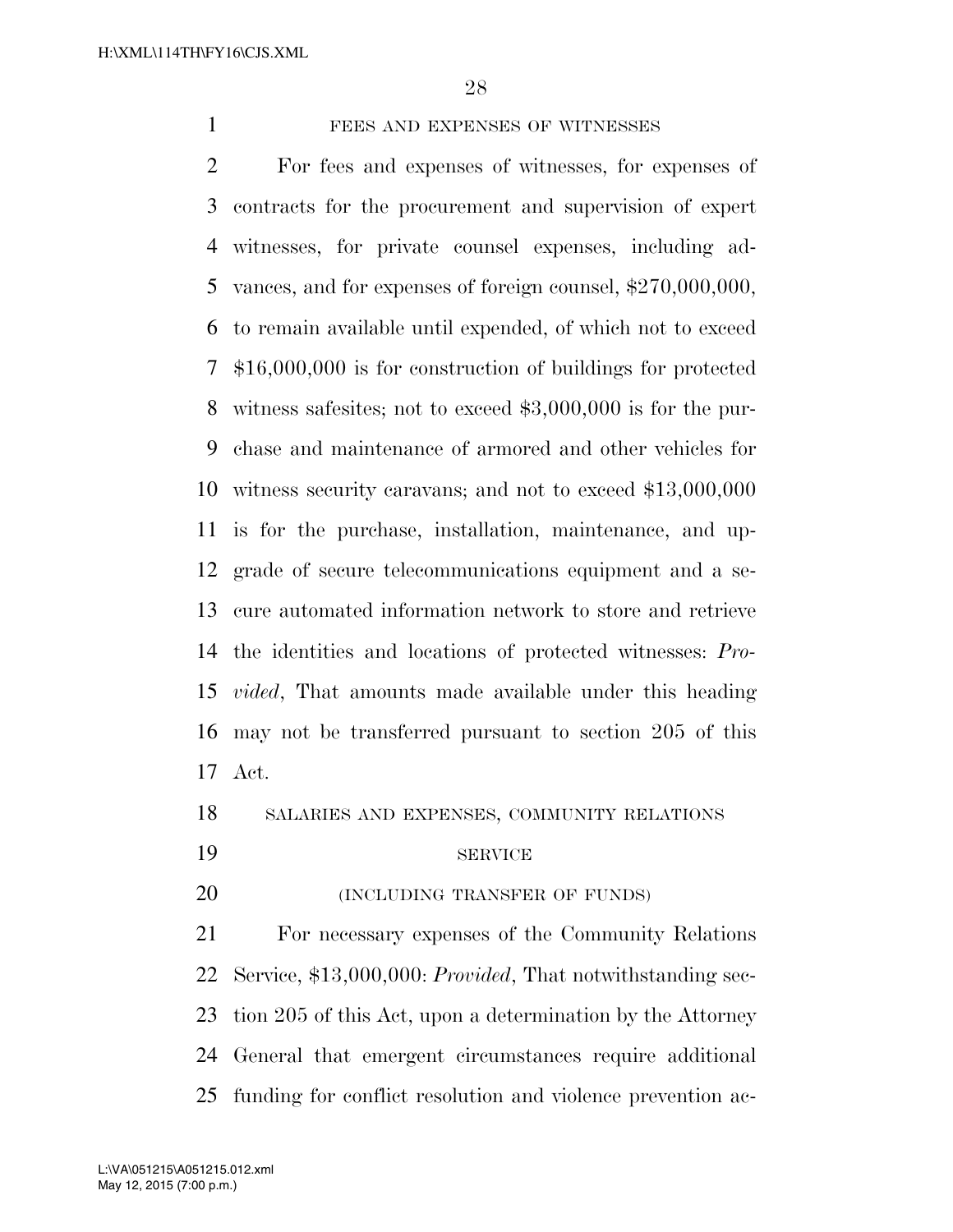FEES AND EXPENSES OF WITNESSES

For fees and expenses of witnesses, for expenses of contracts for the procurement and supervision of expert witnesses, for private counsel expenses, including advances, and for expenses of foreign counsel, $270,000,000, to remain available until expended, of which not to exceed $16,000,000 is for construction of buildings for protected witness safesites; not to exceed $3,000,000 is for the purchase and maintenance of armored and other vehicles for witness security caravans; and not to exceed $13,000,000 is for the purchase, installation, maintenance, and upgrade of secure telecommunications equipment and a secure automated information network to store and retrieve the identities and locations of protected witnesses: *Provided*, That amounts made available under this heading may not be transferred pursuant to section 205 of this Act.

SALARIES AND EXPENSES, COMMUNITY RELATIONS SERVICE

(INCLUDING TRANSFER OF FUNDS)

For necessary expenses of the Community Relations Service, $13,000,000: *Provided*, That notwithstanding section 205 of this Act, upon a determination by the Attorney General that emergent circumstances require additional funding for conflict resolution and violence prevention ac-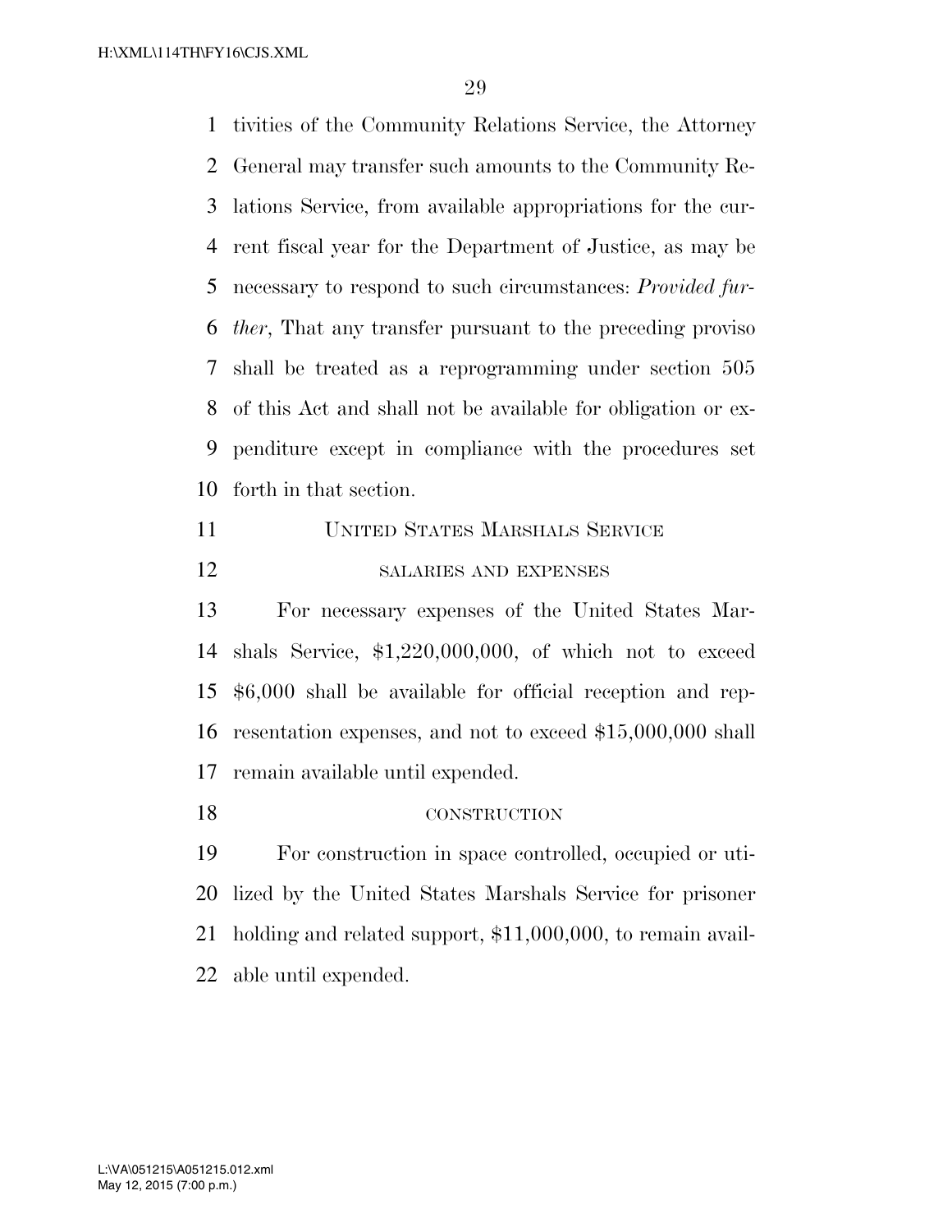tivities of the Community Relations Service, the Attorney General may transfer such amounts to the Community Relations Service, from available appropriations for the current fiscal year for the Department of Justice, as may be necessary to respond to such circumstances: *Provided further*, That any transfer pursuant to the preceding proviso shall be treated as a reprogramming under section 505 of this Act and shall not be available for obligation or expenditure except in compliance with the procedures set forth in that section.

## UNITED STATES MARSHALS SERVICE

### SALARIES AND EXPENSES

For necessary expenses of the United States Marshals Service, $1,220,000,000, of which not to exceed $6,000 shall be available for official reception and representation expenses, and not to exceed $15,000,000 shall remain available until expended.

### CONSTRUCTION

For construction in space controlled, occupied or utilized by the United States Marshals Service for prisoner holding and related support, $11,000,000, to remain available until expended.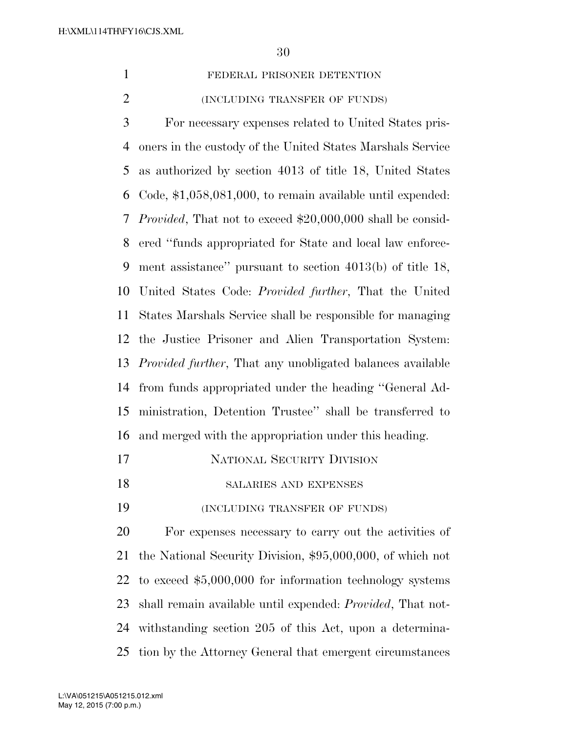FEDERAL PRISONER DETENTION

(INCLUDING TRANSFER OF FUNDS)

For necessary expenses related to United States prisoners in the custody of the United States Marshals Service as authorized by section 4013 of title 18, United States Code, $1,058,081,000, to remain available until expended: *Provided*, That not to exceed $20,000,000 shall be considered "funds appropriated for State and local law enforcement assistance" pursuant to section 4013(b) of title 18, United States Code: *Provided further*, That the United States Marshals Service shall be responsible for managing the Justice Prisoner and Alien Transportation System: *Provided further*, That any unobligated balances available from funds appropriated under the heading "General Administration, Detention Trustee" shall be transferred to and merged with the appropriation under this heading.

NATIONAL SECURITY DIVISION

SALARIES AND EXPENSES

(INCLUDING TRANSFER OF FUNDS)

For expenses necessary to carry out the activities of the National Security Division, $95,000,000, of which not to exceed $5,000,000 for information technology systems shall remain available until expended: *Provided*, That notwithstanding section 205 of this Act, upon a determination by the Attorney General that emergent circumstances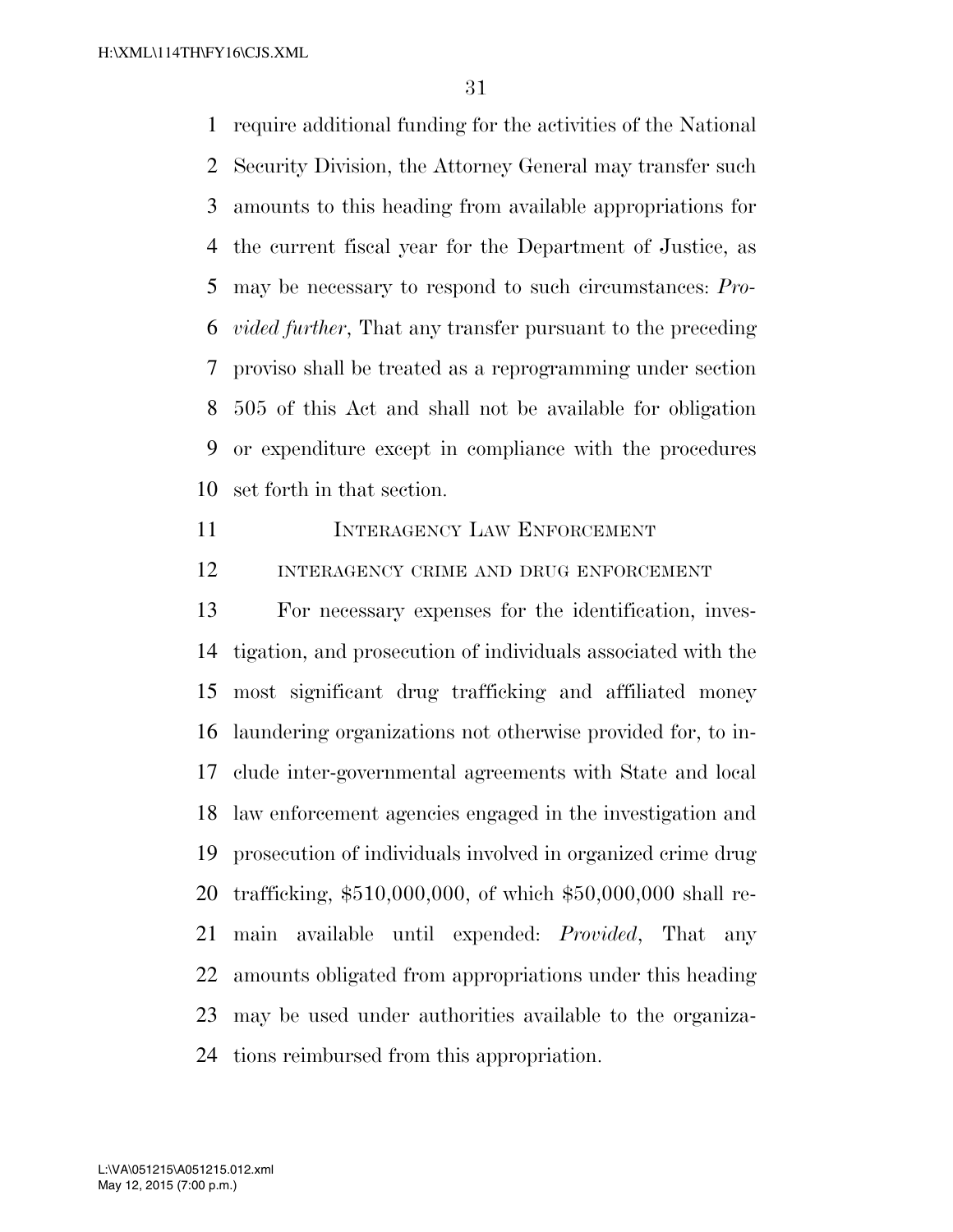require additional funding for the activities of the National Security Division, the Attorney General may transfer such amounts to this heading from available appropriations for the current fiscal year for the Department of Justice, as may be necessary to respond to such circumstances: *Provided further*, That any transfer pursuant to the preceding proviso shall be treated as a reprogramming under section 505 of this Act and shall not be available for obligation or expenditure except in compliance with the procedures set forth in that section.

## INTERAGENCY LAW ENFORCEMENT

### INTERAGENCY CRIME AND DRUG ENFORCEMENT

For necessary expenses for the identification, investigation, and prosecution of individuals associated with the most significant drug trafficking and affiliated money laundering organizations not otherwise provided for, to include inter-governmental agreements with State and local law enforcement agencies engaged in the investigation and prosecution of individuals involved in organized crime drug trafficking, $510,000,000, of which $50,000,000 shall remain available until expended: *Provided*, That any amounts obligated from appropriations under this heading may be used under authorities available to the organizations reimbursed from this appropriation.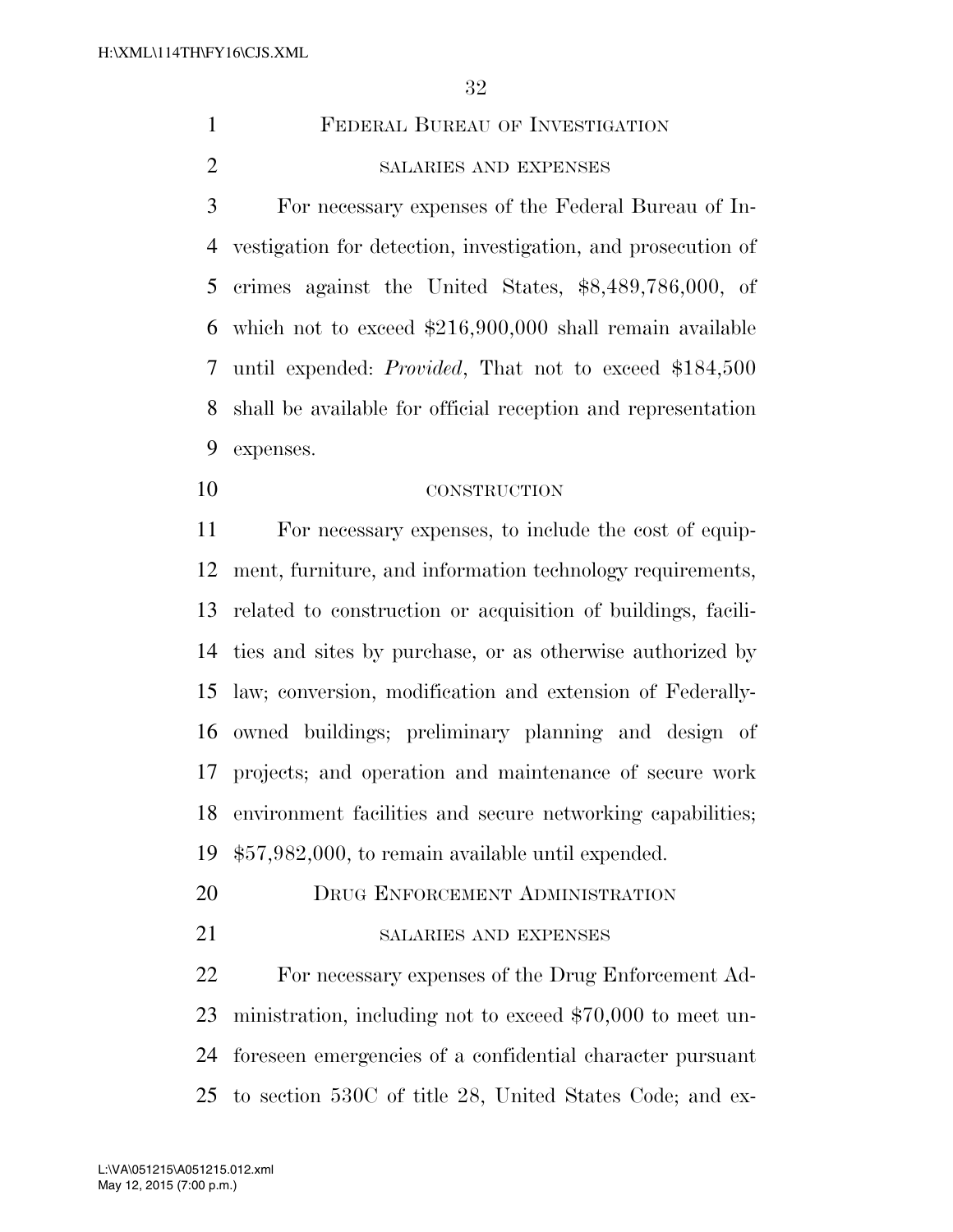## Federal Bureau of Investigation

### salaries and expenses

For necessary expenses of the Federal Bureau of Investigation for detection, investigation, and prosecution of crimes against the United States, $8,489,786,000, of which not to exceed $216,900,000 shall remain available until expended: *Provided*, That not to exceed $184,500 shall be available for official reception and representation expenses.

### construction

For necessary expenses, to include the cost of equipment, furniture, and information technology requirements, related to construction or acquisition of buildings, facilities and sites by purchase, or as otherwise authorized by law; conversion, modification and extension of Federally-owned buildings; preliminary planning and design of projects; and operation and maintenance of secure work environment facilities and secure networking capabilities; $57,982,000, to remain available until expended.

## Drug Enforcement Administration

### salaries and expenses

For necessary expenses of the Drug Enforcement Administration, including not to exceed $70,000 to meet unforeseen emergencies of a confidential character pursuant to section 530C of title 28, United States Code; and ex-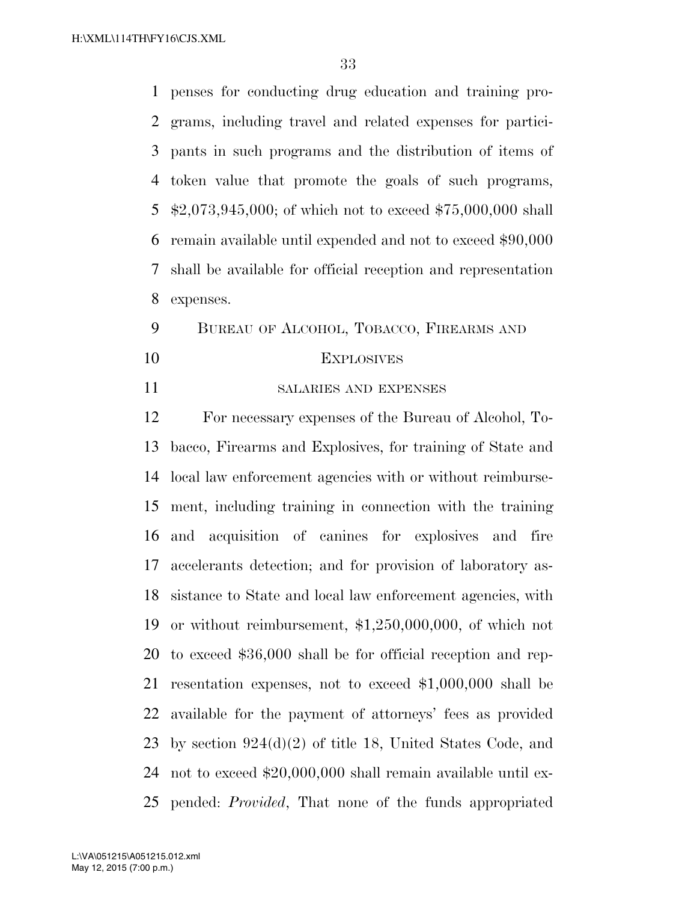penses for conducting drug education and training programs, including travel and related expenses for participants in such programs and the distribution of items of token value that promote the goals of such programs, $2,073,945,000; of which not to exceed $75,000,000 shall remain available until expended and not to exceed $90,000 shall be available for official reception and representation expenses.

## BUREAU OF ALCOHOL, TOBACCO, FIREARMS AND EXPLOSIVES

### SALARIES AND EXPENSES

For necessary expenses of the Bureau of Alcohol, Tobacco, Firearms and Explosives, for training of State and local law enforcement agencies with or without reimbursement, including training in connection with the training and acquisition of canines for explosives and fire accelerants detection; and for provision of laboratory assistance to State and local law enforcement agencies, with or without reimbursement, $1,250,000,000, of which not to exceed $36,000 shall be for official reception and representation expenses, not to exceed $1,000,000 shall be available for the payment of attorneys' fees as provided by section 924(d)(2) of title 18, United States Code, and not to exceed $20,000,000 shall remain available until expended: *Provided*, That none of the funds appropriated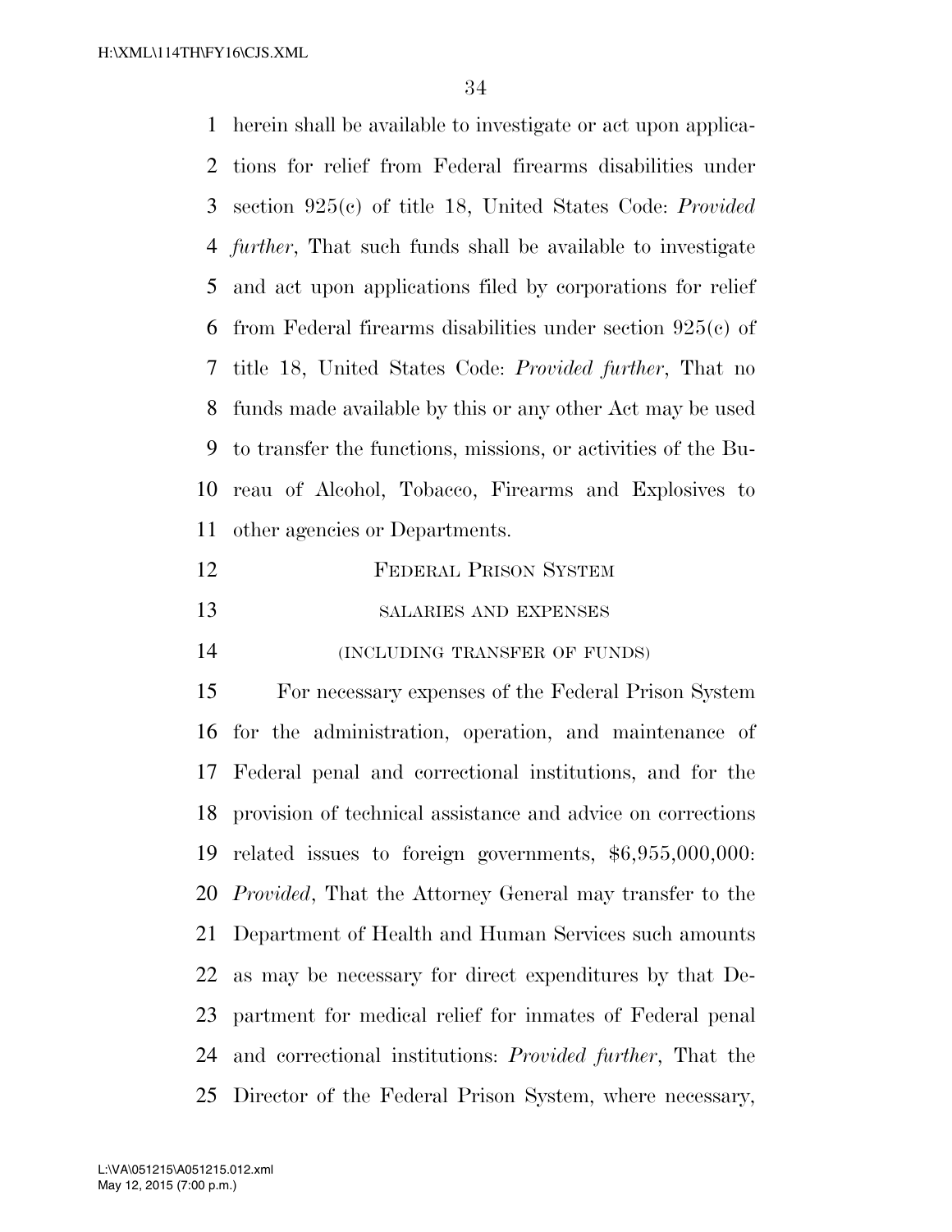herein shall be available to investigate or act upon applications for relief from Federal firearms disabilities under section 925(c) of title 18, United States Code: *Provided further*, That such funds shall be available to investigate and act upon applications filed by corporations for relief from Federal firearms disabilities under section 925(c) of title 18, United States Code: *Provided further*, That no funds made available by this or any other Act may be used to transfer the functions, missions, or activities of the Bureau of Alcohol, Tobacco, Firearms and Explosives to other agencies or Departments.

## FEDERAL PRISON SYSTEM

### SALARIES AND EXPENSES

### (INCLUDING TRANSFER OF FUNDS)

For necessary expenses of the Federal Prison System for the administration, operation, and maintenance of Federal penal and correctional institutions, and for the provision of technical assistance and advice on corrections related issues to foreign governments, $6,955,000,000: *Provided*, That the Attorney General may transfer to the Department of Health and Human Services such amounts as may be necessary for direct expenditures by that Department for medical relief for inmates of Federal penal and correctional institutions: *Provided further*, That the Director of the Federal Prison System, where necessary,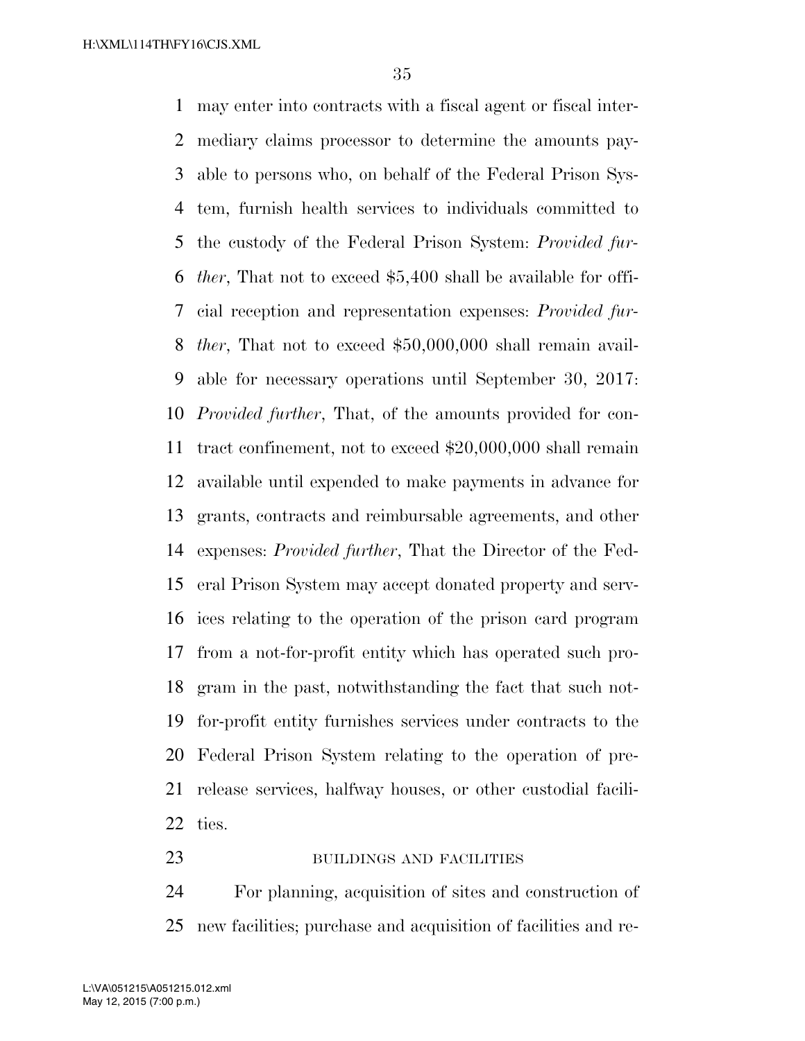may enter into contracts with a fiscal agent or fiscal intermediary claims processor to determine the amounts payable to persons who, on behalf of the Federal Prison System, furnish health services to individuals committed to the custody of the Federal Prison System: *Provided further*, That not to exceed $5,400 shall be available for official reception and representation expenses: *Provided further*, That not to exceed $50,000,000 shall remain available for necessary operations until September 30, 2017: *Provided further*, That, of the amounts provided for contract confinement, not to exceed $20,000,000 shall remain available until expended to make payments in advance for grants, contracts and reimbursable agreements, and other expenses: *Provided further*, That the Director of the Federal Prison System may accept donated property and services relating to the operation of the prison card program from a not-for-profit entity which has operated such program in the past, notwithstanding the fact that such not-for-profit entity furnishes services under contracts to the Federal Prison System relating to the operation of pre-release services, halfway houses, or other custodial facilities.

BUILDINGS AND FACILITIES

For planning, acquisition of sites and construction of new facilities; purchase and acquisition of facilities and re-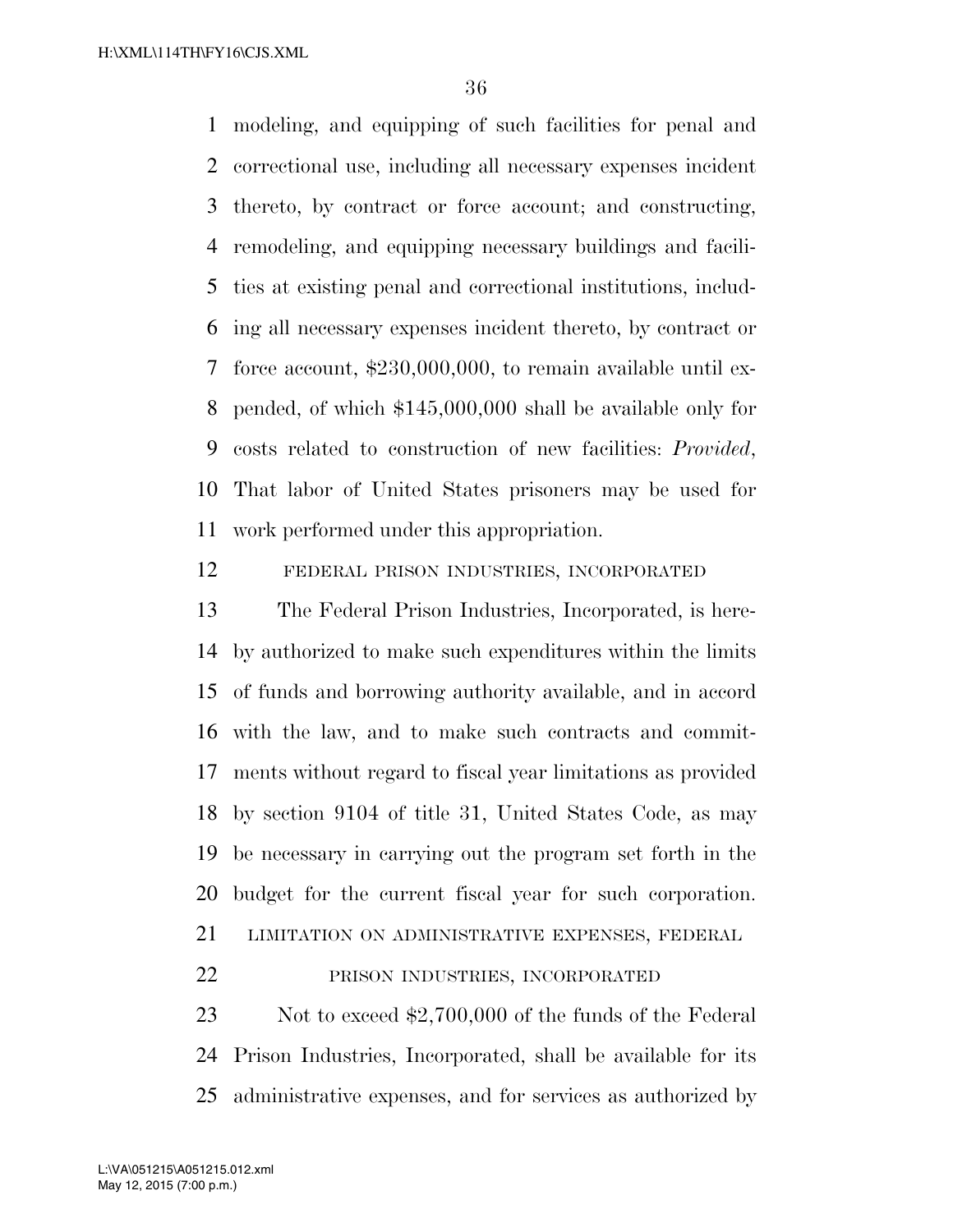modeling, and equipping of such facilities for penal and correctional use, including all necessary expenses incident thereto, by contract or force account; and constructing, remodeling, and equipping necessary buildings and facilities at existing penal and correctional institutions, including all necessary expenses incident thereto, by contract or force account, $230,000,000, to remain available until expended, of which $145,000,000 shall be available only for costs related to construction of new facilities: *Provided*, That labor of United States prisoners may be used for work performed under this appropriation.

FEDERAL PRISON INDUSTRIES, INCORPORATED

The Federal Prison Industries, Incorporated, is hereby authorized to make such expenditures within the limits of funds and borrowing authority available, and in accord with the law, and to make such contracts and commitments without regard to fiscal year limitations as provided by section 9104 of title 31, United States Code, as may be necessary in carrying out the program set forth in the budget for the current fiscal year for such corporation.

LIMITATION ON ADMINISTRATIVE EXPENSES, FEDERAL PRISON INDUSTRIES, INCORPORATED

Not to exceed $2,700,000 of the funds of the Federal Prison Industries, Incorporated, shall be available for its administrative expenses, and for services as authorized by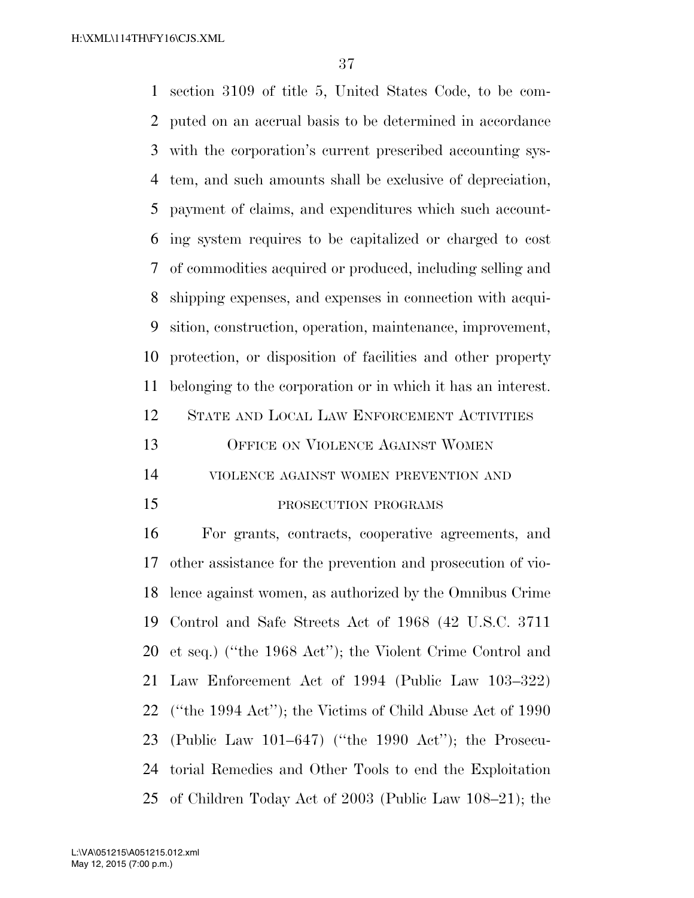section 3109 of title 5, United States Code, to be computed on an accrual basis to be determined in accordance with the corporation's current prescribed accounting system, and such amounts shall be exclusive of depreciation, payment of claims, and expenditures which such accounting system requires to be capitalized or charged to cost of commodities acquired or produced, including selling and shipping expenses, and expenses in connection with acquisition, construction, operation, maintenance, improvement, protection, or disposition of facilities and other property belonging to the corporation or in which it has an interest.

## State and Local Law Enforcement Activities

### Office on Violence Against Women

#### violence against women prevention and prosecution programs

For grants, contracts, cooperative agreements, and other assistance for the prevention and prosecution of violence against women, as authorized by the Omnibus Crime Control and Safe Streets Act of 1968 (42 U.S.C. 3711 et seq.) (''the 1968 Act''); the Violent Crime Control and Law Enforcement Act of 1994 (Public Law 103–322) (''the 1994 Act''); the Victims of Child Abuse Act of 1990 (Public Law 101–647) (''the 1990 Act''); the Prosecutorial Remedies and Other Tools to end the Exploitation of Children Today Act of 2003 (Public Law 108–21); the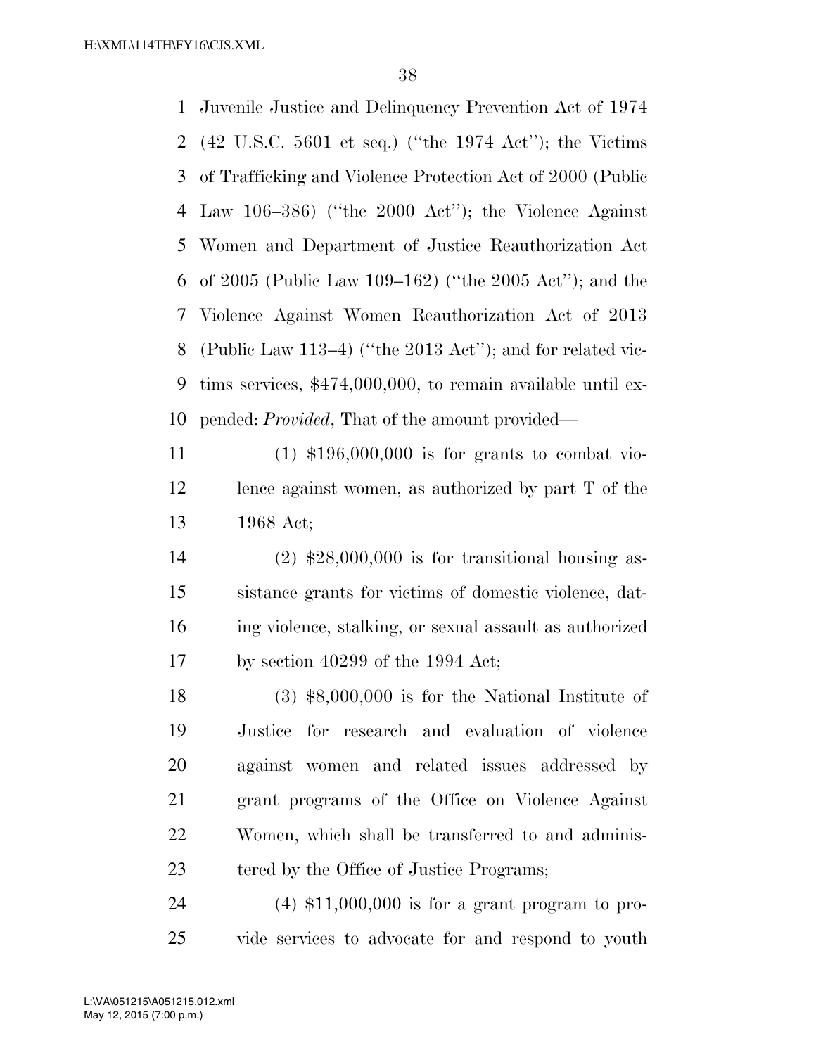Juvenile Justice and Delinquency Prevention Act of 1974 (42 U.S.C. 5601 et seq.) (''the 1974 Act''); the Victims of Trafficking and Violence Protection Act of 2000 (Public Law 106–386) (''the 2000 Act''); the Violence Against Women and Department of Justice Reauthorization Act of 2005 (Public Law 109–162) (''the 2005 Act''); and the Violence Against Women Reauthorization Act of 2013 (Public Law 113–4) (''the 2013 Act''); and for related victims services, $474,000,000, to remain available until expended: *Provided*, That of the amount provided—

(1) $196,000,000 is for grants to combat violence against women, as authorized by part T of the 1968 Act;

(2) $28,000,000 is for transitional housing assistance grants for victims of domestic violence, dating violence, stalking, or sexual assault as authorized by section 40299 of the 1994 Act;

(3) $8,000,000 is for the National Institute of Justice for research and evaluation of violence against women and related issues addressed by grant programs of the Office on Violence Against Women, which shall be transferred to and administered by the Office of Justice Programs;

(4) $11,000,000 is for a grant program to provide services to advocate for and respond to youth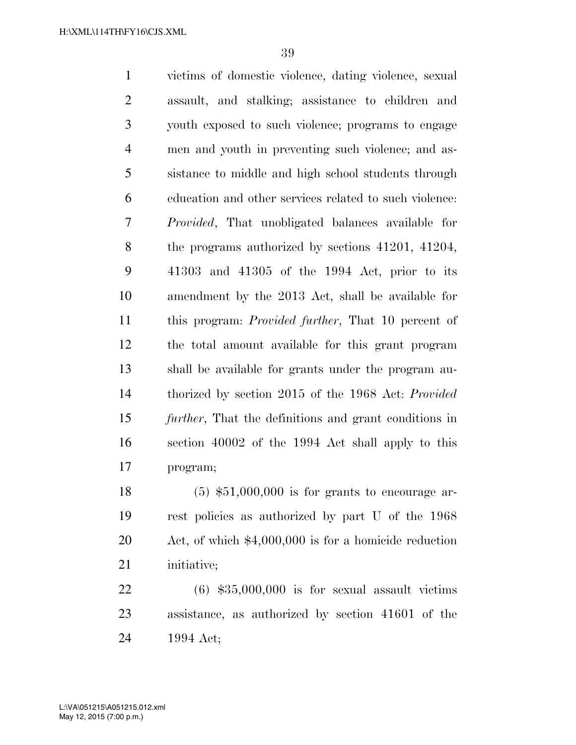victims of domestic violence, dating violence, sexual assault, and stalking; assistance to children and youth exposed to such violence; programs to engage men and youth in preventing such violence; and assistance to middle and high school students through education and other services related to such violence: *Provided*, That unobligated balances available for the programs authorized by sections 41201, 41204, 41303 and 41305 of the 1994 Act, prior to its amendment by the 2013 Act, shall be available for this program: *Provided further*, That 10 percent of the total amount available for this grant program shall be available for grants under the program authorized by section 2015 of the 1968 Act: *Provided further*, That the definitions and grant conditions in section 40002 of the 1994 Act shall apply to this program;

(5) $51,000,000 is for grants to encourage arrest policies as authorized by part U of the 1968 Act, of which $4,000,000 is for a homicide reduction initiative;

(6) $35,000,000 is for sexual assault victims assistance, as authorized by section 41601 of the 1994 Act;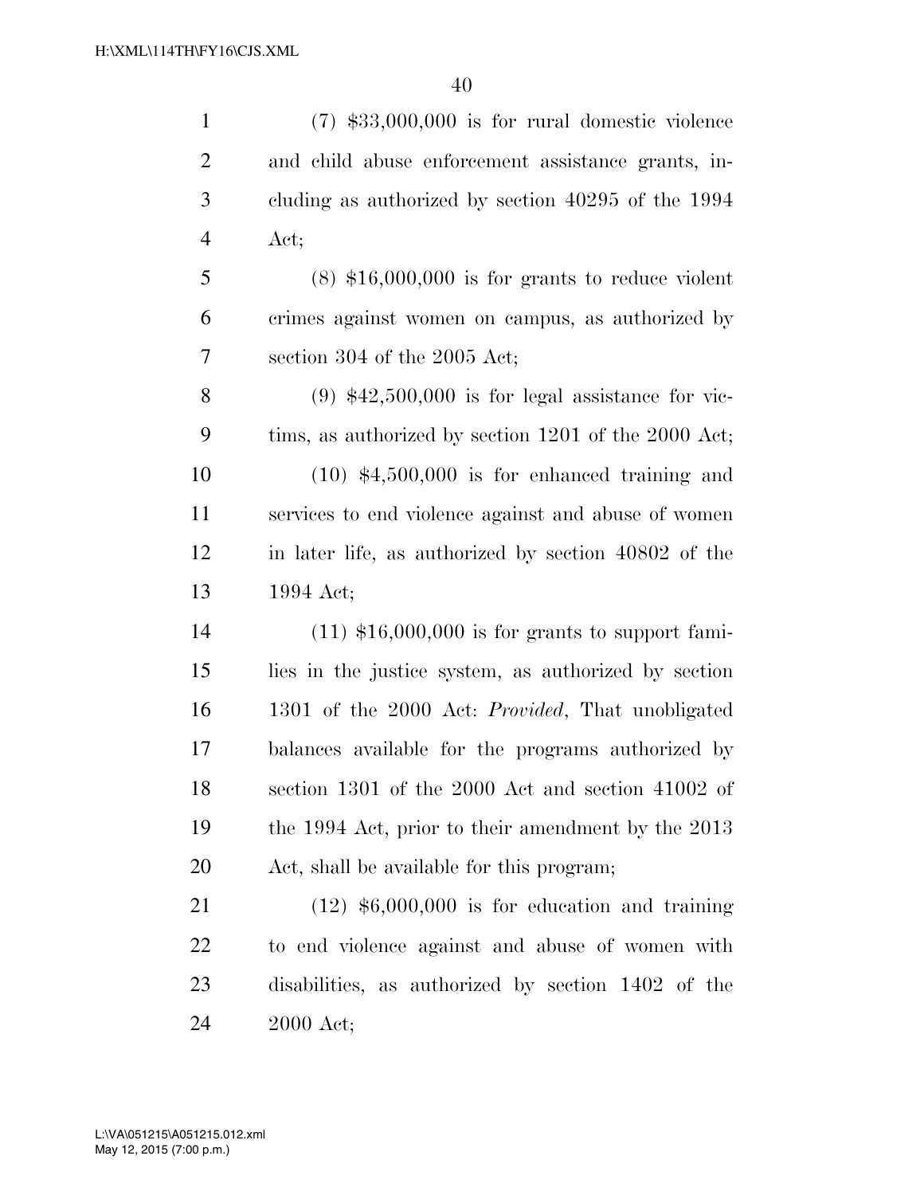(7) $33,000,000 is for rural domestic violence and child abuse enforcement assistance grants, including as authorized by section 40295 of the 1994 Act;

(8) $16,000,000 is for grants to reduce violent crimes against women on campus, as authorized by section 304 of the 2005 Act;

(9) $42,500,000 is for legal assistance for victims, as authorized by section 1201 of the 2000 Act;

(10) $4,500,000 is for enhanced training and services to end violence against and abuse of women in later life, as authorized by section 40802 of the 1994 Act;

(11) $16,000,000 is for grants to support families in the justice system, as authorized by section 1301 of the 2000 Act: *Provided*, That unobligated balances available for the programs authorized by section 1301 of the 2000 Act and section 41002 of the 1994 Act, prior to their amendment by the 2013 Act, shall be available for this program;

(12) $6,000,000 is for education and training to end violence against and abuse of women with disabilities, as authorized by section 1402 of the 2000 Act;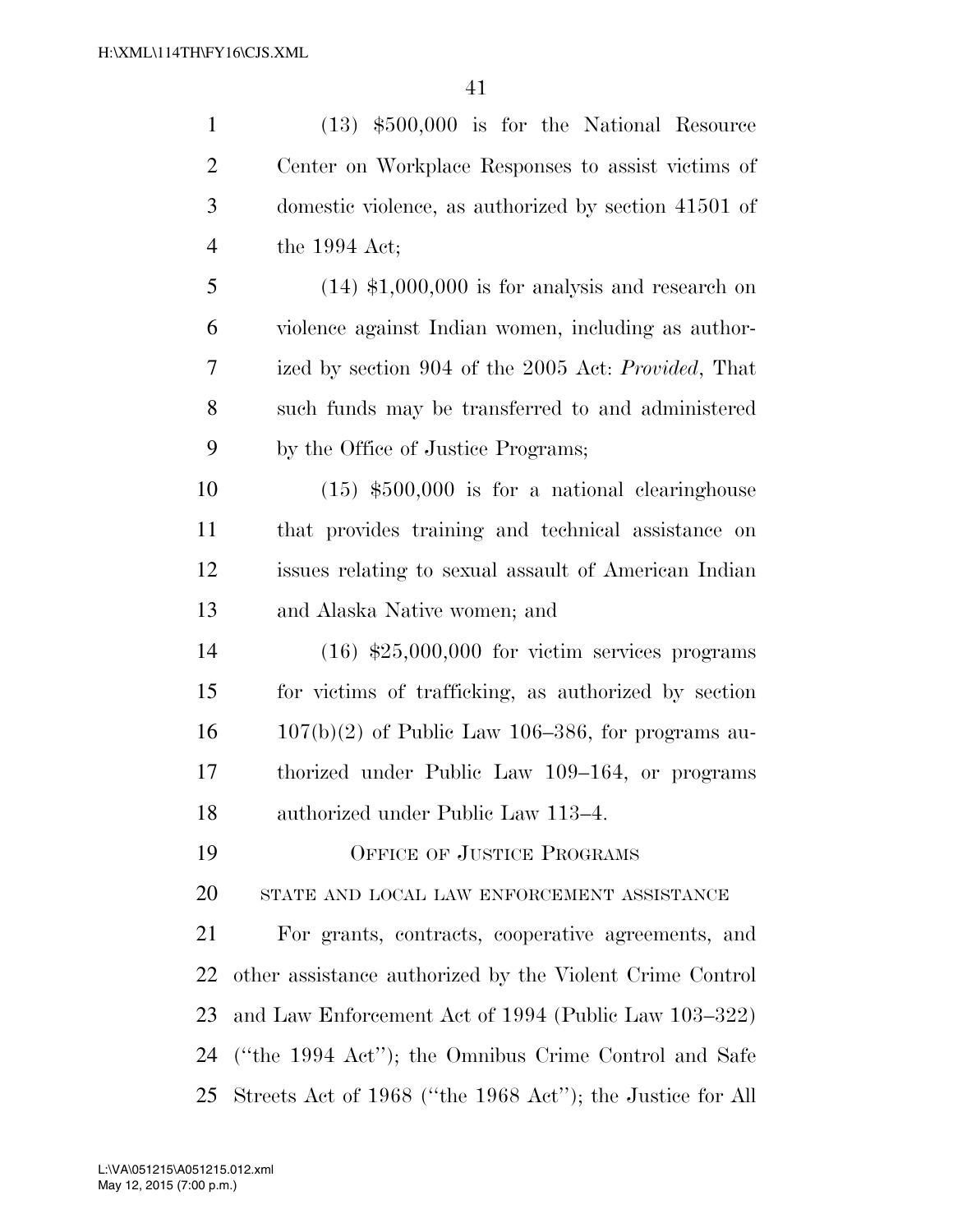(13) $500,000 is for the National Resource Center on Workplace Responses to assist victims of domestic violence, as authorized by section 41501 of the 1994 Act;

(14) $1,000,000 is for analysis and research on violence against Indian women, including as authorized by section 904 of the 2005 Act: *Provided*, That such funds may be transferred to and administered by the Office of Justice Programs;

(15) $500,000 is for a national clearinghouse that provides training and technical assistance on issues relating to sexual assault of American Indian and Alaska Native women; and

(16) $25,000,000 for victim services programs for victims of trafficking, as authorized by section 107(b)(2) of Public Law 106–386, for programs authorized under Public Law 109–164, or programs authorized under Public Law 113–4.

## OFFICE OF JUSTICE PROGRAMS

### STATE AND LOCAL LAW ENFORCEMENT ASSISTANCE

For grants, contracts, cooperative agreements, and other assistance authorized by the Violent Crime Control and Law Enforcement Act of 1994 (Public Law 103–322) (''the 1994 Act''); the Omnibus Crime Control and Safe Streets Act of 1968 (''the 1968 Act''); the Justice for All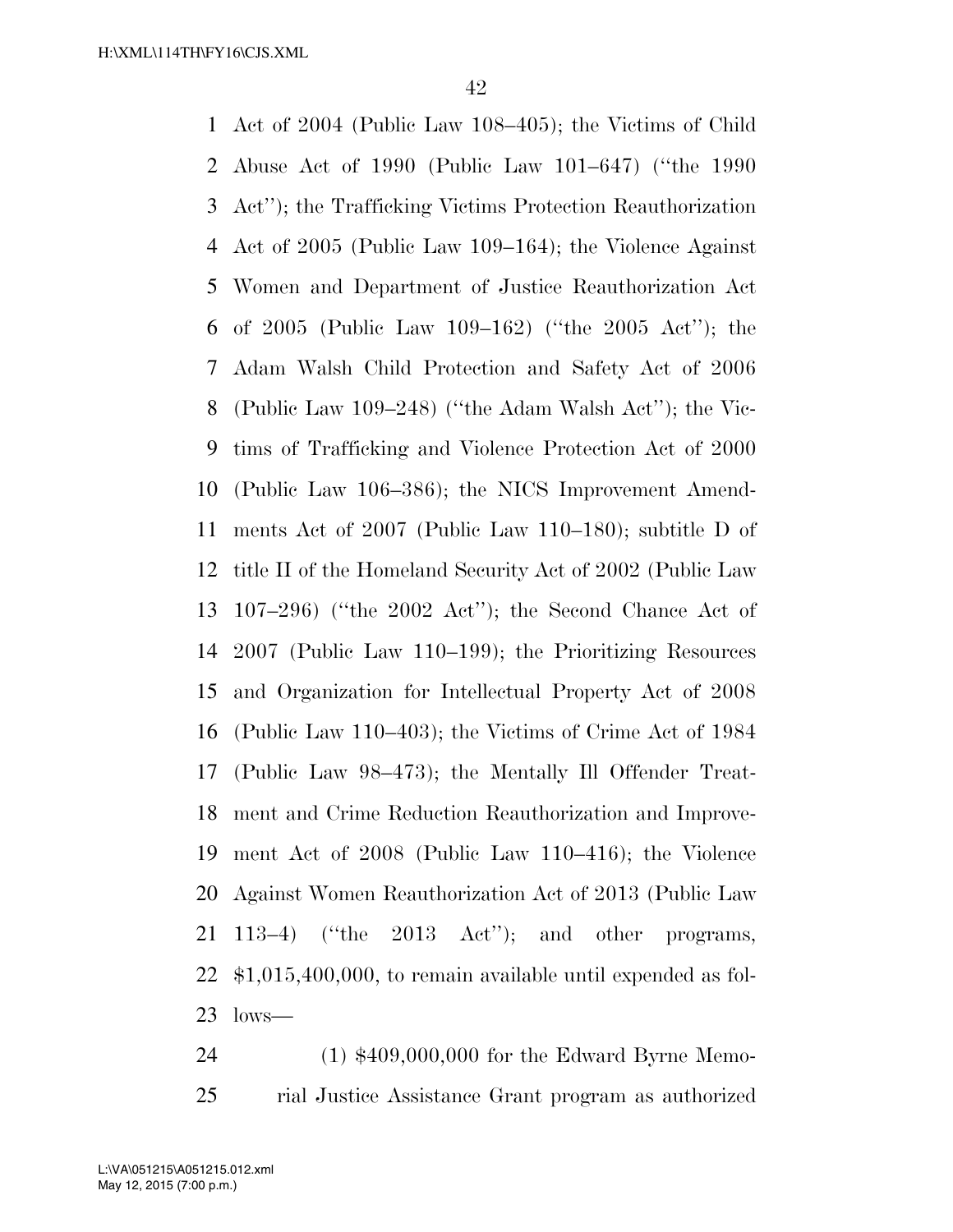Act of 2004 (Public Law 108–405); the Victims of Child Abuse Act of 1990 (Public Law 101–647) (''the 1990 Act''); the Trafficking Victims Protection Reauthorization Act of 2005 (Public Law 109–164); the Violence Against Women and Department of Justice Reauthorization Act of 2005 (Public Law 109–162) (''the 2005 Act''); the Adam Walsh Child Protection and Safety Act of 2006 (Public Law 109–248) (''the Adam Walsh Act''); the Victims of Trafficking and Violence Protection Act of 2000 (Public Law 106–386); the NICS Improvement Amendments Act of 2007 (Public Law 110–180); subtitle D of title II of the Homeland Security Act of 2002 (Public Law 107–296) (''the 2002 Act''); the Second Chance Act of 2007 (Public Law 110–199); the Prioritizing Resources and Organization for Intellectual Property Act of 2008 (Public Law 110–403); the Victims of Crime Act of 1984 (Public Law 98–473); the Mentally Ill Offender Treatment and Crime Reduction Reauthorization and Improvement Act of 2008 (Public Law 110–416); the Violence Against Women Reauthorization Act of 2013 (Public Law 113–4) (''the 2013 Act''); and other programs, $1,015,400,000, to remain available until expended as follows—

(1) $409,000,000 for the Edward Byrne Memorial Justice Assistance Grant program as authorized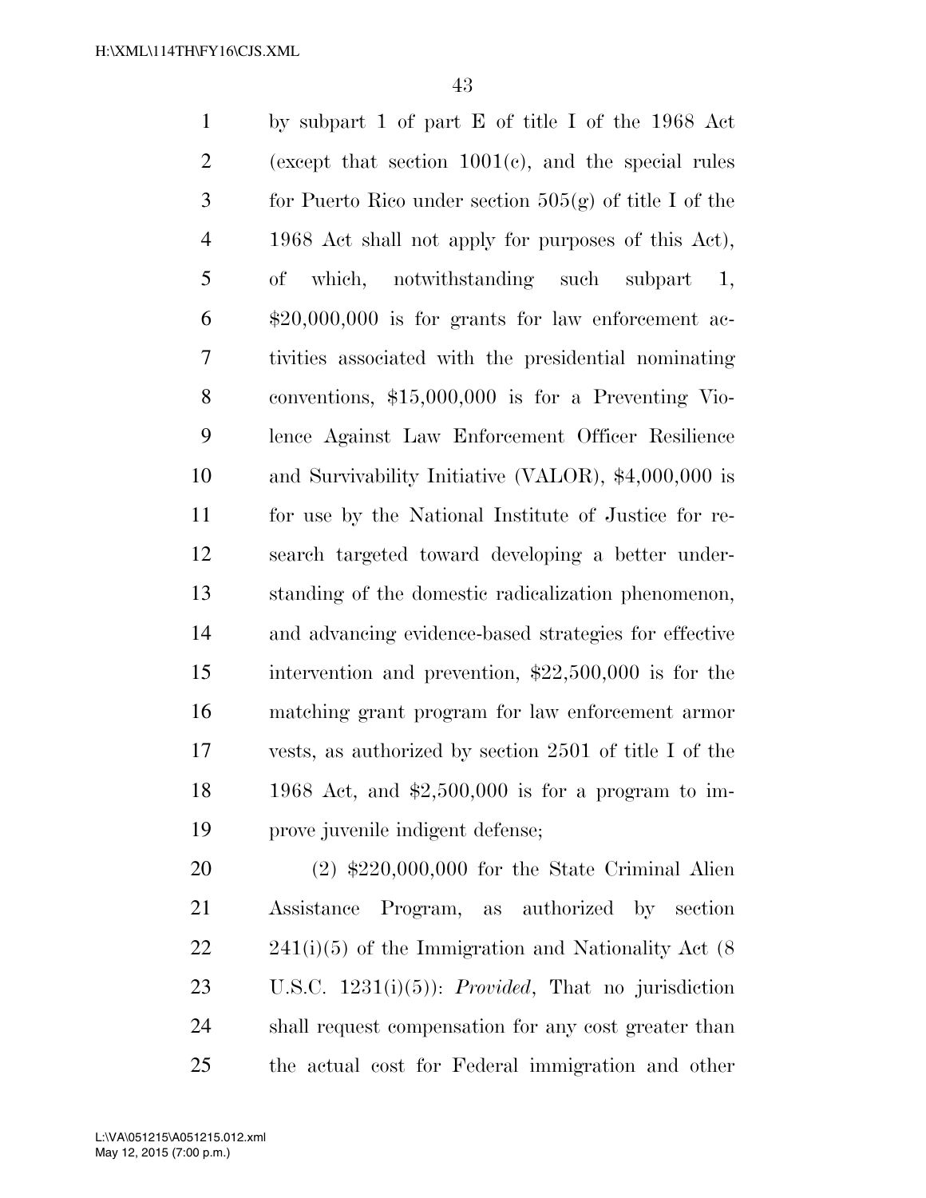by subpart 1 of part E of title I of the 1968 Act (except that section 1001(c), and the special rules for Puerto Rico under section 505(g) of title I of the 1968 Act shall not apply for purposes of this Act), of which, notwithstanding such subpart 1, $20,000,000 is for grants for law enforcement activities associated with the presidential nominating conventions, $15,000,000 is for a Preventing Violence Against Law Enforcement Officer Resilience and Survivability Initiative (VALOR), $4,000,000 is for use by the National Institute of Justice for research targeted toward developing a better understanding of the domestic radicalization phenomenon, and advancing evidence-based strategies for effective intervention and prevention, $22,500,000 is for the matching grant program for law enforcement armor vests, as authorized by section 2501 of title I of the 1968 Act, and $2,500,000 is for a program to improve juvenile indigent defense;

(2) $220,000,000 for the State Criminal Alien Assistance Program, as authorized by section 241(i)(5) of the Immigration and Nationality Act (8 U.S.C. 1231(i)(5)): *Provided*, That no jurisdiction shall request compensation for any cost greater than the actual cost for Federal immigration and other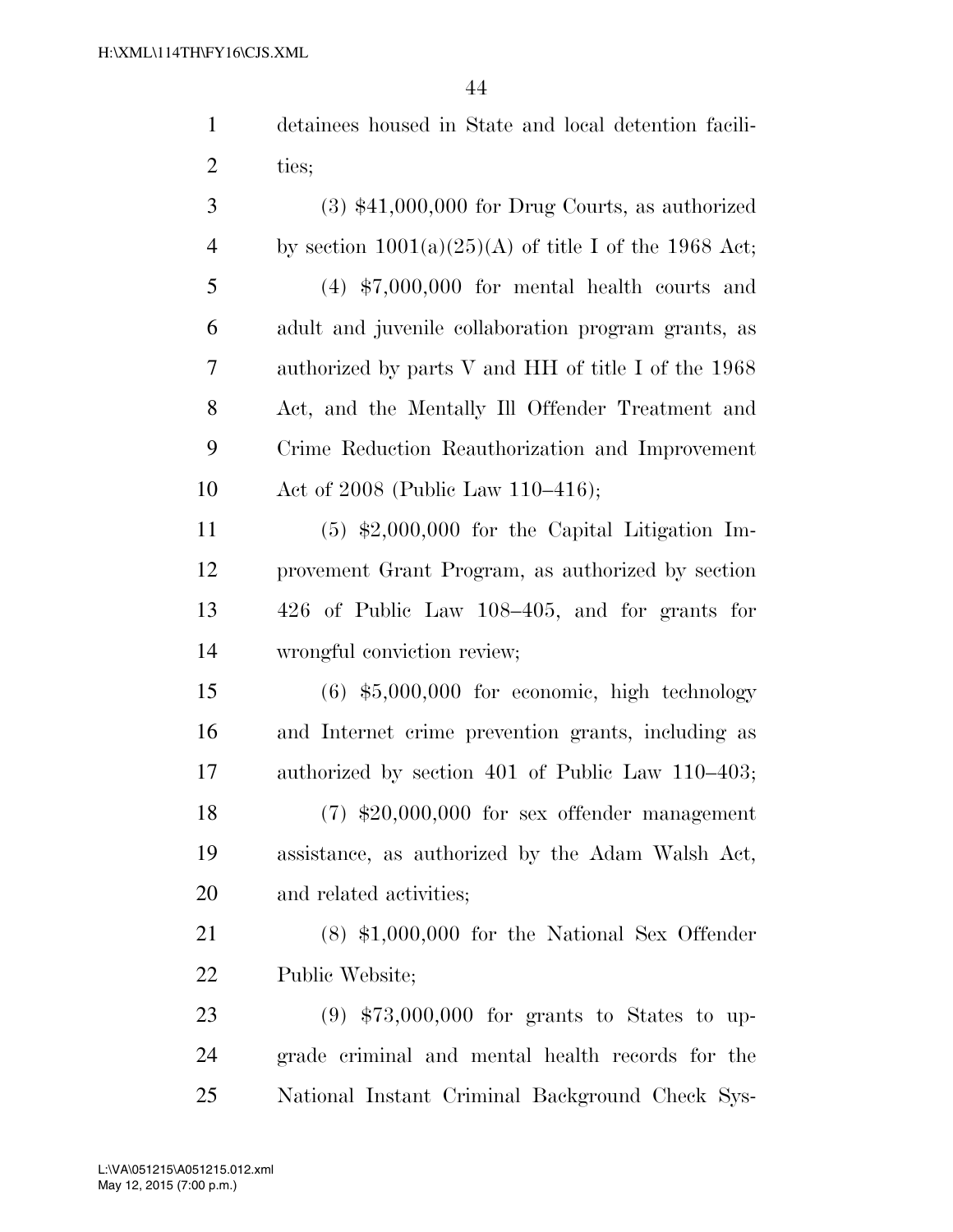detainees housed in State and local detention facilities;

(3) $41,000,000 for Drug Courts, as authorized by section 1001(a)(25)(A) of title I of the 1968 Act;

(4) $7,000,000 for mental health courts and adult and juvenile collaboration program grants, as authorized by parts V and HH of title I of the 1968 Act, and the Mentally Ill Offender Treatment and Crime Reduction Reauthorization and Improvement Act of 2008 (Public Law 110–416);

(5) $2,000,000 for the Capital Litigation Improvement Grant Program, as authorized by section 426 of Public Law 108–405, and for grants for wrongful conviction review;

(6) $5,000,000 for economic, high technology and Internet crime prevention grants, including as authorized by section 401 of Public Law 110–403;

(7) $20,000,000 for sex offender management assistance, as authorized by the Adam Walsh Act, and related activities;

(8) $1,000,000 for the National Sex Offender Public Website;

(9) $73,000,000 for grants to States to upgrade criminal and mental health records for the National Instant Criminal Background Check Sys-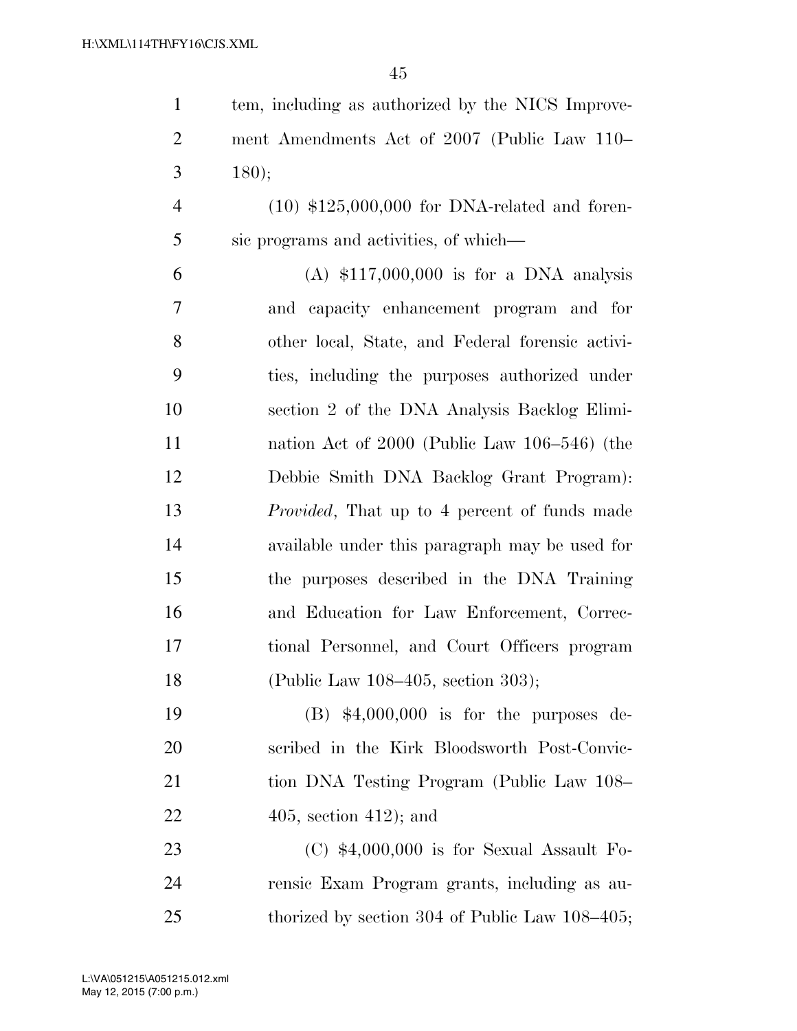tem, including as authorized by the NICS Improvement Amendments Act of 2007 (Public Law 110–180);

(10) $125,000,000 for DNA-related and forensic programs and activities, of which—

(A) $117,000,000 is for a DNA analysis and capacity enhancement program and for other local, State, and Federal forensic activities, including the purposes authorized under section 2 of the DNA Analysis Backlog Elimination Act of 2000 (Public Law 106–546) (the Debbie Smith DNA Backlog Grant Program): *Provided*, That up to 4 percent of funds made available under this paragraph may be used for the purposes described in the DNA Training and Education for Law Enforcement, Correctional Personnel, and Court Officers program (Public Law 108–405, section 303);

(B) $4,000,000 is for the purposes described in the Kirk Bloodsworth Post-Conviction DNA Testing Program (Public Law 108–405, section 412); and

(C) $4,000,000 is for Sexual Assault Forensic Exam Program grants, including as authorized by section 304 of Public Law 108–405;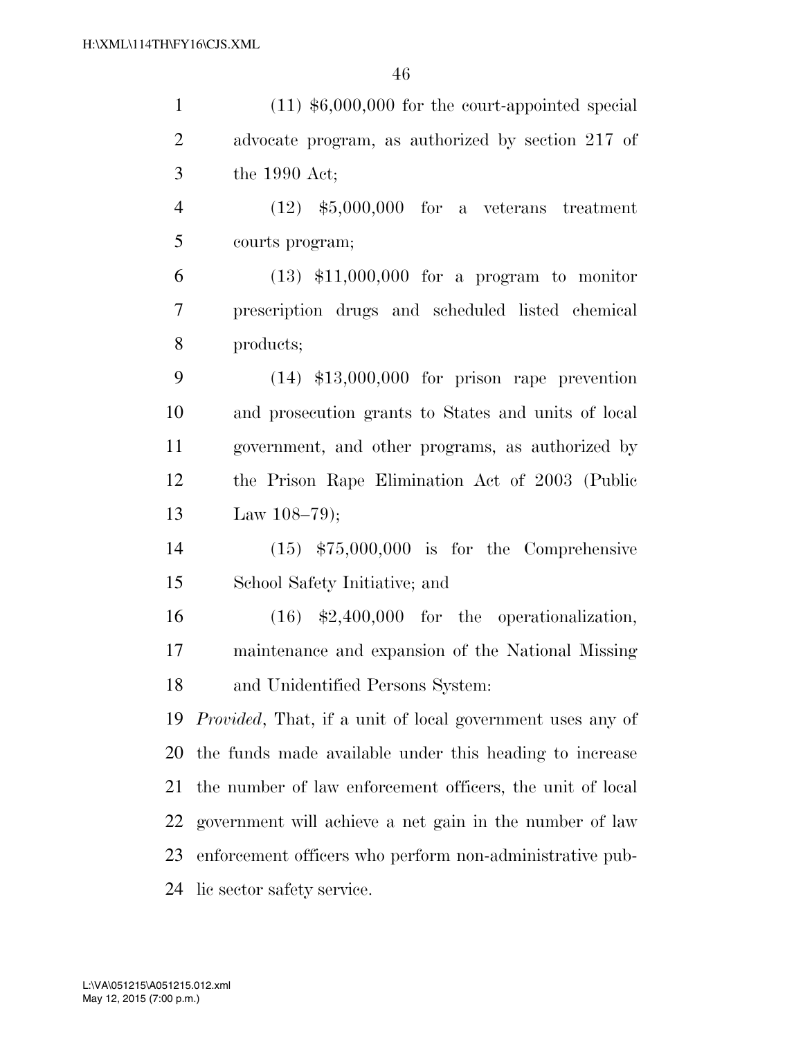(11) $6,000,000 for the court-appointed special advocate program, as authorized by section 217 of the 1990 Act;

(12) $5,000,000 for a veterans treatment courts program;

(13) $11,000,000 for a program to monitor prescription drugs and scheduled listed chemical products;

(14) $13,000,000 for prison rape prevention and prosecution grants to States and units of local government, and other programs, as authorized by the Prison Rape Elimination Act of 2003 (Public Law 108–79);

(15) $75,000,000 is for the Comprehensive School Safety Initiative; and

(16) $2,400,000 for the operationalization, maintenance and expansion of the National Missing and Unidentified Persons System:

*Provided*, That, if a unit of local government uses any of the funds made available under this heading to increase the number of law enforcement officers, the unit of local government will achieve a net gain in the number of law enforcement officers who perform non-administrative public sector safety service.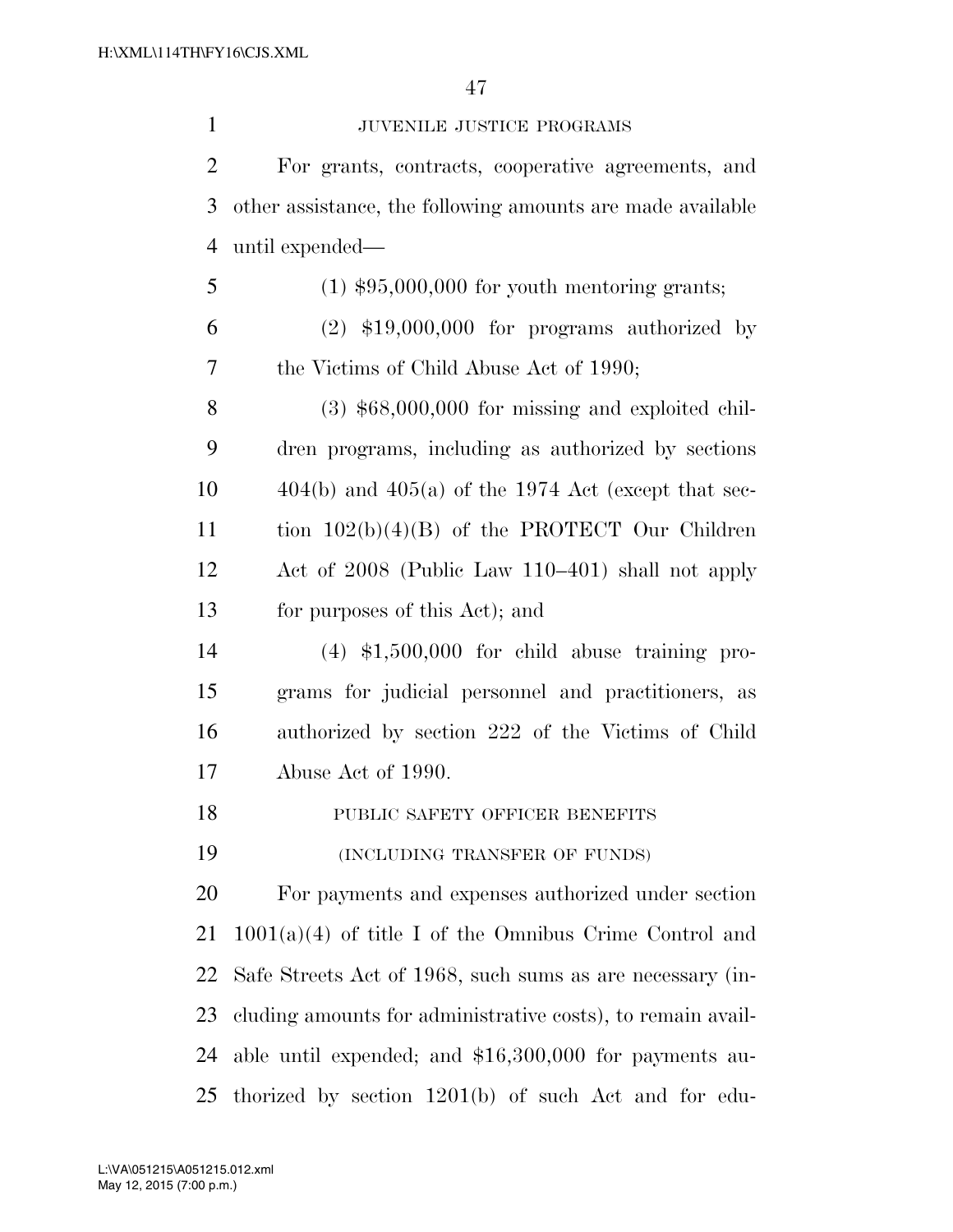## JUVENILE JUSTICE PROGRAMS

For grants, contracts, cooperative agreements, and other assistance, the following amounts are made available until expended—

(1) $95,000,000 for youth mentoring grants;

(2) $19,000,000 for programs authorized by the Victims of Child Abuse Act of 1990;

(3) $68,000,000 for missing and exploited children programs, including as authorized by sections 404(b) and 405(a) of the 1974 Act (except that section 102(b)(4)(B) of the PROTECT Our Children Act of 2008 (Public Law 110–401) shall not apply for purposes of this Act); and

(4) $1,500,000 for child abuse training programs for judicial personnel and practitioners, as authorized by section 222 of the Victims of Child Abuse Act of 1990.

## PUBLIC SAFETY OFFICER BENEFITS

### (INCLUDING TRANSFER OF FUNDS)

For payments and expenses authorized under section 1001(a)(4) of title I of the Omnibus Crime Control and Safe Streets Act of 1968, such sums as are necessary (including amounts for administrative costs), to remain available until expended; and $16,300,000 for payments authorized by section 1201(b) of such Act and for edu-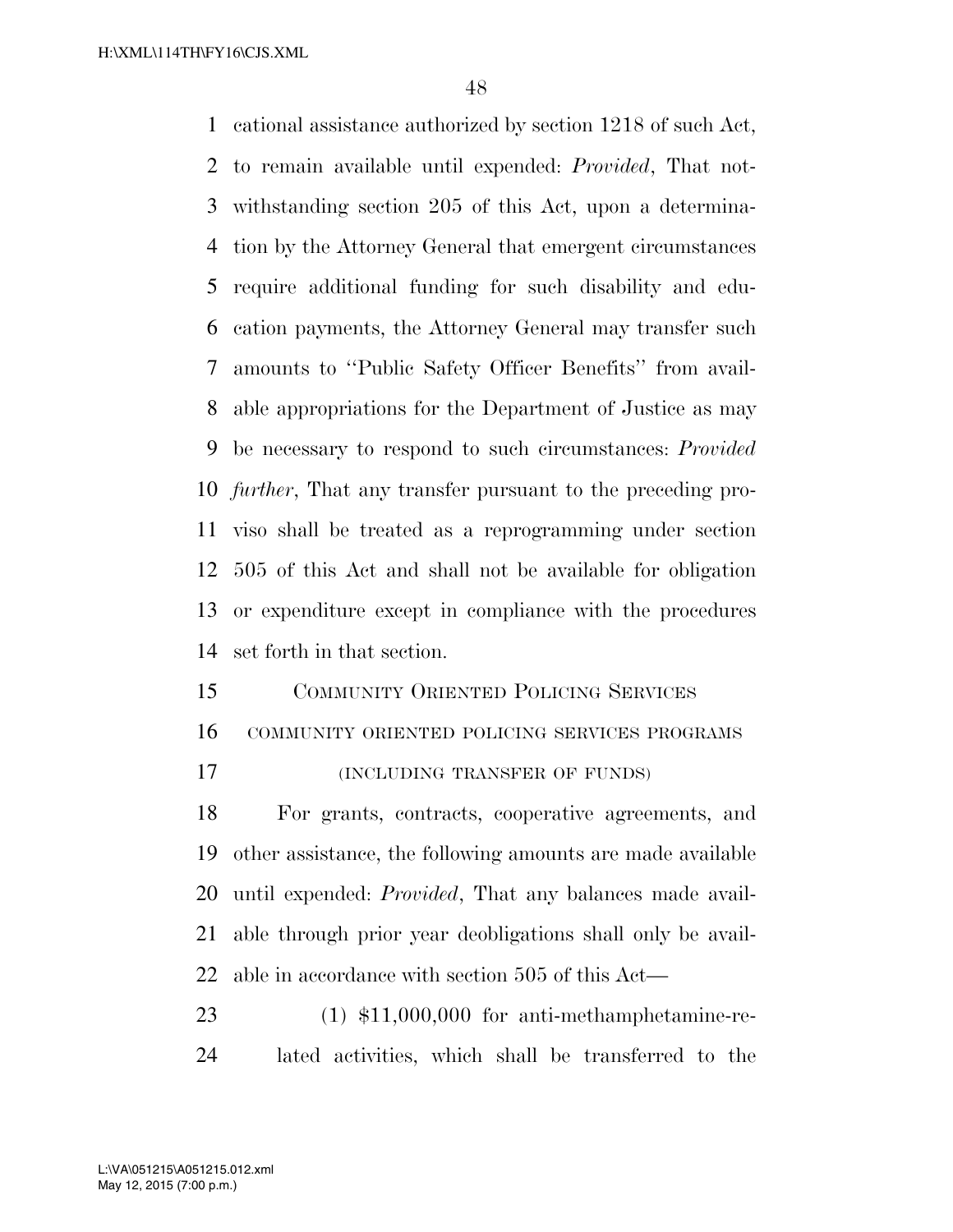cational assistance authorized by section 1218 of such Act, to remain available until expended: *Provided*, That notwithstanding section 205 of this Act, upon a determination by the Attorney General that emergent circumstances require additional funding for such disability and education payments, the Attorney General may transfer such amounts to ''Public Safety Officer Benefits'' from available appropriations for the Department of Justice as may be necessary to respond to such circumstances: *Provided further*, That any transfer pursuant to the preceding proviso shall be treated as a reprogramming under section 505 of this Act and shall not be available for obligation or expenditure except in compliance with the procedures set forth in that section.

COMMUNITY ORIENTED POLICING SERVICES

COMMUNITY ORIENTED POLICING SERVICES PROGRAMS

(INCLUDING TRANSFER OF FUNDS)

For grants, contracts, cooperative agreements, and other assistance, the following amounts are made available until expended: *Provided*, That any balances made available through prior year deobligations shall only be available in accordance with section 505 of this Act—

(1) $11,000,000 for anti-methamphetamine-related activities, which shall be transferred to the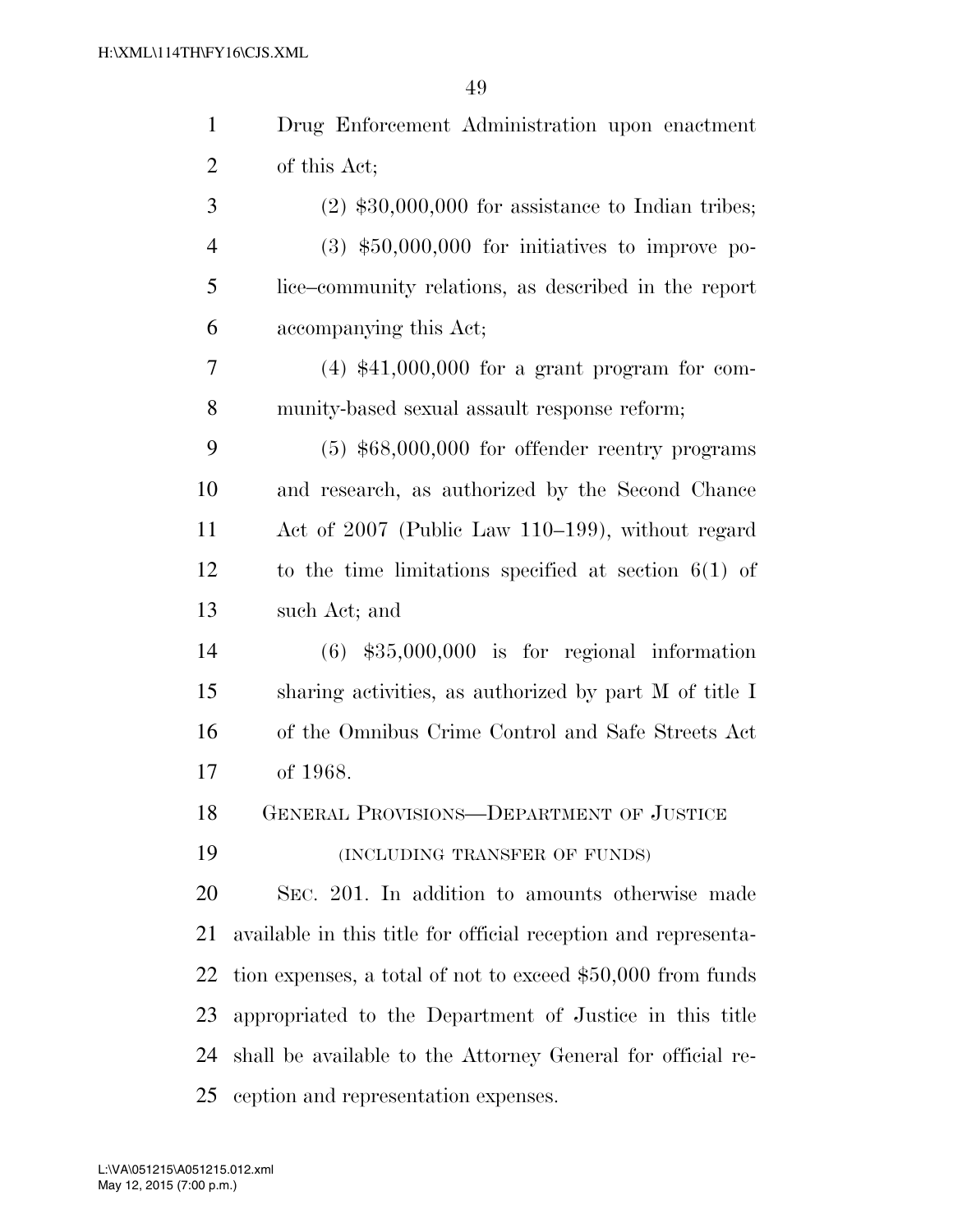Drug Enforcement Administration upon enactment of this Act;

(2) $30,000,000 for assistance to Indian tribes;

(3) $50,000,000 for initiatives to improve police–community relations, as described in the report accompanying this Act;

(4) $41,000,000 for a grant program for community-based sexual assault response reform;

(5) $68,000,000 for offender reentry programs and research, as authorized by the Second Chance Act of 2007 (Public Law 110–199), without regard to the time limitations specified at section 6(1) of such Act; and

(6) $35,000,000 is for regional information sharing activities, as authorized by part M of title I of the Omnibus Crime Control and Safe Streets Act of 1968.

GENERAL PROVISIONS—DEPARTMENT OF JUSTICE

(INCLUDING TRANSFER OF FUNDS)

SEC. 201. In addition to amounts otherwise made available in this title for official reception and representation expenses, a total of not to exceed $50,000 from funds appropriated to the Department of Justice in this title shall be available to the Attorney General for official reception and representation expenses.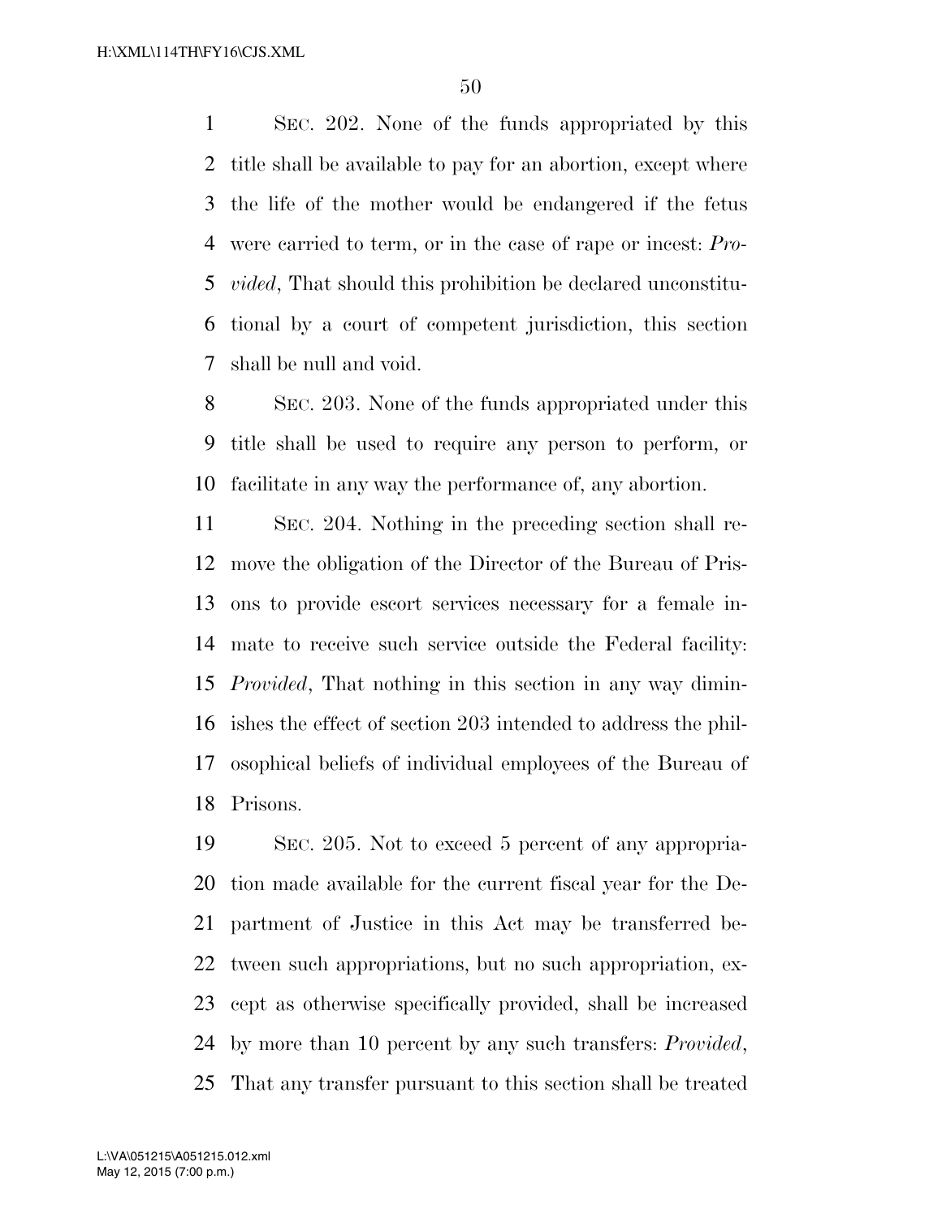SEC. 202. None of the funds appropriated by this title shall be available to pay for an abortion, except where the life of the mother would be endangered if the fetus were carried to term, or in the case of rape or incest: *Provided*, That should this prohibition be declared unconstitutional by a court of competent jurisdiction, this section shall be null and void.

SEC. 203. None of the funds appropriated under this title shall be used to require any person to perform, or facilitate in any way the performance of, any abortion.

SEC. 204. Nothing in the preceding section shall remove the obligation of the Director of the Bureau of Prisons to provide escort services necessary for a female inmate to receive such service outside the Federal facility: *Provided*, That nothing in this section in any way diminishes the effect of section 203 intended to address the philosophical beliefs of individual employees of the Bureau of Prisons.

SEC. 205. Not to exceed 5 percent of any appropriation made available for the current fiscal year for the Department of Justice in this Act may be transferred between such appropriations, but no such appropriation, except as otherwise specifically provided, shall be increased by more than 10 percent by any such transfers: *Provided*, That any transfer pursuant to this section shall be treated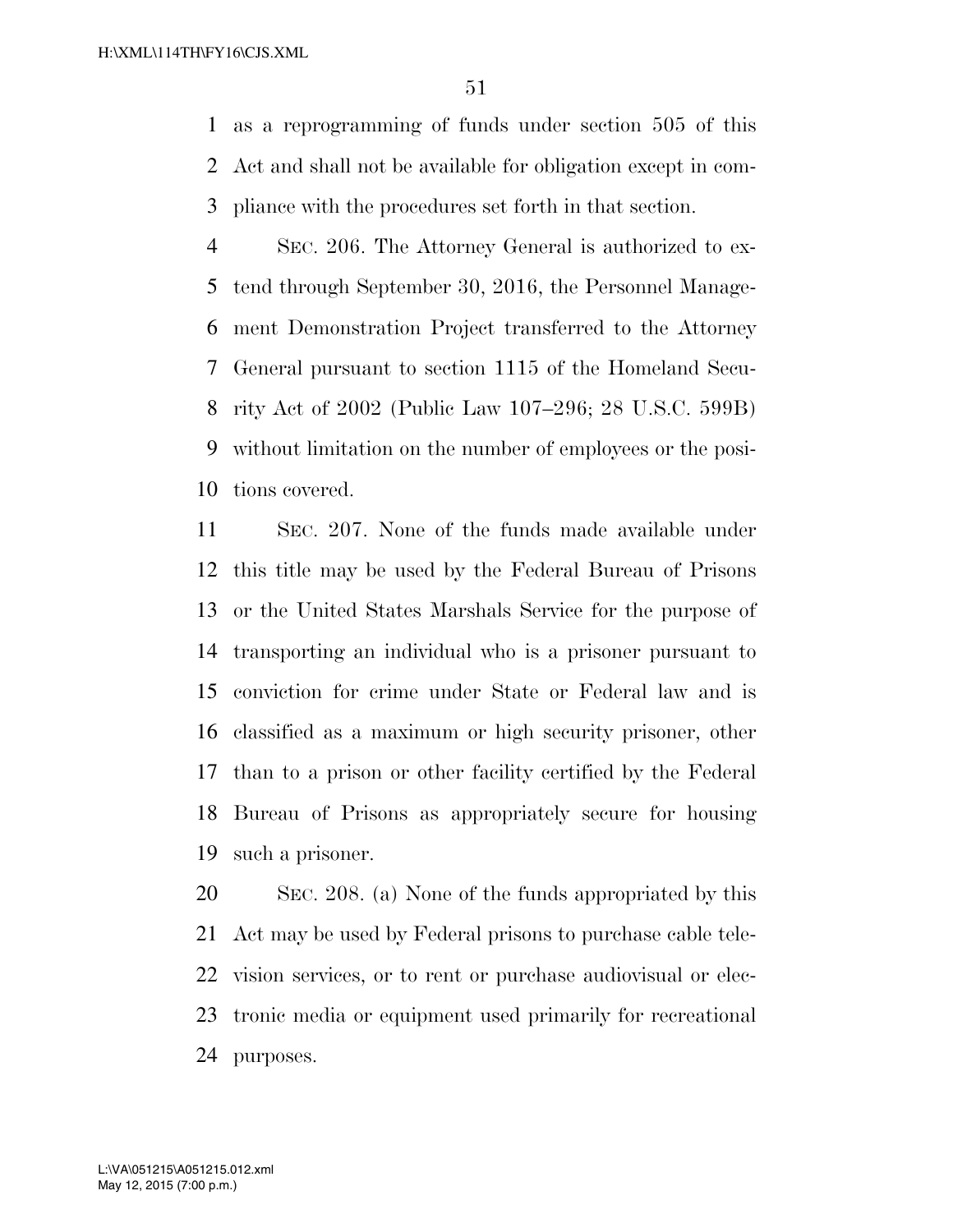as a reprogramming of funds under section 505 of this Act and shall not be available for obligation except in compliance with the procedures set forth in that section.

SEC. 206. The Attorney General is authorized to extend through September 30, 2016, the Personnel Management Demonstration Project transferred to the Attorney General pursuant to section 1115 of the Homeland Security Act of 2002 (Public Law 107–296; 28 U.S.C. 599B) without limitation on the number of employees or the positions covered.

SEC. 207. None of the funds made available under this title may be used by the Federal Bureau of Prisons or the United States Marshals Service for the purpose of transporting an individual who is a prisoner pursuant to conviction for crime under State or Federal law and is classified as a maximum or high security prisoner, other than to a prison or other facility certified by the Federal Bureau of Prisons as appropriately secure for housing such a prisoner.

SEC. 208. (a) None of the funds appropriated by this Act may be used by Federal prisons to purchase cable television services, or to rent or purchase audiovisual or electronic media or equipment used primarily for recreational purposes.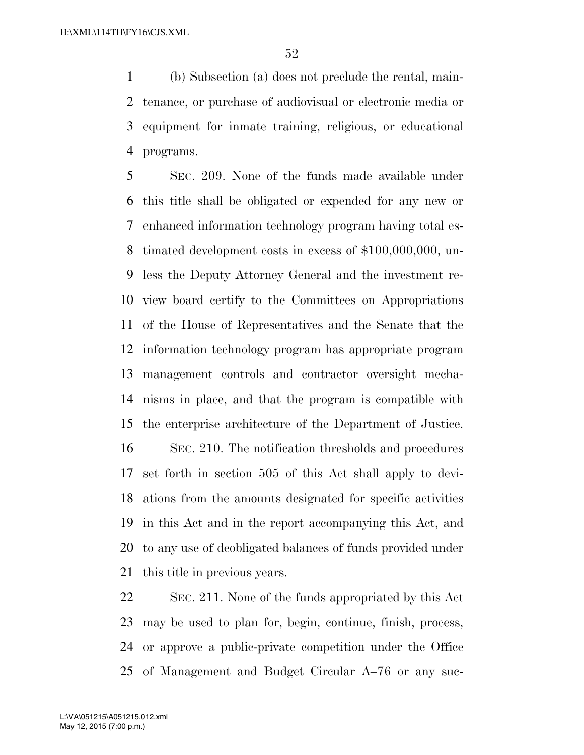(b) Subsection (a) does not preclude the rental, maintenance, or purchase of audiovisual or electronic media or equipment for inmate training, religious, or educational programs.

SEC. 209. None of the funds made available under this title shall be obligated or expended for any new or enhanced information technology program having total estimated development costs in excess of $100,000,000, unless the Deputy Attorney General and the investment review board certify to the Committees on Appropriations of the House of Representatives and the Senate that the information technology program has appropriate program management controls and contractor oversight mechanisms in place, and that the program is compatible with the enterprise architecture of the Department of Justice.

SEC. 210. The notification thresholds and procedures set forth in section 505 of this Act shall apply to deviations from the amounts designated for specific activities in this Act and in the report accompanying this Act, and to any use of deobligated balances of funds provided under this title in previous years.

SEC. 211. None of the funds appropriated by this Act may be used to plan for, begin, continue, finish, process, or approve a public-private competition under the Office of Management and Budget Circular A–76 or any suc-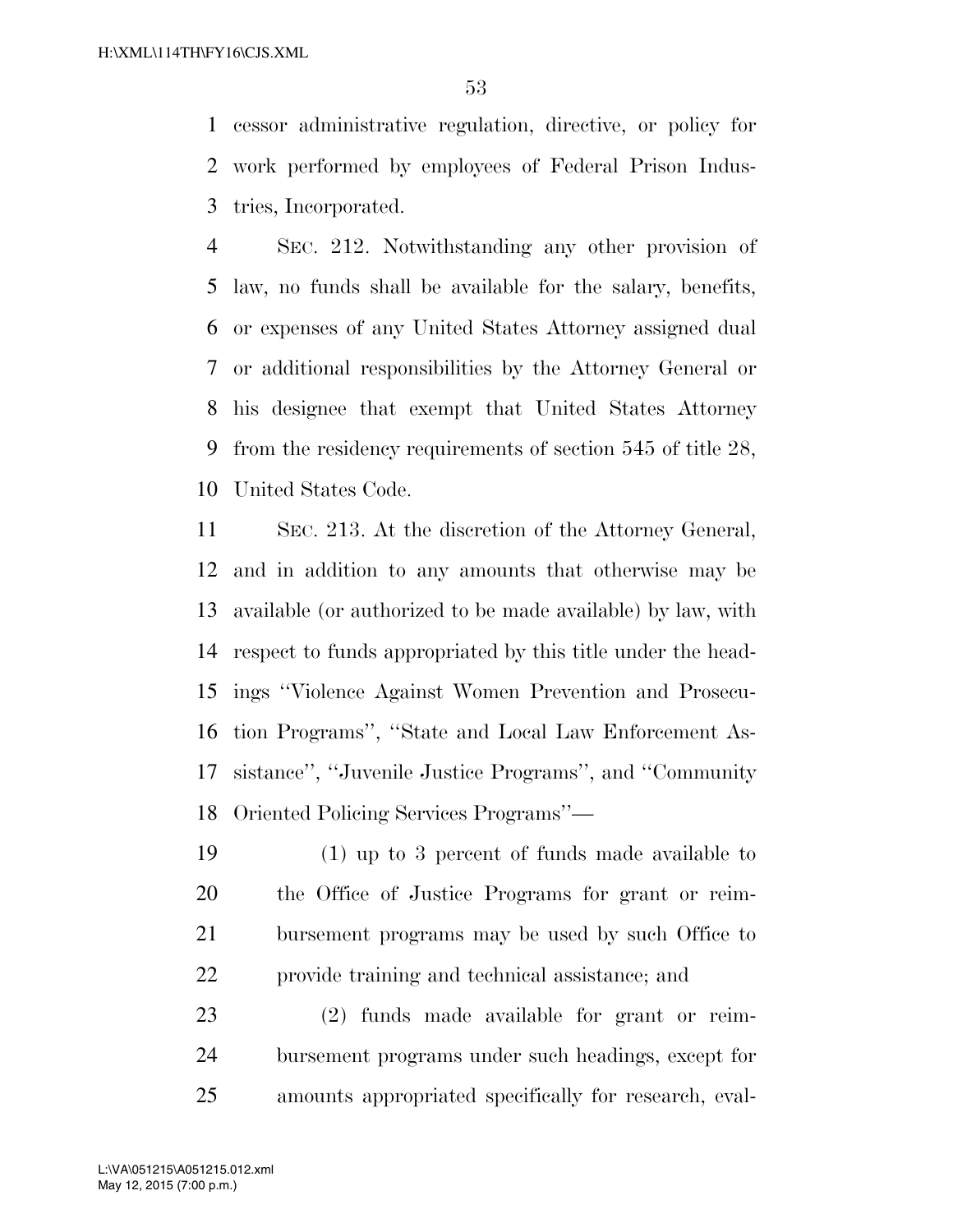cessor administrative regulation, directive, or policy for work performed by employees of Federal Prison Industries, Incorporated.

SEC. 212. Notwithstanding any other provision of law, no funds shall be available for the salary, benefits, or expenses of any United States Attorney assigned dual or additional responsibilities by the Attorney General or his designee that exempt that United States Attorney from the residency requirements of section 545 of title 28, United States Code.

SEC. 213. At the discretion of the Attorney General, and in addition to any amounts that otherwise may be available (or authorized to be made available) by law, with respect to funds appropriated by this title under the headings ''Violence Against Women Prevention and Prosecution Programs'', ''State and Local Law Enforcement Assistance'', ''Juvenile Justice Programs'', and ''Community Oriented Policing Services Programs''—

(1) up to 3 percent of funds made available to the Office of Justice Programs for grant or reimbursement programs may be used by such Office to provide training and technical assistance; and

(2) funds made available for grant or reimbursement programs under such headings, except for amounts appropriated specifically for research, eval-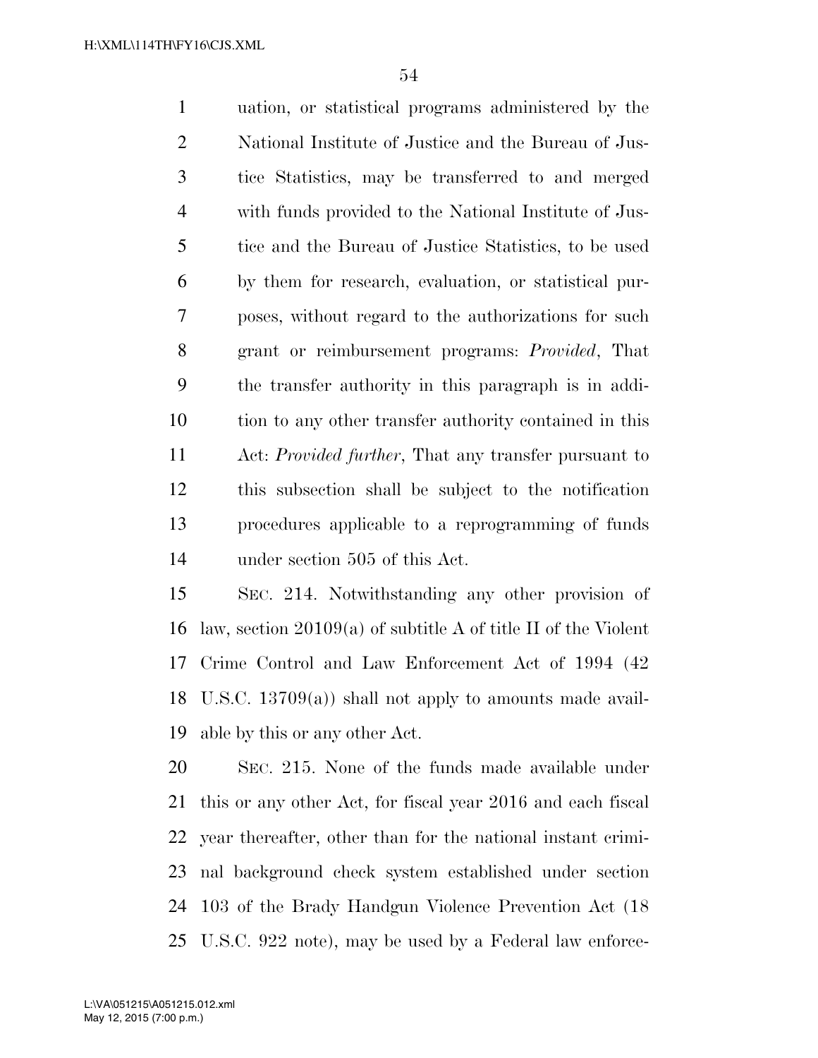uation, or statistical programs administered by the National Institute of Justice and the Bureau of Justice Statistics, may be transferred to and merged with funds provided to the National Institute of Justice and the Bureau of Justice Statistics, to be used by them for research, evaluation, or statistical purposes, without regard to the authorizations for such grant or reimbursement programs: *Provided*, That the transfer authority in this paragraph is in addition to any other transfer authority contained in this Act: *Provided further*, That any transfer pursuant to this subsection shall be subject to the notification procedures applicable to a reprogramming of funds under section 505 of this Act.

SEC. 214. Notwithstanding any other provision of law, section 20109(a) of subtitle A of title II of the Violent Crime Control and Law Enforcement Act of 1994 (42 U.S.C. 13709(a)) shall not apply to amounts made available by this or any other Act.

SEC. 215. None of the funds made available under this or any other Act, for fiscal year 2016 and each fiscal year thereafter, other than for the national instant criminal background check system established under section 103 of the Brady Handgun Violence Prevention Act (18 U.S.C. 922 note), may be used by a Federal law enforce-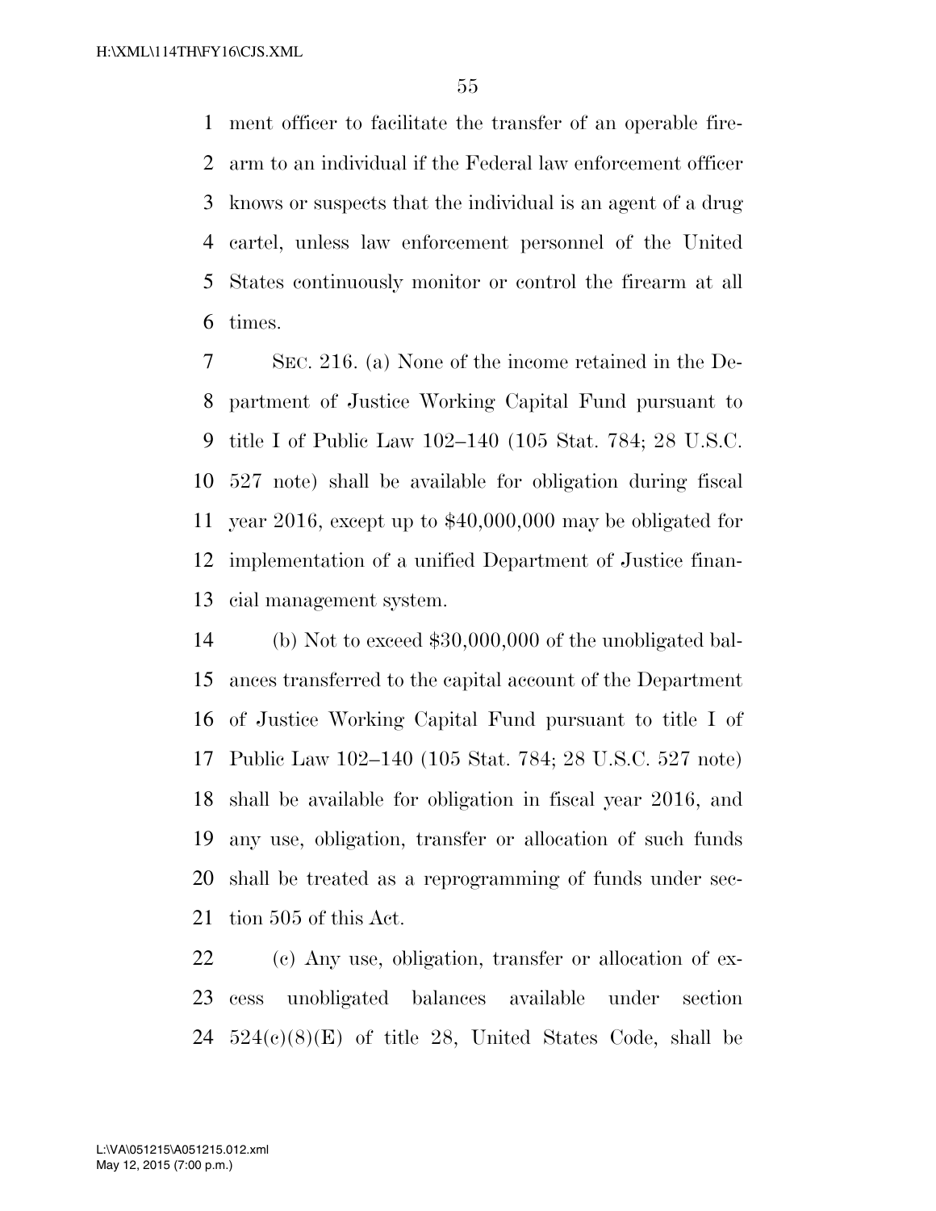ment officer to facilitate the transfer of an operable firearm to an individual if the Federal law enforcement officer knows or suspects that the individual is an agent of a drug cartel, unless law enforcement personnel of the United States continuously monitor or control the firearm at all times.

SEC. 216. (a) None of the income retained in the Department of Justice Working Capital Fund pursuant to title I of Public Law 102–140 (105 Stat. 784; 28 U.S.C. 527 note) shall be available for obligation during fiscal year 2016, except up to $40,000,000 may be obligated for implementation of a unified Department of Justice financial management system.

(b) Not to exceed $30,000,000 of the unobligated balances transferred to the capital account of the Department of Justice Working Capital Fund pursuant to title I of Public Law 102–140 (105 Stat. 784; 28 U.S.C. 527 note) shall be available for obligation in fiscal year 2016, and any use, obligation, transfer or allocation of such funds shall be treated as a reprogramming of funds under section 505 of this Act.

(c) Any use, obligation, transfer or allocation of excess unobligated balances available under section 524(c)(8)(E) of title 28, United States Code, shall be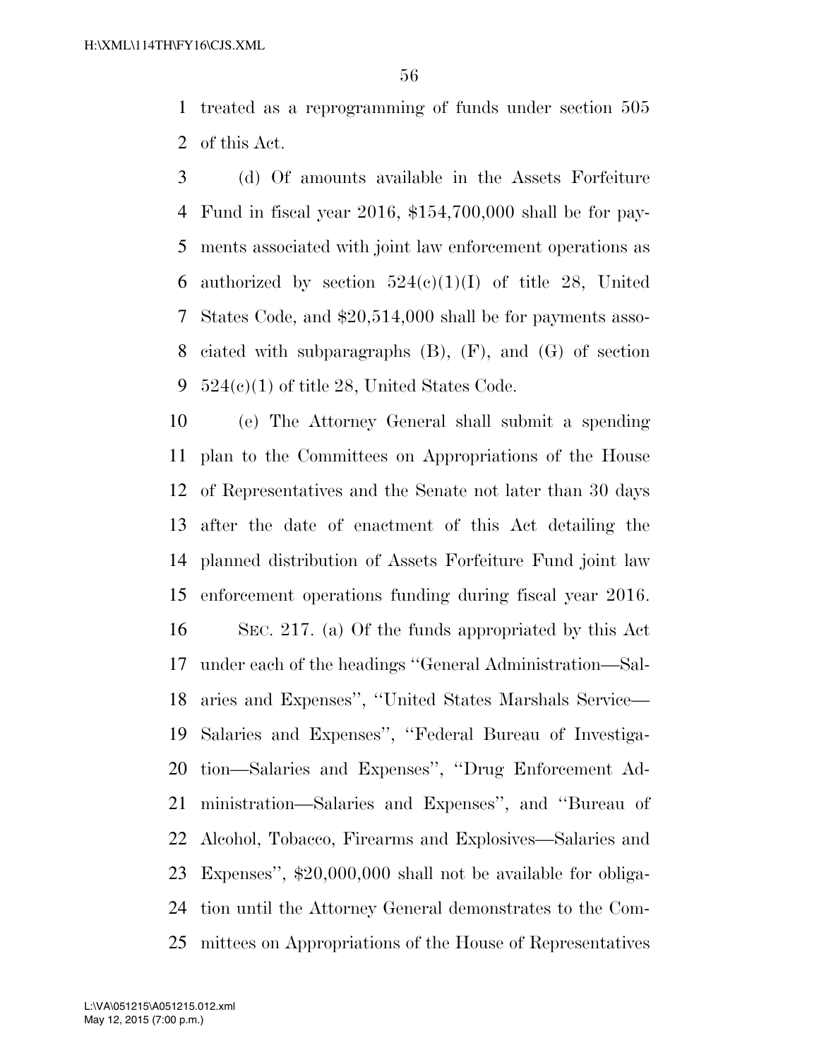treated as a reprogramming of funds under section 505 of this Act.

(d) Of amounts available in the Assets Forfeiture Fund in fiscal year 2016, $154,700,000 shall be for payments associated with joint law enforcement operations as authorized by section 524(c)(1)(I) of title 28, United States Code, and $20,514,000 shall be for payments associated with subparagraphs (B), (F), and (G) of section 524(c)(1) of title 28, United States Code.

(e) The Attorney General shall submit a spending plan to the Committees on Appropriations of the House of Representatives and the Senate not later than 30 days after the date of enactment of this Act detailing the planned distribution of Assets Forfeiture Fund joint law enforcement operations funding during fiscal year 2016.

SEC. 217. (a) Of the funds appropriated by this Act under each of the headings ''General Administration—Salaries and Expenses'', ''United States Marshals Service—Salaries and Expenses'', ''Federal Bureau of Investigation—Salaries and Expenses'', ''Drug Enforcement Administration—Salaries and Expenses'', and ''Bureau of Alcohol, Tobacco, Firearms and Explosives—Salaries and Expenses'', $20,000,000 shall not be available for obligation until the Attorney General demonstrates to the Committees on Appropriations of the House of Representatives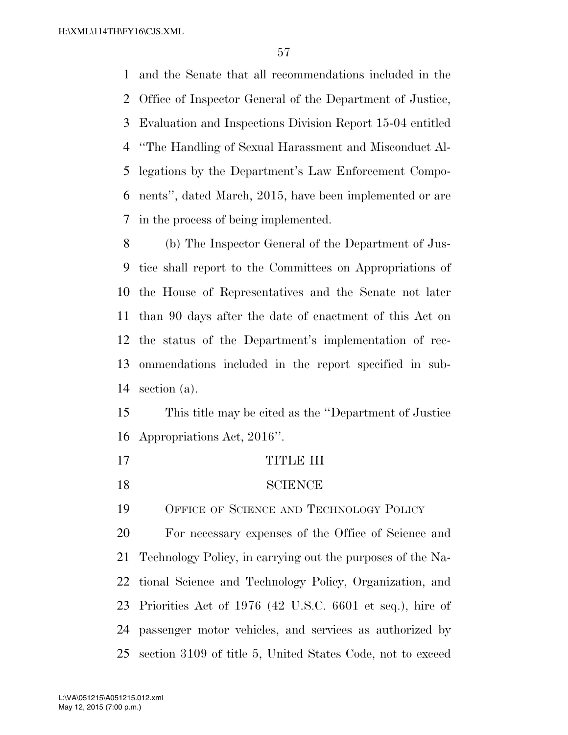and the Senate that all recommendations included in the Office of Inspector General of the Department of Justice, Evaluation and Inspections Division Report 15-04 entitled "The Handling of Sexual Harassment and Misconduct Allegations by the Department's Law Enforcement Components", dated March, 2015, have been implemented or are in the process of being implemented.

(b) The Inspector General of the Department of Justice shall report to the Committees on Appropriations of the House of Representatives and the Senate not later than 90 days after the date of enactment of this Act on the status of the Department's implementation of recommendations included in the report specified in subsection (a).

This title may be cited as the "Department of Justice Appropriations Act, 2016".

# TITLE III

# SCIENCE

## OFFICE OF SCIENCE AND TECHNOLOGY POLICY

For necessary expenses of the Office of Science and Technology Policy, in carrying out the purposes of the National Science and Technology Policy, Organization, and Priorities Act of 1976 (42 U.S.C. 6601 et seq.), hire of passenger motor vehicles, and services as authorized by section 3109 of title 5, United States Code, not to exceed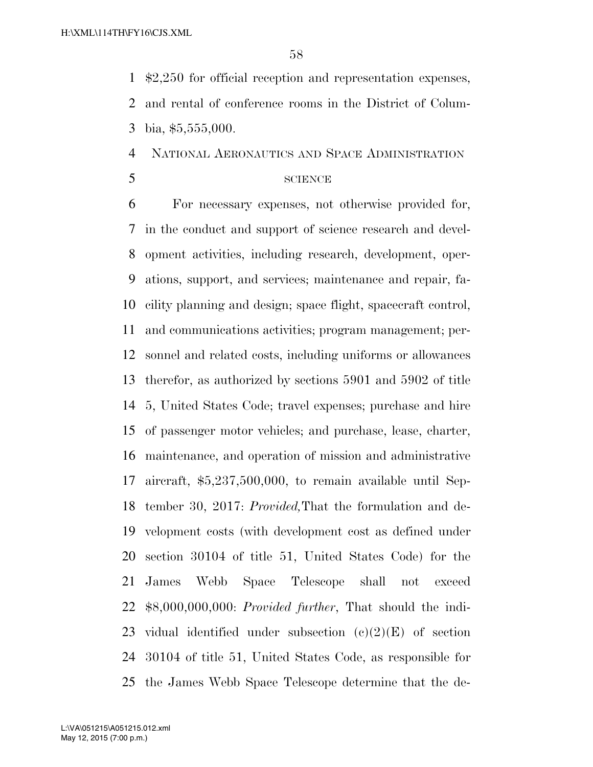$2,250 for official reception and representation expenses, and rental of conference rooms in the District of Columbia, $5,555,000.

## National Aeronautics and Space Administration

### science

For necessary expenses, not otherwise provided for, in the conduct and support of science research and development activities, including research, development, operations, support, and services; maintenance and repair, facility planning and design; space flight, spacecraft control, and communications activities; program management; personnel and related costs, including uniforms or allowances therefor, as authorized by sections 5901 and 5902 of title 5, United States Code; travel expenses; purchase and hire of passenger motor vehicles; and purchase, lease, charter, maintenance, and operation of mission and administrative aircraft, $5,237,500,000, to remain available until September 30, 2017: *Provided,* That the formulation and development costs (with development cost as defined under section 30104 of title 51, United States Code) for the James Webb Space Telescope shall not exceed $8,000,000,000: *Provided further*, That should the individual identified under subsection (c)(2)(E) of section 30104 of title 51, United States Code, as responsible for the James Webb Space Telescope determine that the de-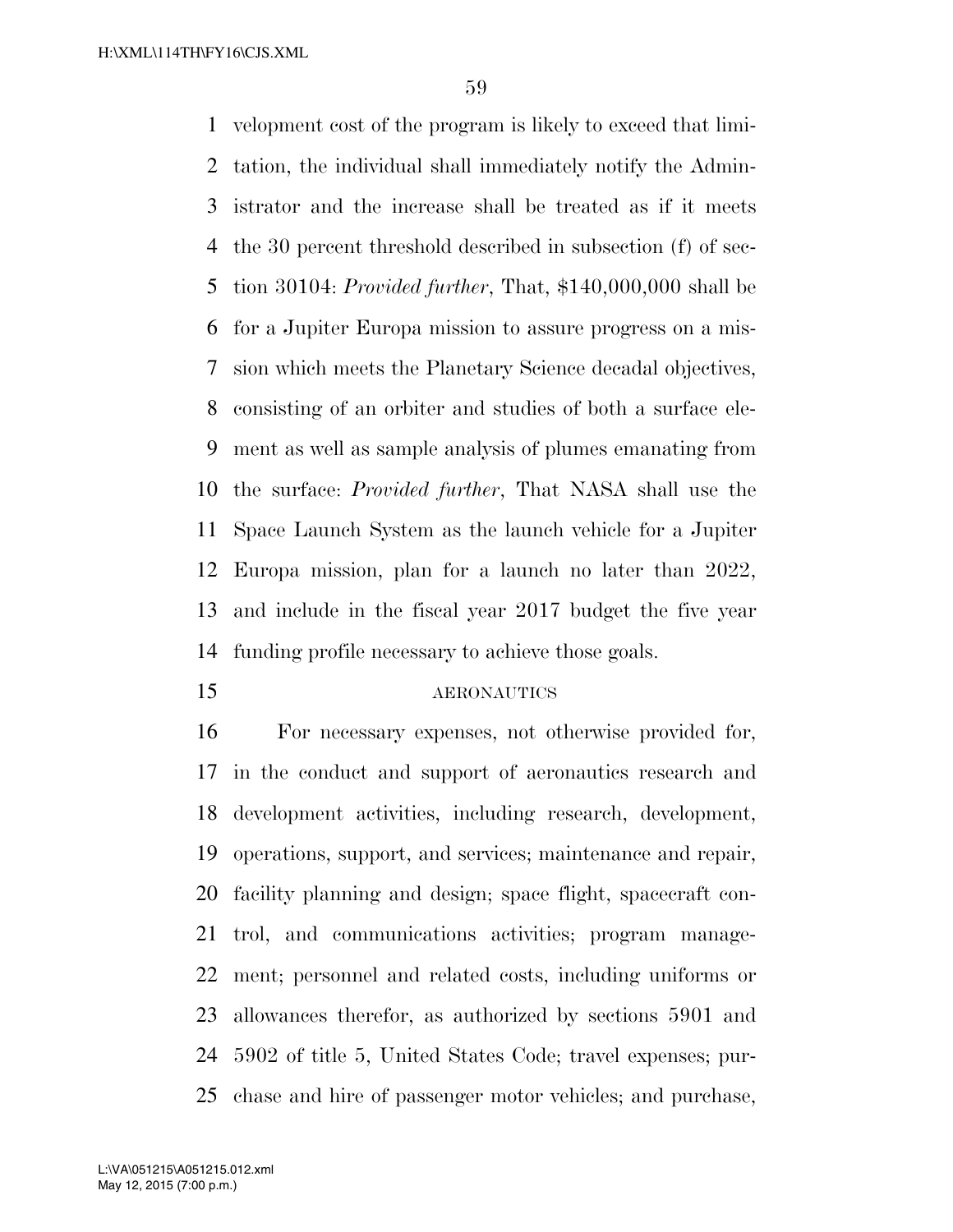velopment cost of the program is likely to exceed that limitation, the individual shall immediately notify the Administrator and the increase shall be treated as if it meets the 30 percent threshold described in subsection (f) of section 30104: *Provided further*, That, $140,000,000 shall be for a Jupiter Europa mission to assure progress on a mission which meets the Planetary Science decadal objectives, consisting of an orbiter and studies of both a surface element as well as sample analysis of plumes emanating from the surface: *Provided further*, That NASA shall use the Space Launch System as the launch vehicle for a Jupiter Europa mission, plan for a launch no later than 2022, and include in the fiscal year 2017 budget the five year funding profile necessary to achieve those goals.

AERONAUTICS

For necessary expenses, not otherwise provided for, in the conduct and support of aeronautics research and development activities, including research, development, operations, support, and services; maintenance and repair, facility planning and design; space flight, spacecraft control, and communications activities; program management; personnel and related costs, including uniforms or allowances therefor, as authorized by sections 5901 and 5902 of title 5, United States Code; travel expenses; purchase and hire of passenger motor vehicles; and purchase,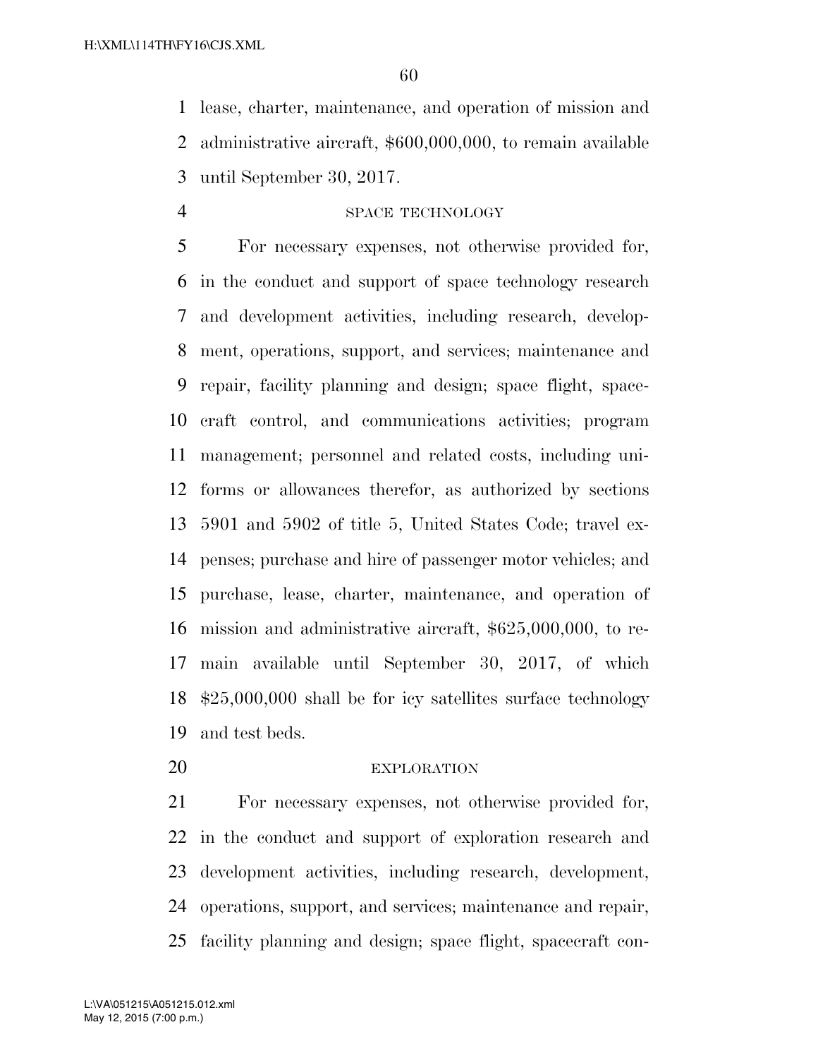lease, charter, maintenance, and operation of mission and administrative aircraft, $600,000,000, to remain available until September 30, 2017.

SPACE TECHNOLOGY

For necessary expenses, not otherwise provided for, in the conduct and support of space technology research and development activities, including research, development, operations, support, and services; maintenance and repair, facility planning and design; space flight, spacecraft control, and communications activities; program management; personnel and related costs, including uniforms or allowances therefor, as authorized by sections 5901 and 5902 of title 5, United States Code; travel expenses; purchase and hire of passenger motor vehicles; and purchase, lease, charter, maintenance, and operation of mission and administrative aircraft, $625,000,000, to remain available until September 30, 2017, of which $25,000,000 shall be for icy satellites surface technology and test beds.

EXPLORATION

For necessary expenses, not otherwise provided for, in the conduct and support of exploration research and development activities, including research, development, operations, support, and services; maintenance and repair, facility planning and design; space flight, spacecraft con-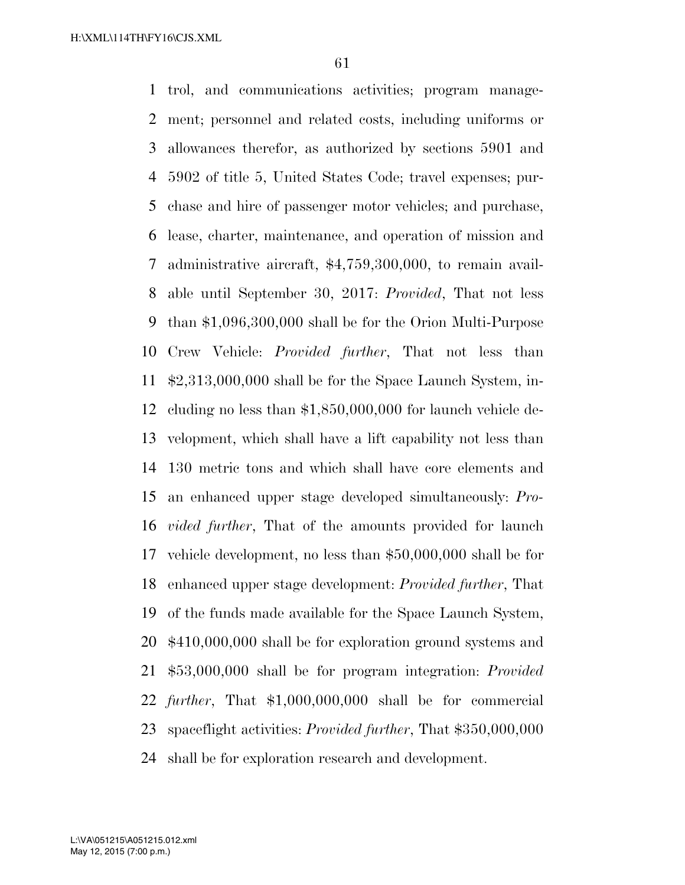trol, and communications activities; program management; personnel and related costs, including uniforms or allowances therefor, as authorized by sections 5901 and 5902 of title 5, United States Code; travel expenses; purchase and hire of passenger motor vehicles; and purchase, lease, charter, maintenance, and operation of mission and administrative aircraft, $4,759,300,000, to remain available until September 30, 2017: *Provided*, That not less than $1,096,300,000 shall be for the Orion Multi-Purpose Crew Vehicle: *Provided further*, That not less than $2,313,000,000 shall be for the Space Launch System, including no less than $1,850,000,000 for launch vehicle development, which shall have a lift capability not less than 130 metric tons and which shall have core elements and an enhanced upper stage developed simultaneously: *Provided further*, That of the amounts provided for launch vehicle development, no less than $50,000,000 shall be for enhanced upper stage development: *Provided further*, That of the funds made available for the Space Launch System, $410,000,000 shall be for exploration ground systems and $53,000,000 shall be for program integration: *Provided further*, That $1,000,000,000 shall be for commercial spaceflight activities: *Provided further*, That $350,000,000 shall be for exploration research and development.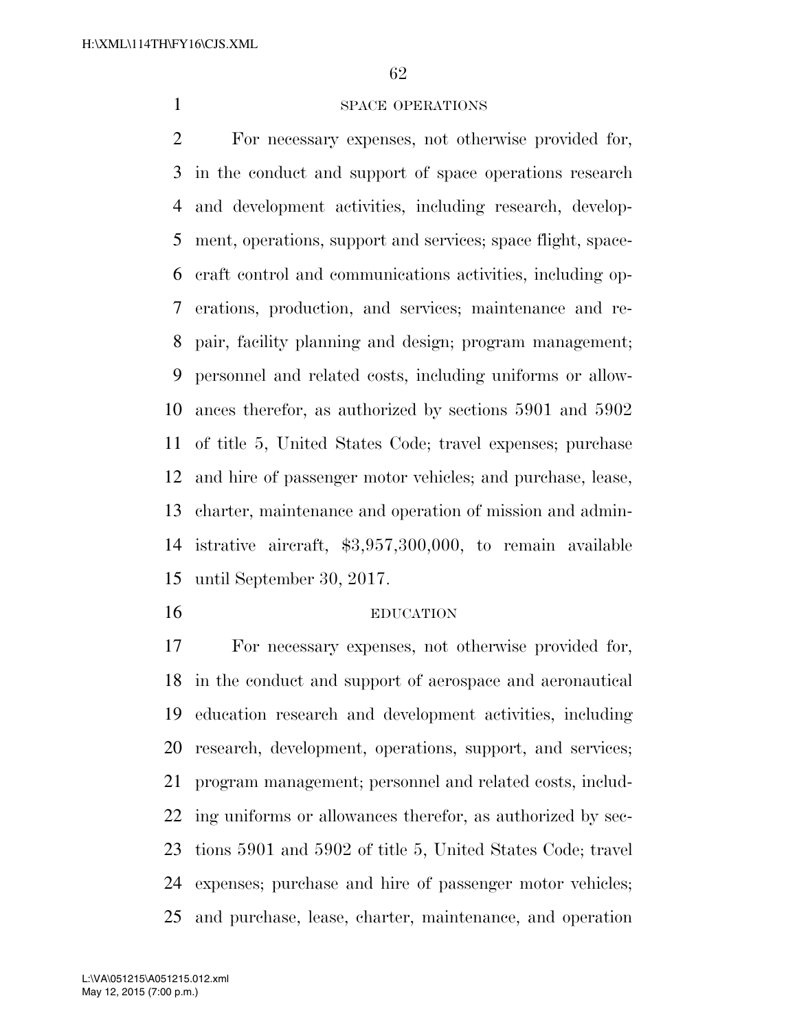SPACE OPERATIONS

For necessary expenses, not otherwise provided for, in the conduct and support of space operations research and development activities, including research, development, operations, support and services; space flight, spacecraft control and communications activities, including operations, production, and services; maintenance and repair, facility planning and design; program management; personnel and related costs, including uniforms or allowances therefor, as authorized by sections 5901 and 5902 of title 5, United States Code; travel expenses; purchase and hire of passenger motor vehicles; and purchase, lease, charter, maintenance and operation of mission and administrative aircraft, $3,957,300,000, to remain available until September 30, 2017.

EDUCATION

For necessary expenses, not otherwise provided for, in the conduct and support of aerospace and aeronautical education research and development activities, including research, development, operations, support, and services; program management; personnel and related costs, including uniforms or allowances therefor, as authorized by sections 5901 and 5902 of title 5, United States Code; travel expenses; purchase and hire of passenger motor vehicles; and purchase, lease, charter, maintenance, and operation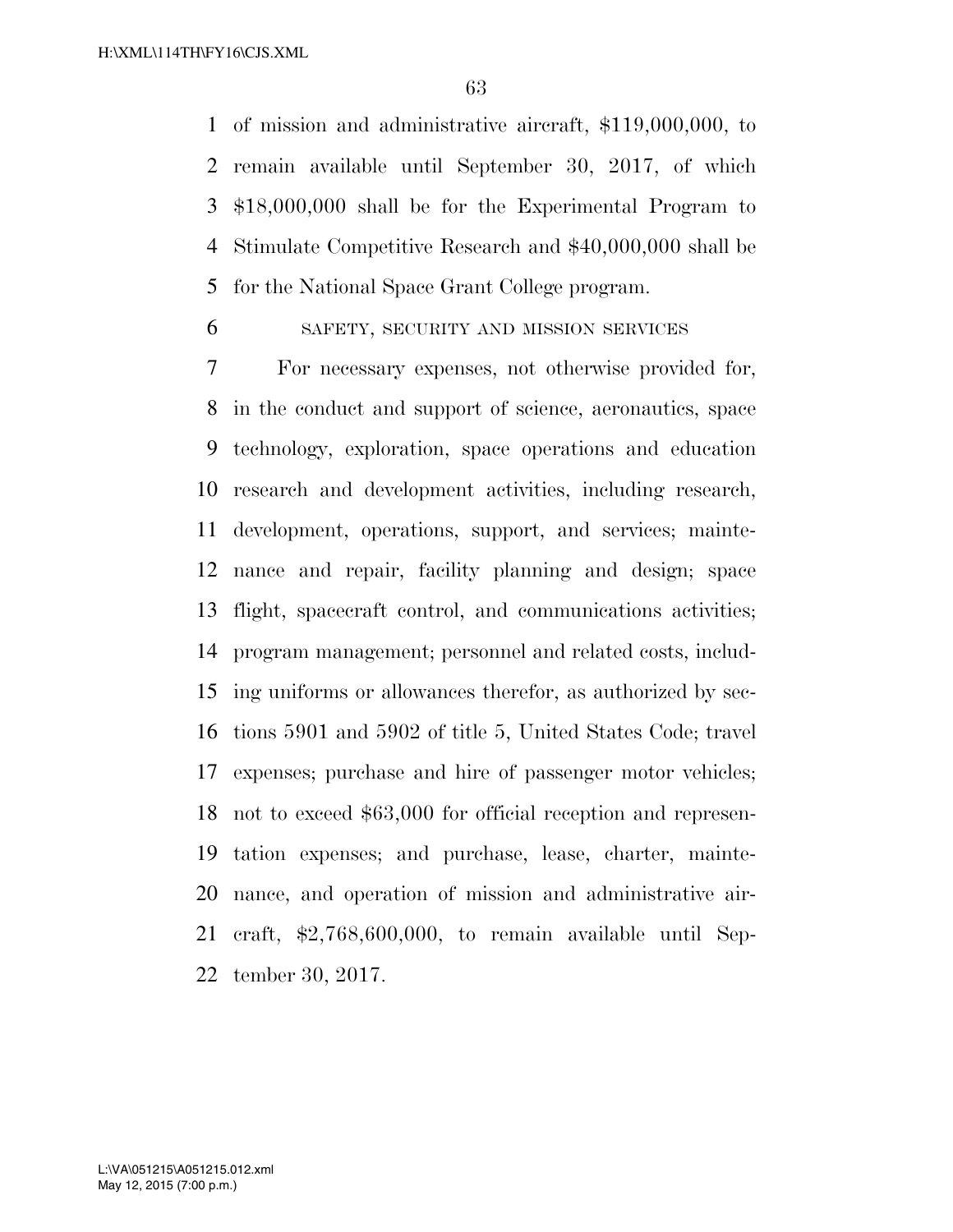of mission and administrative aircraft, $119,000,000, to remain available until September 30, 2017, of which $18,000,000 shall be for the Experimental Program to Stimulate Competitive Research and $40,000,000 shall be for the National Space Grant College program.

SAFETY, SECURITY AND MISSION SERVICES

For necessary expenses, not otherwise provided for, in the conduct and support of science, aeronautics, space technology, exploration, space operations and education research and development activities, including research, development, operations, support, and services; maintenance and repair, facility planning and design; space flight, spacecraft control, and communications activities; program management; personnel and related costs, including uniforms or allowances therefor, as authorized by sections 5901 and 5902 of title 5, United States Code; travel expenses; purchase and hire of passenger motor vehicles; not to exceed $63,000 for official reception and representation expenses; and purchase, lease, charter, maintenance, and operation of mission and administrative aircraft, $2,768,600,000, to remain available until September 30, 2017.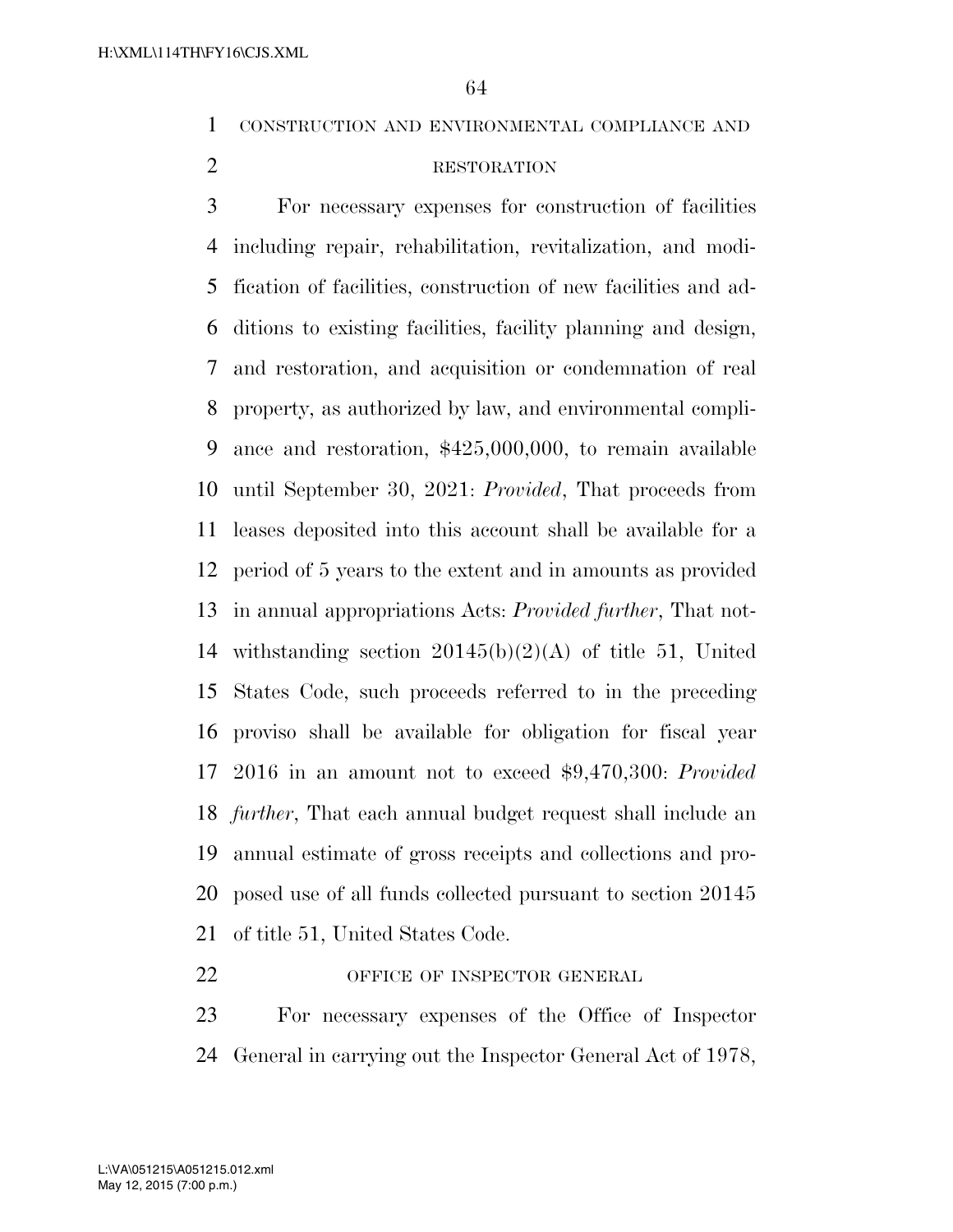CONSTRUCTION AND ENVIRONMENTAL COMPLIANCE AND RESTORATION

For necessary expenses for construction of facilities including repair, rehabilitation, revitalization, and modification of facilities, construction of new facilities and additions to existing facilities, facility planning and design, and restoration, and acquisition or condemnation of real property, as authorized by law, and environmental compliance and restoration, $425,000,000, to remain available until September 30, 2021: *Provided*, That proceeds from leases deposited into this account shall be available for a period of 5 years to the extent and in amounts as provided in annual appropriations Acts: *Provided further*, That notwithstanding section 20145(b)(2)(A) of title 51, United States Code, such proceeds referred to in the preceding proviso shall be available for obligation for fiscal year 2016 in an amount not to exceed $9,470,300: *Provided further*, That each annual budget request shall include an annual estimate of gross receipts and collections and proposed use of all funds collected pursuant to section 20145 of title 51, United States Code.

OFFICE OF INSPECTOR GENERAL

For necessary expenses of the Office of Inspector General in carrying out the Inspector General Act of 1978,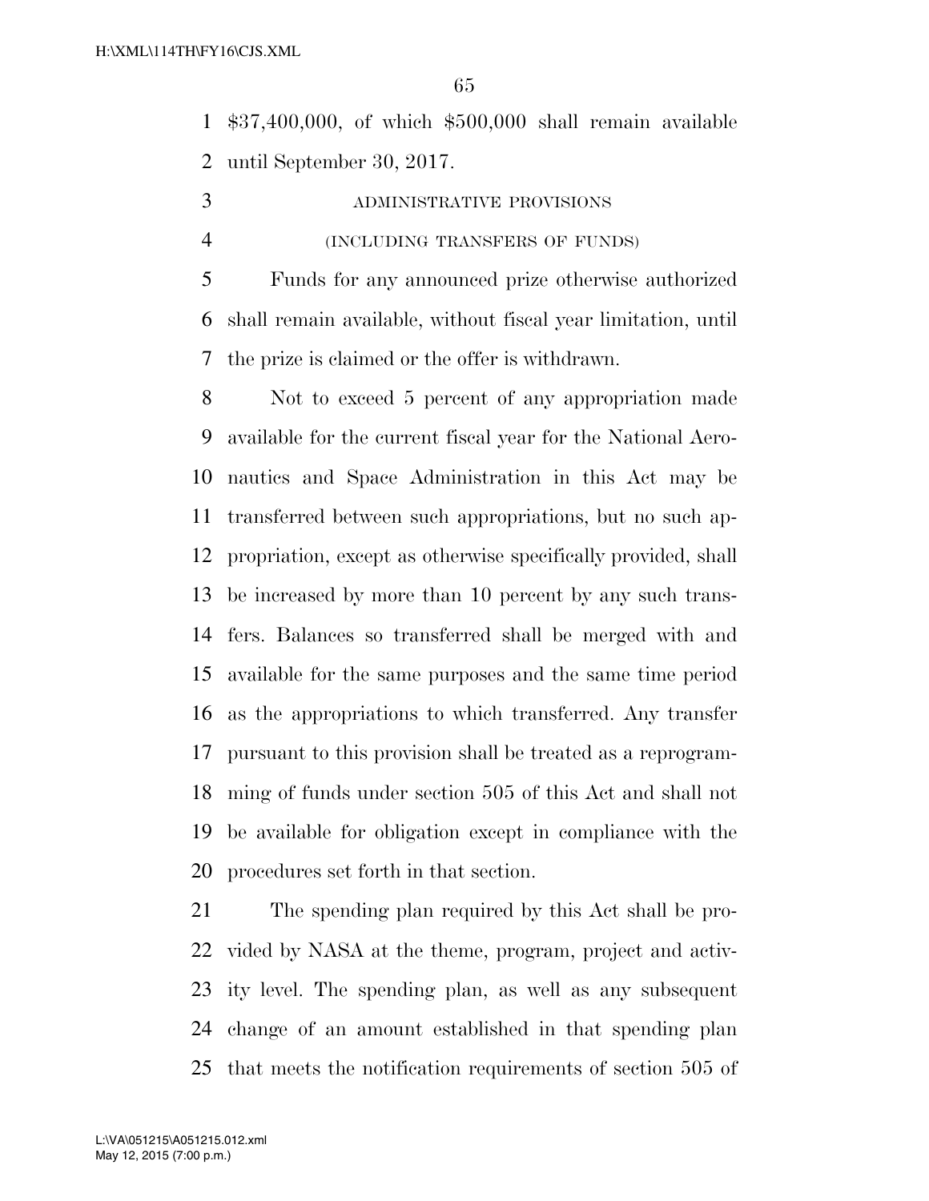$37,400,000, of which $500,000 shall remain available until September 30, 2017.

ADMINISTRATIVE PROVISIONS

(INCLUDING TRANSFERS OF FUNDS)

Funds for any announced prize otherwise authorized shall remain available, without fiscal year limitation, until the prize is claimed or the offer is withdrawn.

Not to exceed 5 percent of any appropriation made available for the current fiscal year for the National Aeronautics and Space Administration in this Act may be transferred between such appropriations, but no such appropriation, except as otherwise specifically provided, shall be increased by more than 10 percent by any such transfers. Balances so transferred shall be merged with and available for the same purposes and the same time period as the appropriations to which transferred. Any transfer pursuant to this provision shall be treated as a reprogramming of funds under section 505 of this Act and shall not be available for obligation except in compliance with the procedures set forth in that section.

The spending plan required by this Act shall be provided by NASA at the theme, program, project and activity level. The spending plan, as well as any subsequent change of an amount established in that spending plan that meets the notification requirements of section 505 of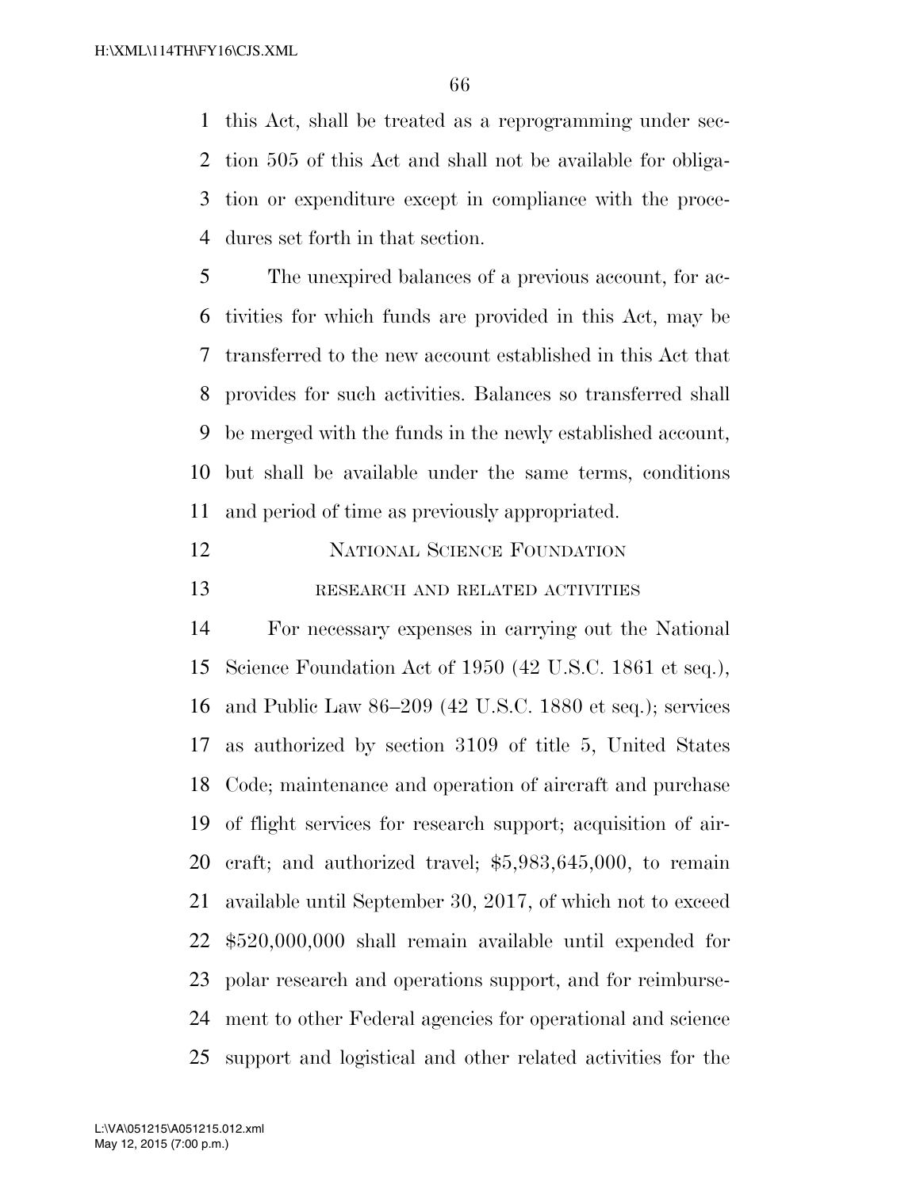this Act, shall be treated as a reprogramming under section 505 of this Act and shall not be available for obligation or expenditure except in compliance with the procedures set forth in that section.

The unexpired balances of a previous account, for activities for which funds are provided in this Act, may be transferred to the new account established in this Act that provides for such activities. Balances so transferred shall be merged with the funds in the newly established account, but shall be available under the same terms, conditions and period of time as previously appropriated.

## NATIONAL SCIENCE FOUNDATION

### RESEARCH AND RELATED ACTIVITIES

For necessary expenses in carrying out the National Science Foundation Act of 1950 (42 U.S.C. 1861 et seq.), and Public Law 86–209 (42 U.S.C. 1880 et seq.); services as authorized by section 3109 of title 5, United States Code; maintenance and operation of aircraft and purchase of flight services for research support; acquisition of aircraft; and authorized travel; $5,983,645,000, to remain available until September 30, 2017, of which not to exceed $520,000,000 shall remain available until expended for polar research and operations support, and for reimbursement to other Federal agencies for operational and science support and logistical and other related activities for the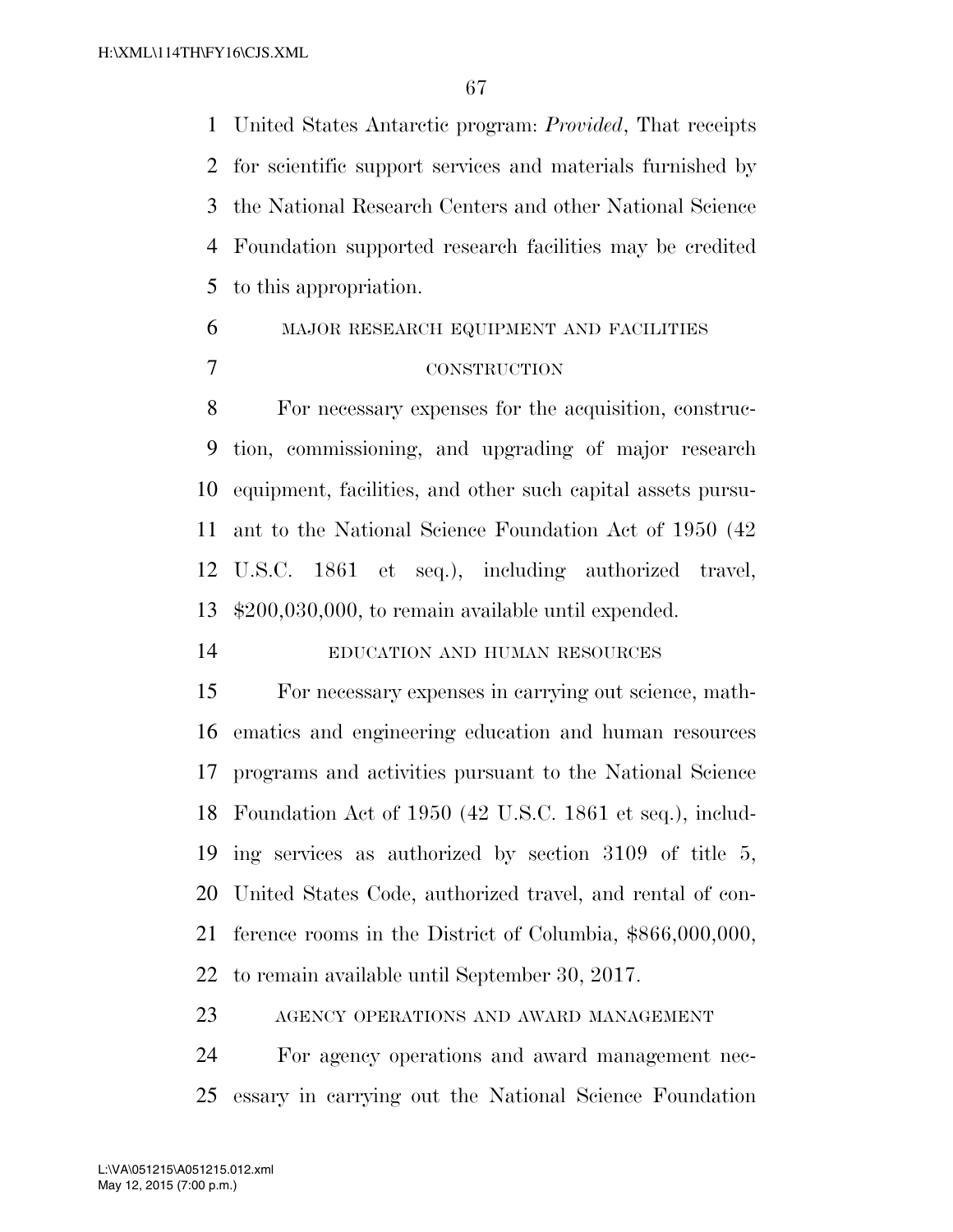United States Antarctic program: *Provided*, That receipts for scientific support services and materials furnished by the National Research Centers and other National Science Foundation supported research facilities may be credited to this appropriation.

MAJOR RESEARCH EQUIPMENT AND FACILITIES CONSTRUCTION

For necessary expenses for the acquisition, construction, commissioning, and upgrading of major research equipment, facilities, and other such capital assets pursuant to the National Science Foundation Act of 1950 (42 U.S.C. 1861 et seq.), including authorized travel, $200,030,000, to remain available until expended.

EDUCATION AND HUMAN RESOURCES

For necessary expenses in carrying out science, mathematics and engineering education and human resources programs and activities pursuant to the National Science Foundation Act of 1950 (42 U.S.C. 1861 et seq.), including services as authorized by section 3109 of title 5, United States Code, authorized travel, and rental of conference rooms in the District of Columbia, $866,000,000, to remain available until September 30, 2017.

AGENCY OPERATIONS AND AWARD MANAGEMENT

For agency operations and award management necessary in carrying out the National Science Foundation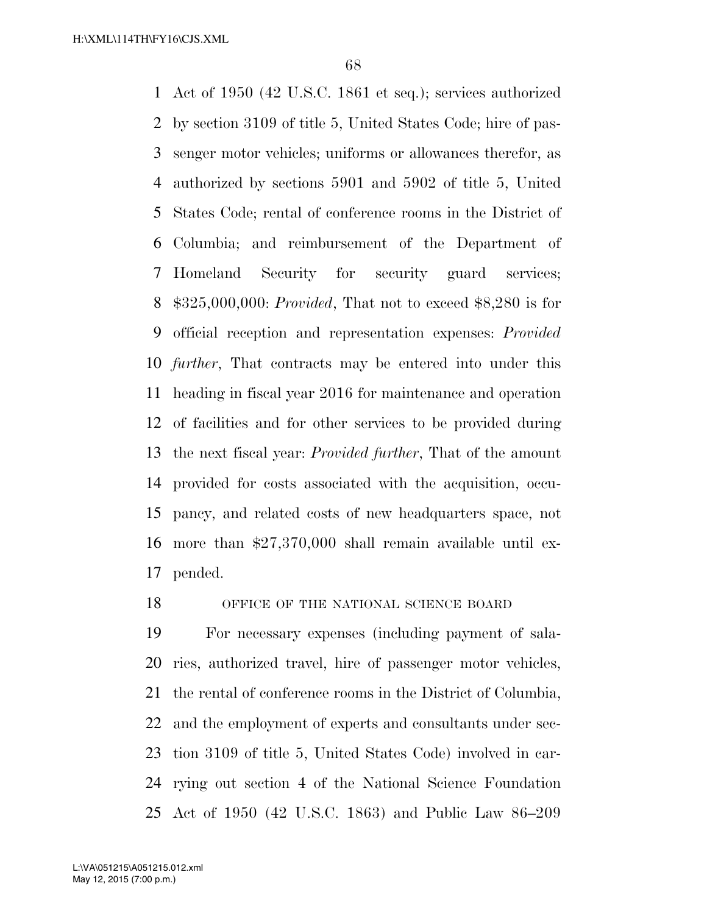Act of 1950 (42 U.S.C. 1861 et seq.); services authorized by section 3109 of title 5, United States Code; hire of passenger motor vehicles; uniforms or allowances therefor, as authorized by sections 5901 and 5902 of title 5, United States Code; rental of conference rooms in the District of Columbia; and reimbursement of the Department of Homeland Security for security guard services; $325,000,000: *Provided*, That not to exceed $8,280 is for official reception and representation expenses: *Provided further*, That contracts may be entered into under this heading in fiscal year 2016 for maintenance and operation of facilities and for other services to be provided during the next fiscal year: *Provided further*, That of the amount provided for costs associated with the acquisition, occupancy, and related costs of new headquarters space, not more than $27,370,000 shall remain available until expended.

OFFICE OF THE NATIONAL SCIENCE BOARD

For necessary expenses (including payment of salaries, authorized travel, hire of passenger motor vehicles, the rental of conference rooms in the District of Columbia, and the employment of experts and consultants under section 3109 of title 5, United States Code) involved in carrying out section 4 of the National Science Foundation Act of 1950 (42 U.S.C. 1863) and Public Law 86–209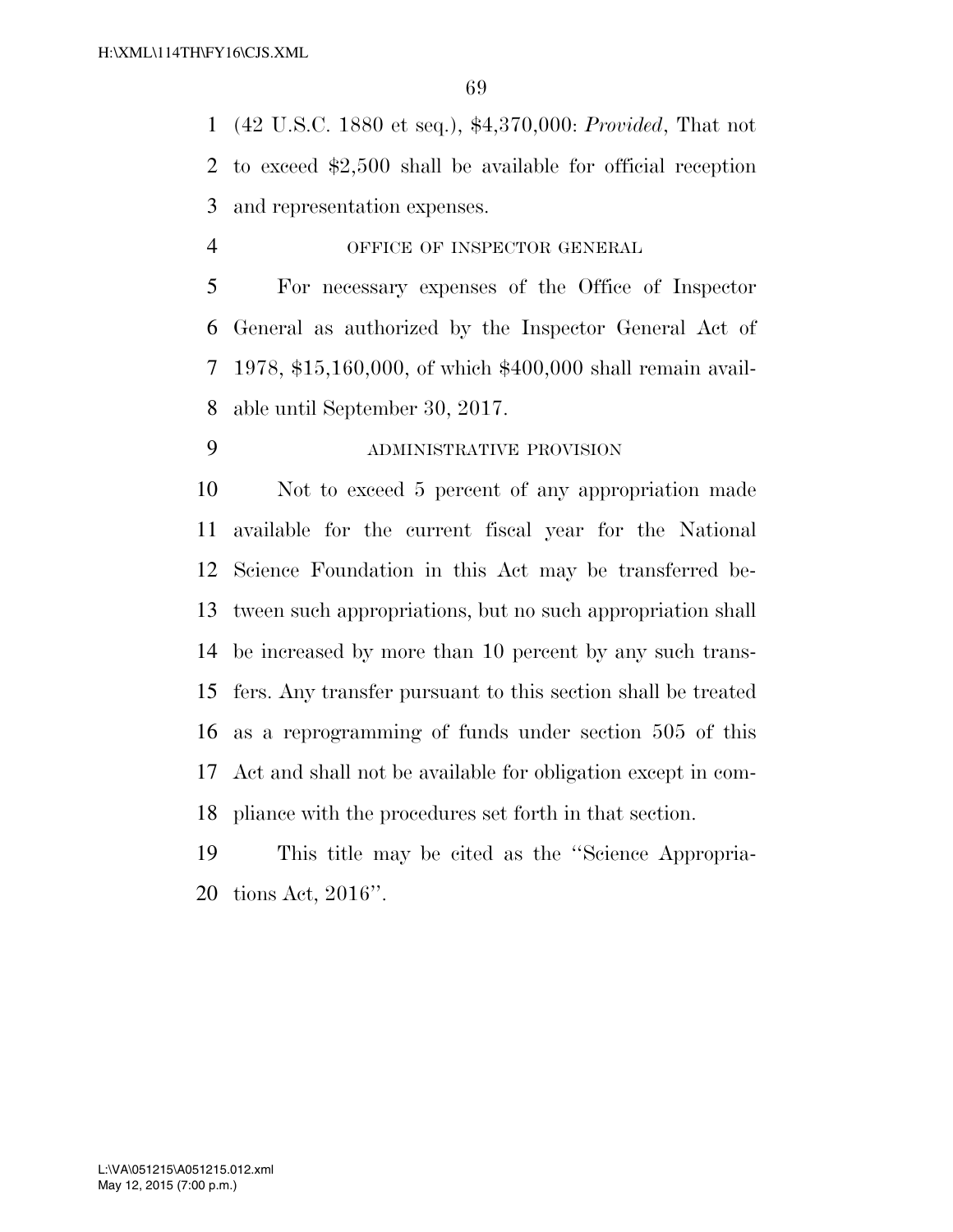(42 U.S.C. 1880 et seq.), $4,370,000: *Provided*, That not to exceed $2,500 shall be available for official reception and representation expenses.

OFFICE OF INSPECTOR GENERAL

For necessary expenses of the Office of Inspector General as authorized by the Inspector General Act of 1978, $15,160,000, of which $400,000 shall remain available until September 30, 2017.

ADMINISTRATIVE PROVISION

Not to exceed 5 percent of any appropriation made available for the current fiscal year for the National Science Foundation in this Act may be transferred between such appropriations, but no such appropriation shall be increased by more than 10 percent by any such transfers. Any transfer pursuant to this section shall be treated as a reprogramming of funds under section 505 of this Act and shall not be available for obligation except in compliance with the procedures set forth in that section.

This title may be cited as the ''Science Appropriations Act, 2016''.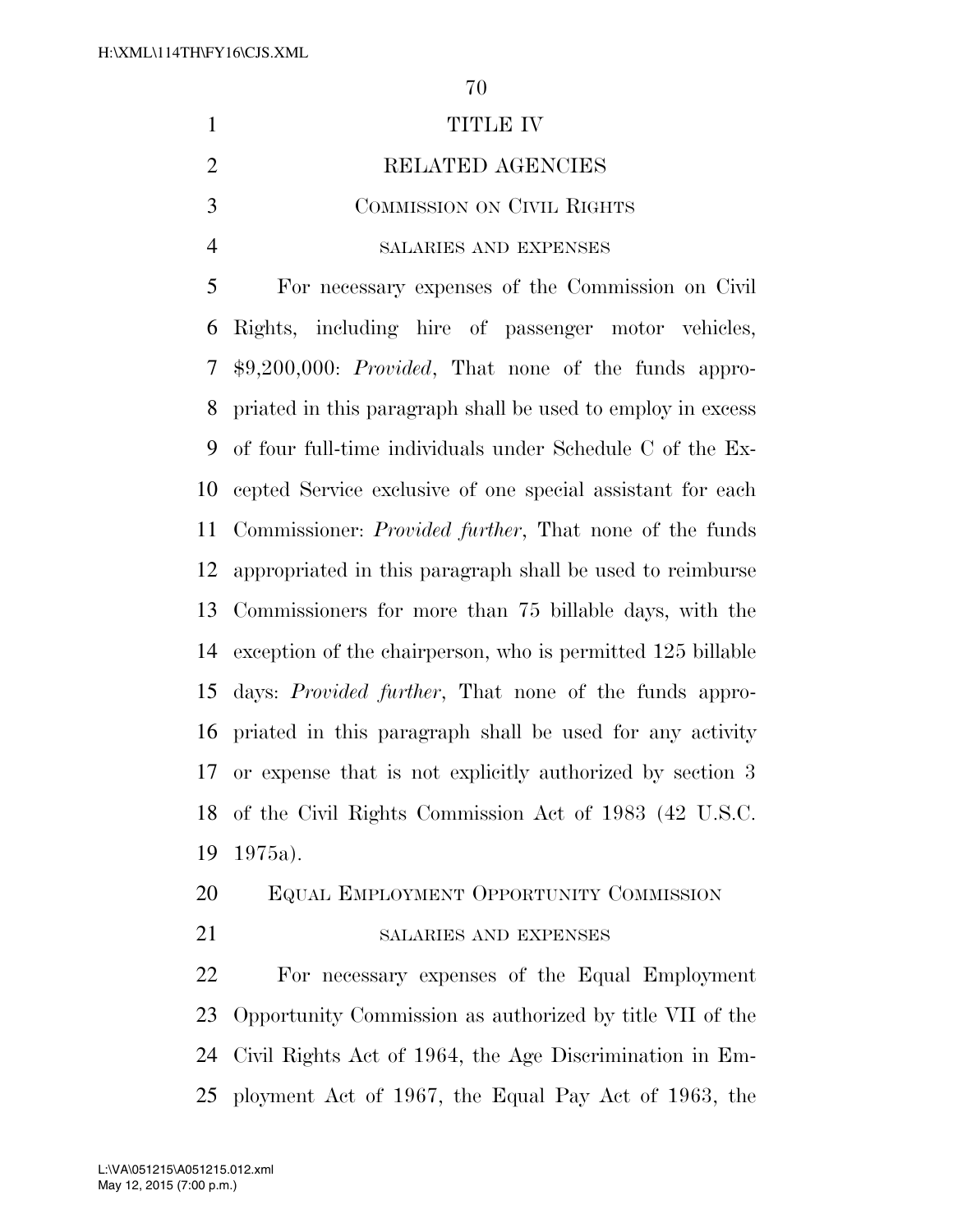# TITLE IV

# RELATED AGENCIES

## COMMISSION ON CIVIL RIGHTS

### SALARIES AND EXPENSES

For necessary expenses of the Commission on Civil Rights, including hire of passenger motor vehicles, $9,200,000: *Provided*, That none of the funds appropriated in this paragraph shall be used to employ in excess of four full-time individuals under Schedule C of the Excepted Service exclusive of one special assistant for each Commissioner: *Provided further*, That none of the funds appropriated in this paragraph shall be used to reimburse Commissioners for more than 75 billable days, with the exception of the chairperson, who is permitted 125 billable days: *Provided further*, That none of the funds appropriated in this paragraph shall be used for any activity or expense that is not explicitly authorized by section 3 of the Civil Rights Commission Act of 1983 (42 U.S.C. 1975a).

## EQUAL EMPLOYMENT OPPORTUNITY COMMISSION

### SALARIES AND EXPENSES

For necessary expenses of the Equal Employment Opportunity Commission as authorized by title VII of the Civil Rights Act of 1964, the Age Discrimination in Employment Act of 1967, the Equal Pay Act of 1963, the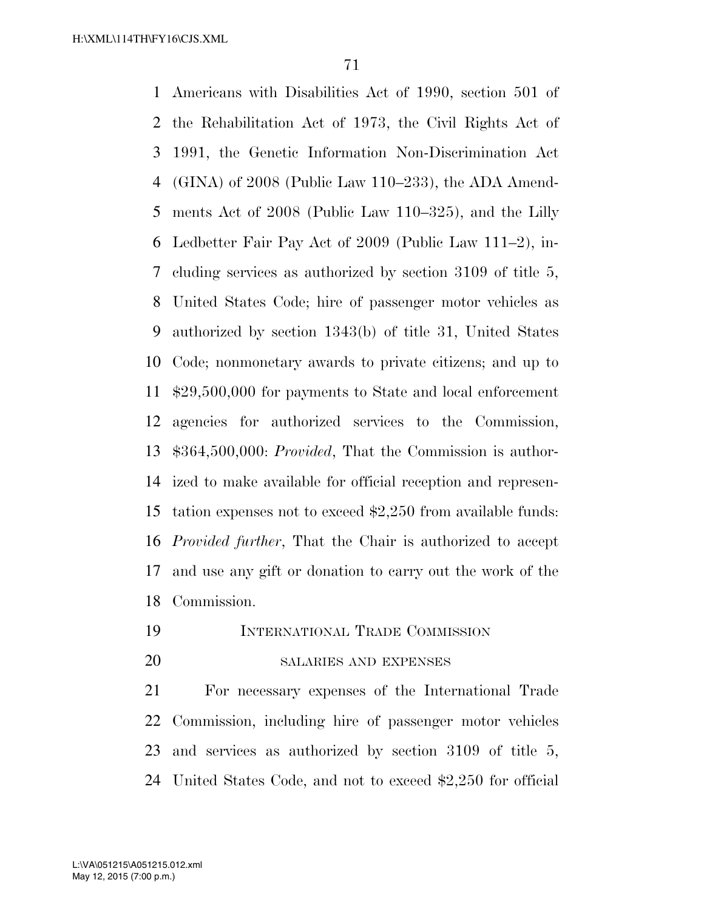Americans with Disabilities Act of 1990, section 501 of the Rehabilitation Act of 1973, the Civil Rights Act of 1991, the Genetic Information Non-Discrimination Act (GINA) of 2008 (Public Law 110–233), the ADA Amendments Act of 2008 (Public Law 110–325), and the Lilly Ledbetter Fair Pay Act of 2009 (Public Law 111–2), including services as authorized by section 3109 of title 5, United States Code; hire of passenger motor vehicles as authorized by section 1343(b) of title 31, United States Code; nonmonetary awards to private citizens; and up to $29,500,000 for payments to State and local enforcement agencies for authorized services to the Commission, $364,500,000: *Provided*, That the Commission is authorized to make available for official reception and representation expenses not to exceed $2,250 from available funds: *Provided further*, That the Chair is authorized to accept and use any gift or donation to carry out the work of the Commission.

## INTERNATIONAL TRADE COMMISSION

### SALARIES AND EXPENSES

For necessary expenses of the International Trade Commission, including hire of passenger motor vehicles and services as authorized by section 3109 of title 5, United States Code, and not to exceed $2,250 for official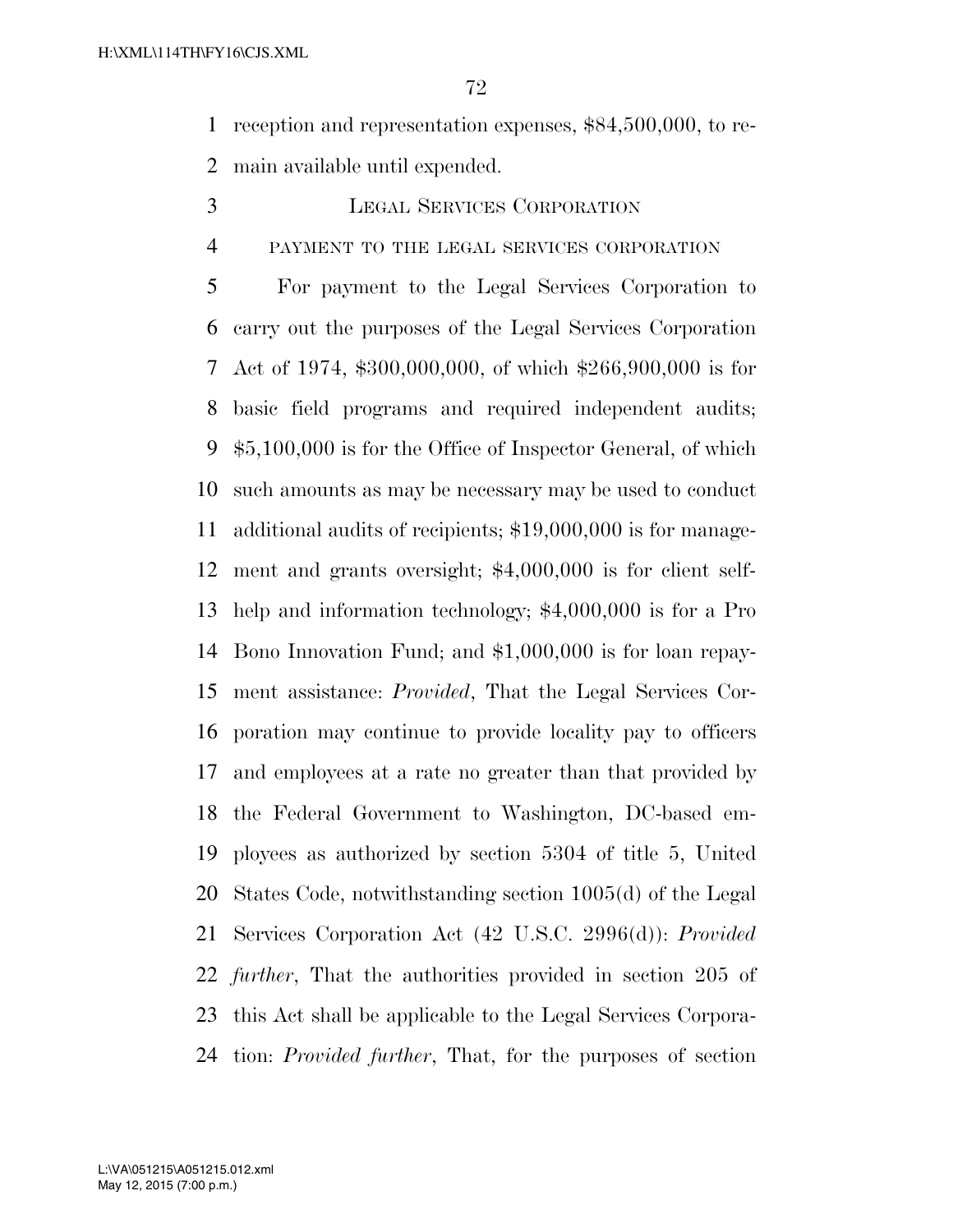reception and representation expenses, $84,500,000, to remain available until expended.

## LEGAL SERVICES CORPORATION

### PAYMENT TO THE LEGAL SERVICES CORPORATION

For payment to the Legal Services Corporation to carry out the purposes of the Legal Services Corporation Act of 1974, $300,000,000, of which $266,900,000 is for basic field programs and required independent audits; $5,100,000 is for the Office of Inspector General, of which such amounts as may be necessary may be used to conduct additional audits of recipients; $19,000,000 is for management and grants oversight; $4,000,000 is for client self-help and information technology; $4,000,000 is for a Pro Bono Innovation Fund; and $1,000,000 is for loan repayment assistance: *Provided*, That the Legal Services Corporation may continue to provide locality pay to officers and employees at a rate no greater than that provided by the Federal Government to Washington, DC-based employees as authorized by section 5304 of title 5, United States Code, notwithstanding section 1005(d) of the Legal Services Corporation Act (42 U.S.C. 2996(d)): *Provided further*, That the authorities provided in section 205 of this Act shall be applicable to the Legal Services Corporation: *Provided further*, That, for the purposes of section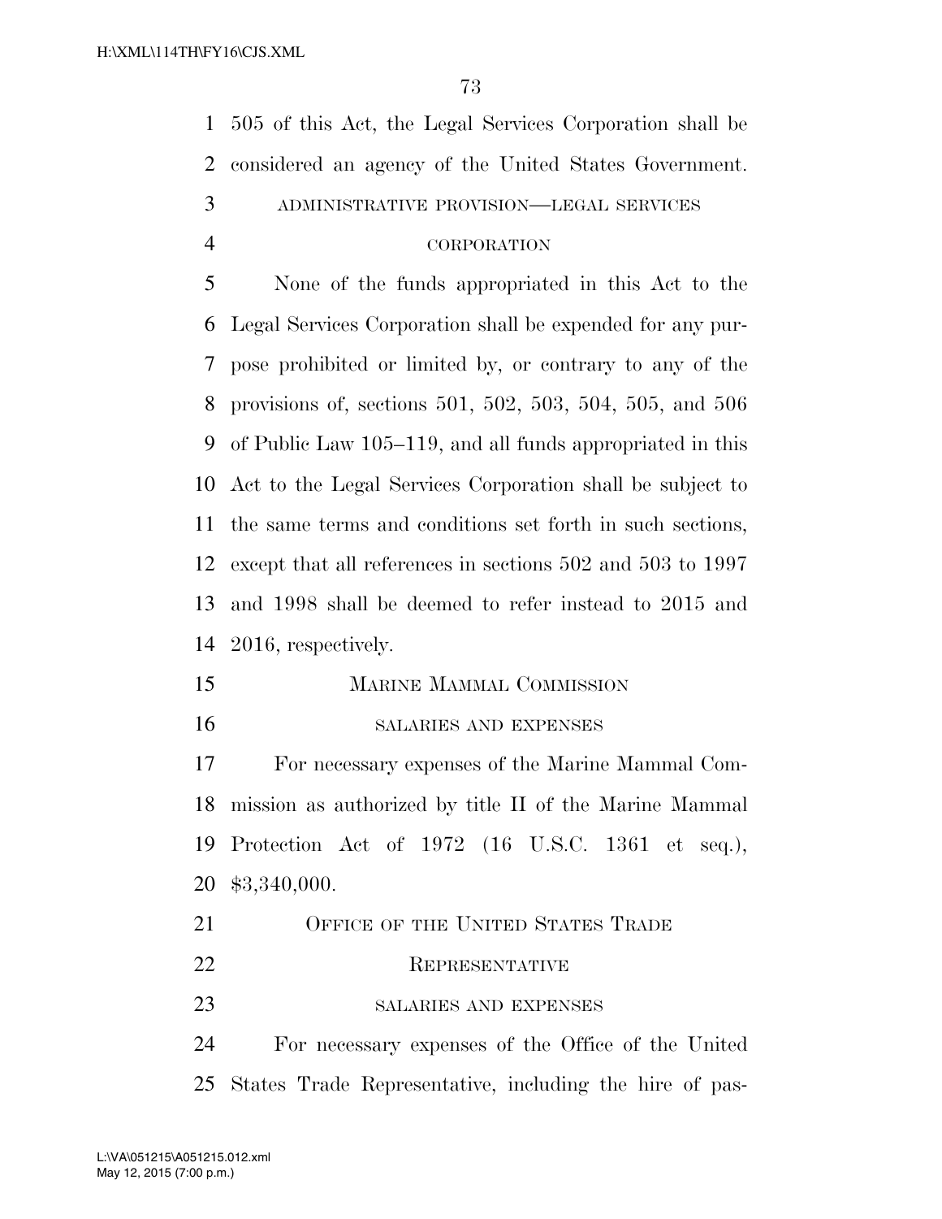505 of this Act, the Legal Services Corporation shall be considered an agency of the United States Government.

ADMINISTRATIVE PROVISION—LEGAL SERVICES CORPORATION

None of the funds appropriated in this Act to the Legal Services Corporation shall be expended for any purpose prohibited or limited by, or contrary to any of the provisions of, sections 501, 502, 503, 504, 505, and 506 of Public Law 105–119, and all funds appropriated in this Act to the Legal Services Corporation shall be subject to the same terms and conditions set forth in such sections, except that all references in sections 502 and 503 to 1997 and 1998 shall be deemed to refer instead to 2015 and 2016, respectively.

MARINE MAMMAL COMMISSION

SALARIES AND EXPENSES

For necessary expenses of the Marine Mammal Commission as authorized by title II of the Marine Mammal Protection Act of 1972 (16 U.S.C. 1361 et seq.), $3,340,000.

OFFICE OF THE UNITED STATES TRADE REPRESENTATIVE

SALARIES AND EXPENSES

For necessary expenses of the Office of the United States Trade Representative, including the hire of pas-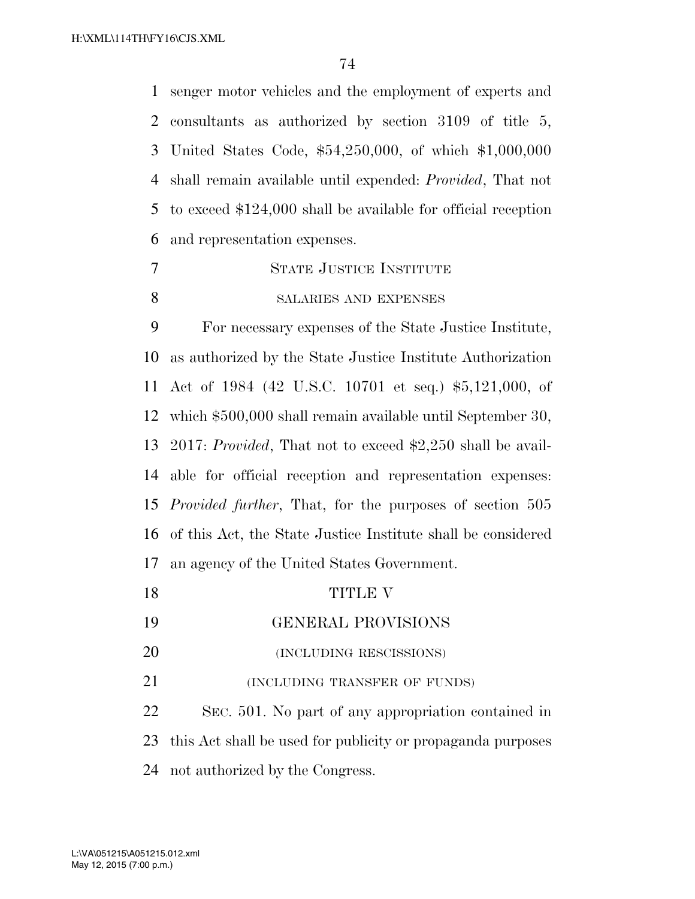senger motor vehicles and the employment of experts and consultants as authorized by section 3109 of title 5, United States Code, $54,250,000, of which $1,000,000 shall remain available until expended: *Provided*, That not to exceed $124,000 shall be available for official reception and representation expenses.

STATE JUSTICE INSTITUTE

SALARIES AND EXPENSES

For necessary expenses of the State Justice Institute, as authorized by the State Justice Institute Authorization Act of 1984 (42 U.S.C. 10701 et seq.) $5,121,000, of which $500,000 shall remain available until September 30, 2017: *Provided*, That not to exceed $2,250 shall be available for official reception and representation expenses: *Provided further*, That, for the purposes of section 505 of this Act, the State Justice Institute shall be considered an agency of the United States Government.

TITLE V

GENERAL PROVISIONS

(INCLUDING RESCISSIONS)

(INCLUDING TRANSFER OF FUNDS)

SEC. 501. No part of any appropriation contained in this Act shall be used for publicity or propaganda purposes not authorized by the Congress.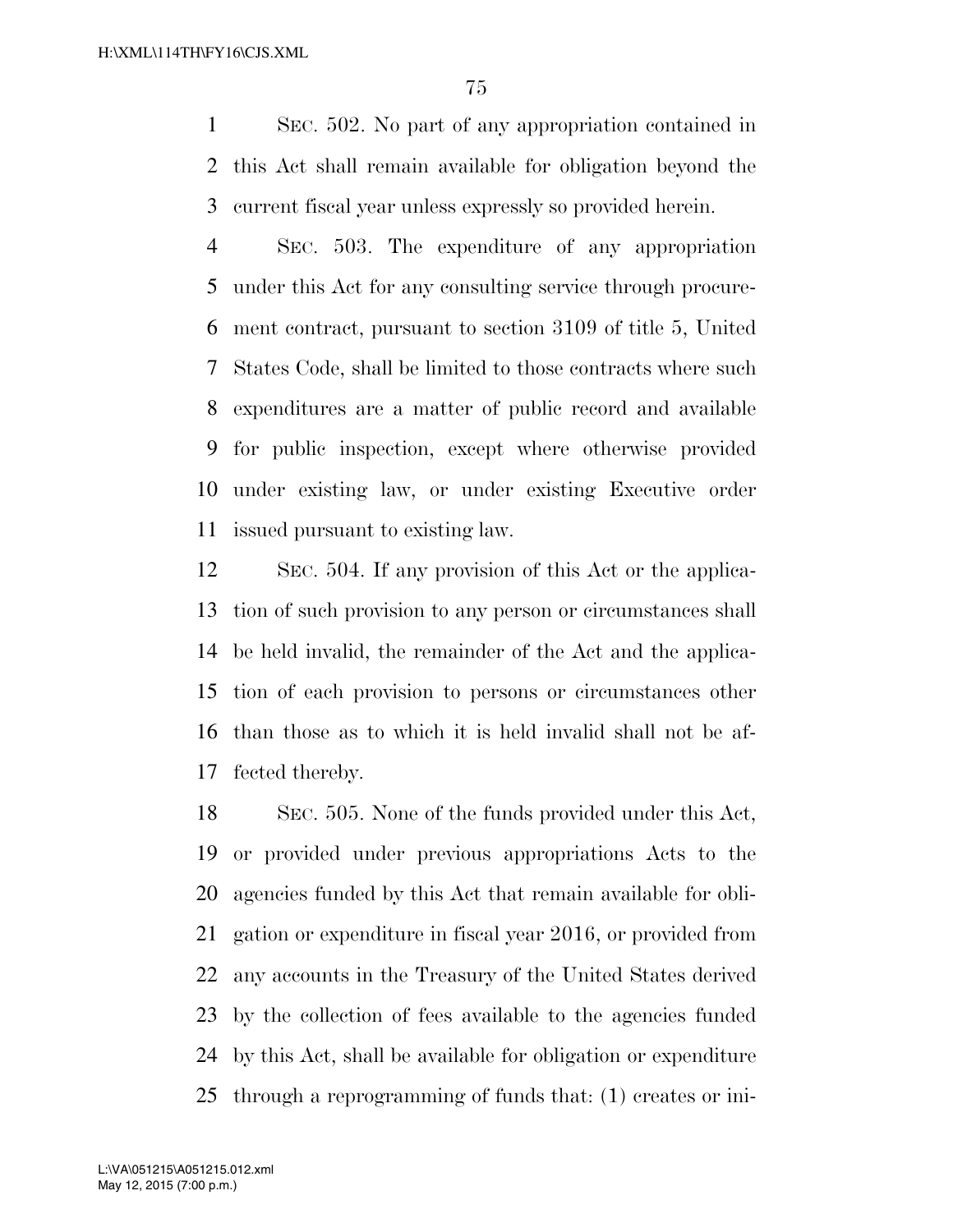SEC. 502. No part of any appropriation contained in this Act shall remain available for obligation beyond the current fiscal year unless expressly so provided herein.

SEC. 503. The expenditure of any appropriation under this Act for any consulting service through procurement contract, pursuant to section 3109 of title 5, United States Code, shall be limited to those contracts where such expenditures are a matter of public record and available for public inspection, except where otherwise provided under existing law, or under existing Executive order issued pursuant to existing law.

SEC. 504. If any provision of this Act or the application of such provision to any person or circumstances shall be held invalid, the remainder of the Act and the application of each provision to persons or circumstances other than those as to which it is held invalid shall not be affected thereby.

SEC. 505. None of the funds provided under this Act, or provided under previous appropriations Acts to the agencies funded by this Act that remain available for obligation or expenditure in fiscal year 2016, or provided from any accounts in the Treasury of the United States derived by the collection of fees available to the agencies funded by this Act, shall be available for obligation or expenditure through a reprogramming of funds that: (1) creates or ini-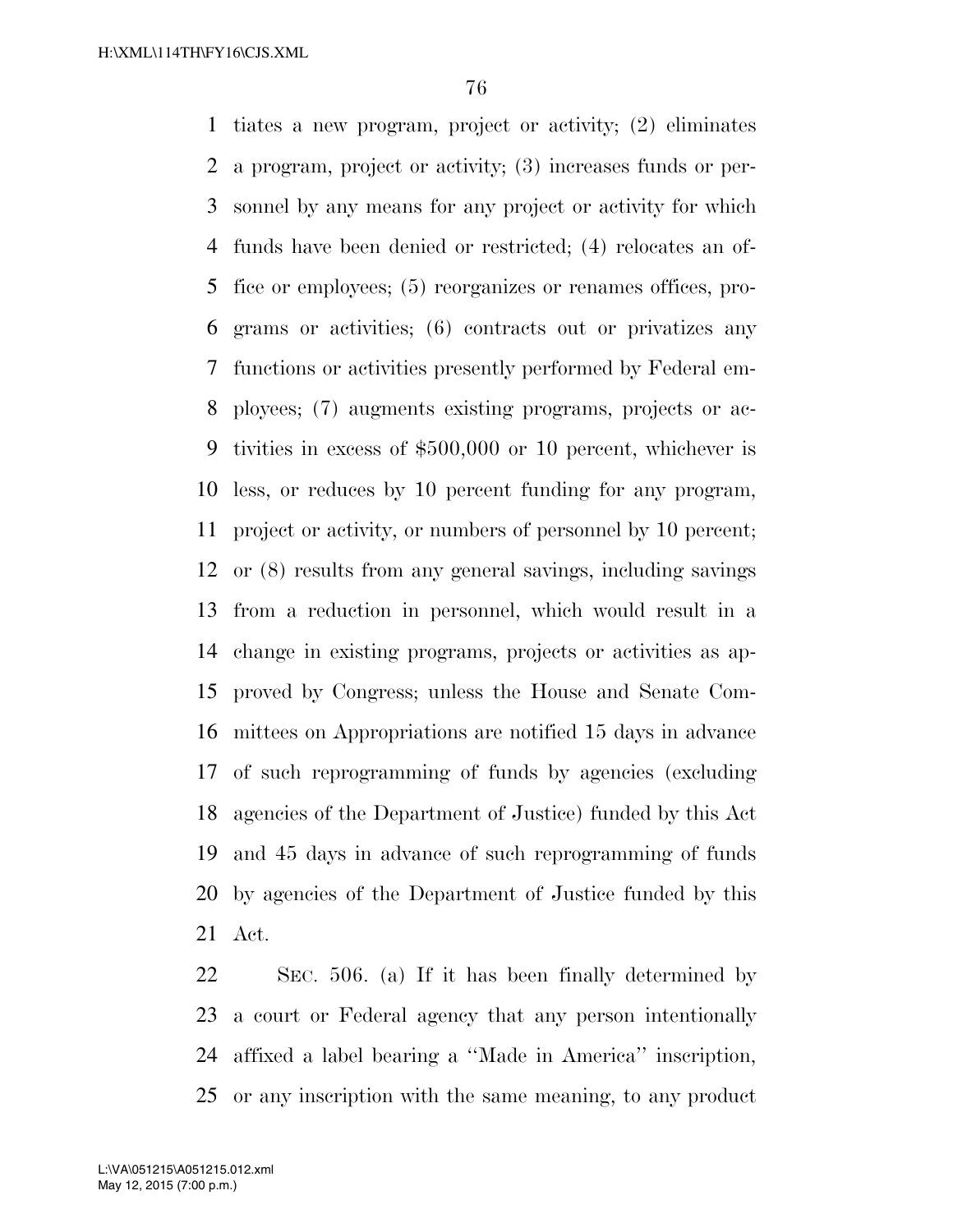tiates a new program, project or activity; (2) eliminates a program, project or activity; (3) increases funds or personnel by any means for any project or activity for which funds have been denied or restricted; (4) relocates an office or employees; (5) reorganizes or renames offices, programs or activities; (6) contracts out or privatizes any functions or activities presently performed by Federal employees; (7) augments existing programs, projects or activities in excess of $500,000 or 10 percent, whichever is less, or reduces by 10 percent funding for any program, project or activity, or numbers of personnel by 10 percent; or (8) results from any general savings, including savings from a reduction in personnel, which would result in a change in existing programs, projects or activities as approved by Congress; unless the House and Senate Committees on Appropriations are notified 15 days in advance of such reprogramming of funds by agencies (excluding agencies of the Department of Justice) funded by this Act and 45 days in advance of such reprogramming of funds by agencies of the Department of Justice funded by this Act.

SEC. 506. (a) If it has been finally determined by a court or Federal agency that any person intentionally affixed a label bearing a ''Made in America'' inscription, or any inscription with the same meaning, to any product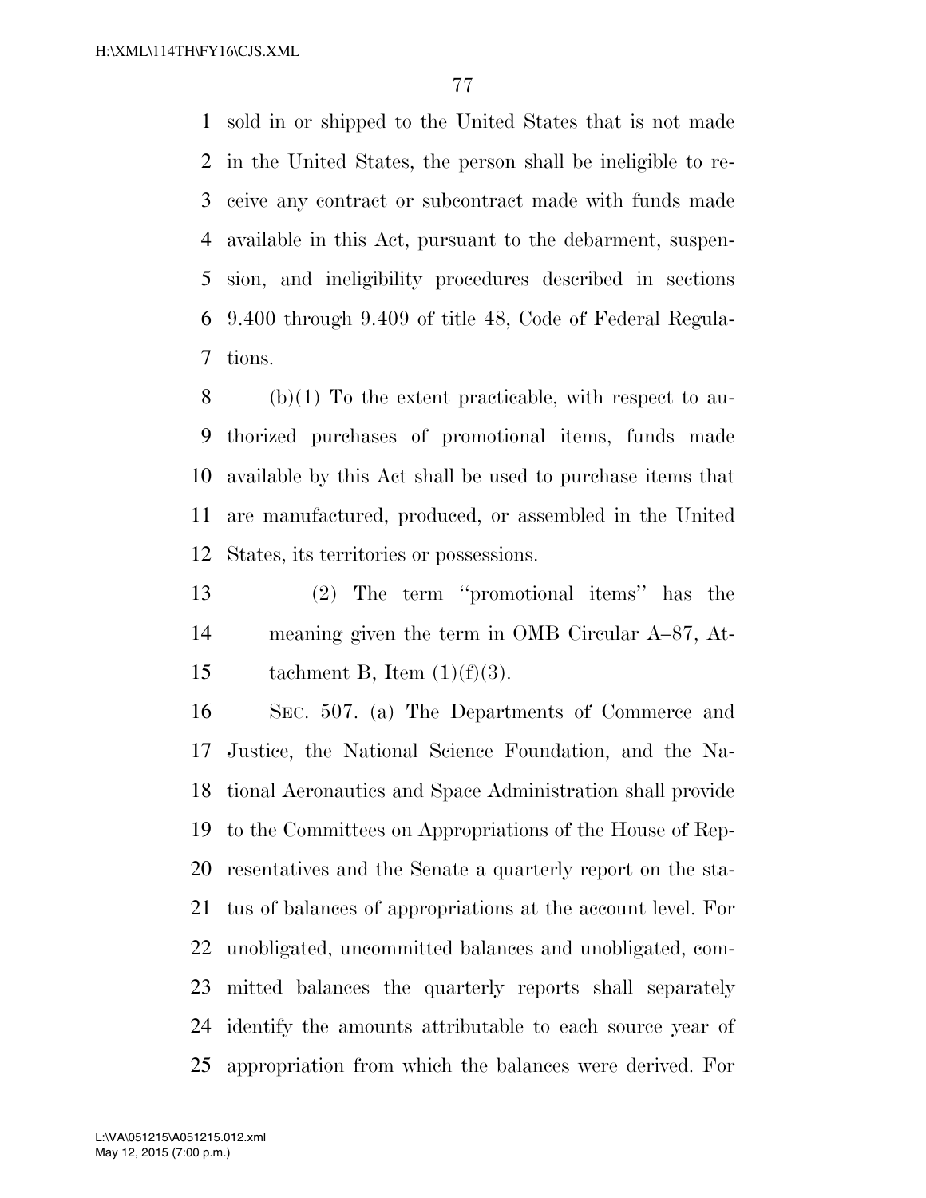sold in or shipped to the United States that is not made in the United States, the person shall be ineligible to receive any contract or subcontract made with funds made available in this Act, pursuant to the debarment, suspension, and ineligibility procedures described in sections 9.400 through 9.409 of title 48, Code of Federal Regulations.

(b)(1) To the extent practicable, with respect to authorized purchases of promotional items, funds made available by this Act shall be used to purchase items that are manufactured, produced, or assembled in the United States, its territories or possessions.

(2) The term ''promotional items'' has the meaning given the term in OMB Circular A–87, Attachment B, Item (1)(f)(3).

SEC. 507. (a) The Departments of Commerce and Justice, the National Science Foundation, and the National Aeronautics and Space Administration shall provide to the Committees on Appropriations of the House of Representatives and the Senate a quarterly report on the status of balances of appropriations at the account level. For unobligated, uncommitted balances and unobligated, committed balances the quarterly reports shall separately identify the amounts attributable to each source year of appropriation from which the balances were derived. For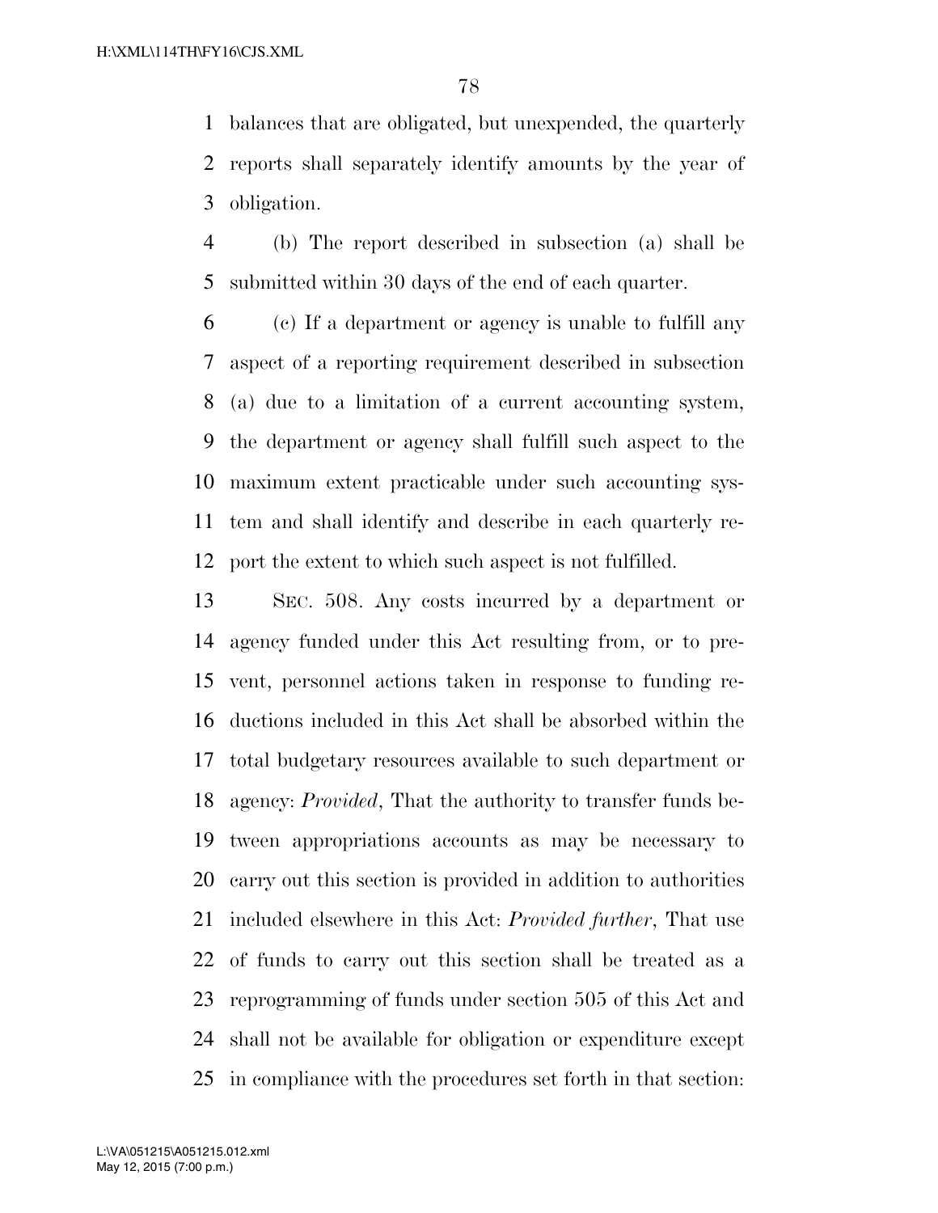balances that are obligated, but unexpended, the quarterly reports shall separately identify amounts by the year of obligation.

(b) The report described in subsection (a) shall be submitted within 30 days of the end of each quarter.

(c) If a department or agency is unable to fulfill any aspect of a reporting requirement described in subsection (a) due to a limitation of a current accounting system, the department or agency shall fulfill such aspect to the maximum extent practicable under such accounting system and shall identify and describe in each quarterly report the extent to which such aspect is not fulfilled.

SEC. 508. Any costs incurred by a department or agency funded under this Act resulting from, or to prevent, personnel actions taken in response to funding reductions included in this Act shall be absorbed within the total budgetary resources available to such department or agency: *Provided*, That the authority to transfer funds between appropriations accounts as may be necessary to carry out this section is provided in addition to authorities included elsewhere in this Act: *Provided further*, That use of funds to carry out this section shall be treated as a reprogramming of funds under section 505 of this Act and shall not be available for obligation or expenditure except in compliance with the procedures set forth in that section: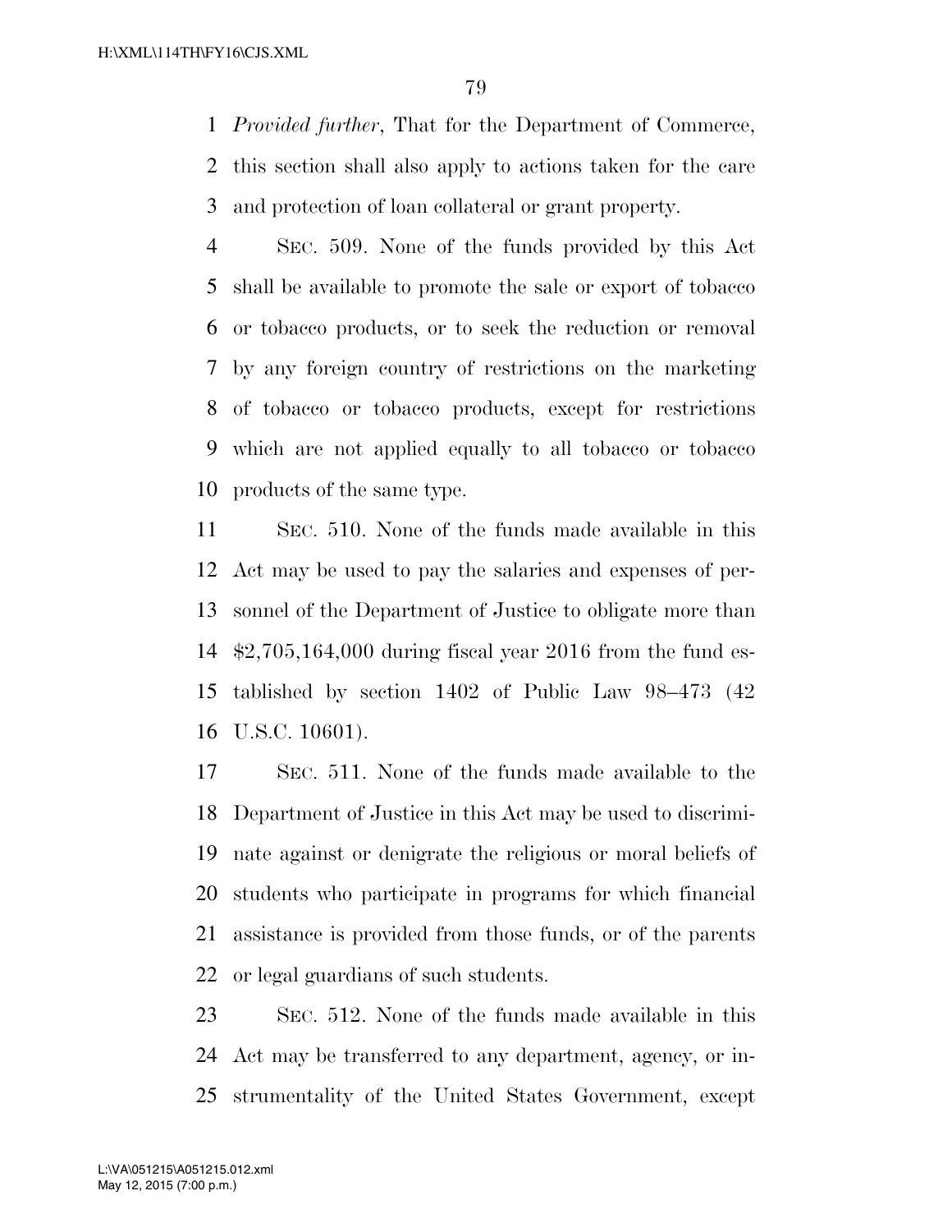*Provided further*, That for the Department of Commerce, this section shall also apply to actions taken for the care and protection of loan collateral or grant property.

SEC. 509. None of the funds provided by this Act shall be available to promote the sale or export of tobacco or tobacco products, or to seek the reduction or removal by any foreign country of restrictions on the marketing of tobacco or tobacco products, except for restrictions which are not applied equally to all tobacco or tobacco products of the same type.

SEC. 510. None of the funds made available in this Act may be used to pay the salaries and expenses of personnel of the Department of Justice to obligate more than $2,705,164,000 during fiscal year 2016 from the fund established by section 1402 of Public Law 98–473 (42 U.S.C. 10601).

SEC. 511. None of the funds made available to the Department of Justice in this Act may be used to discriminate against or denigrate the religious or moral beliefs of students who participate in programs for which financial assistance is provided from those funds, or of the parents or legal guardians of such students.

SEC. 512. None of the funds made available in this Act may be transferred to any department, agency, or instrumentality of the United States Government, except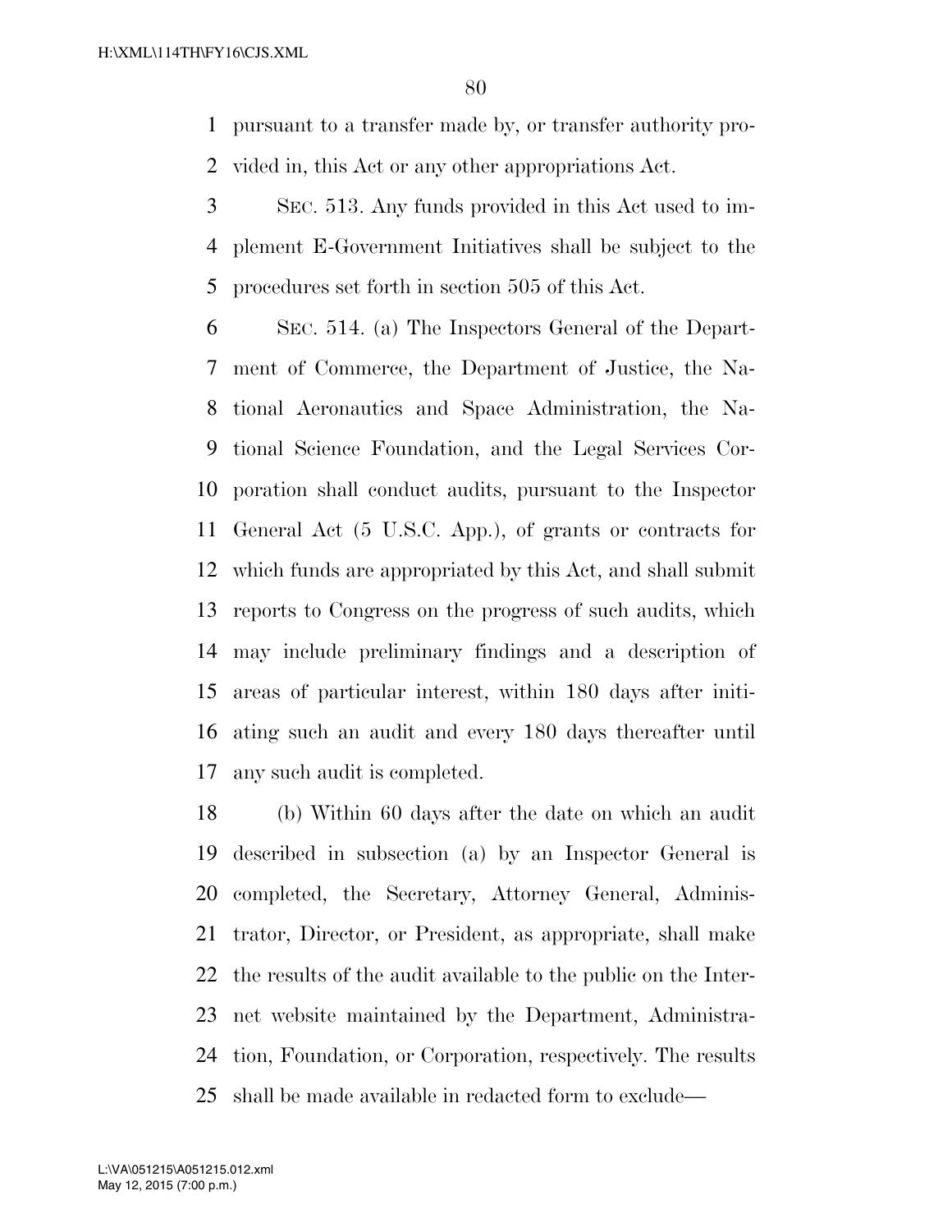pursuant to a transfer made by, or transfer authority provided in, this Act or any other appropriations Act.

SEC. 513. Any funds provided in this Act used to implement E-Government Initiatives shall be subject to the procedures set forth in section 505 of this Act.

SEC. 514. (a) The Inspectors General of the Department of Commerce, the Department of Justice, the National Aeronautics and Space Administration, the National Science Foundation, and the Legal Services Corporation shall conduct audits, pursuant to the Inspector General Act (5 U.S.C. App.), of grants or contracts for which funds are appropriated by this Act, and shall submit reports to Congress on the progress of such audits, which may include preliminary findings and a description of areas of particular interest, within 180 days after initiating such an audit and every 180 days thereafter until any such audit is completed.

(b) Within 60 days after the date on which an audit described in subsection (a) by an Inspector General is completed, the Secretary, Attorney General, Administrator, Director, or President, as appropriate, shall make the results of the audit available to the public on the Internet website maintained by the Department, Administration, Foundation, or Corporation, respectively. The results shall be made available in redacted form to exclude—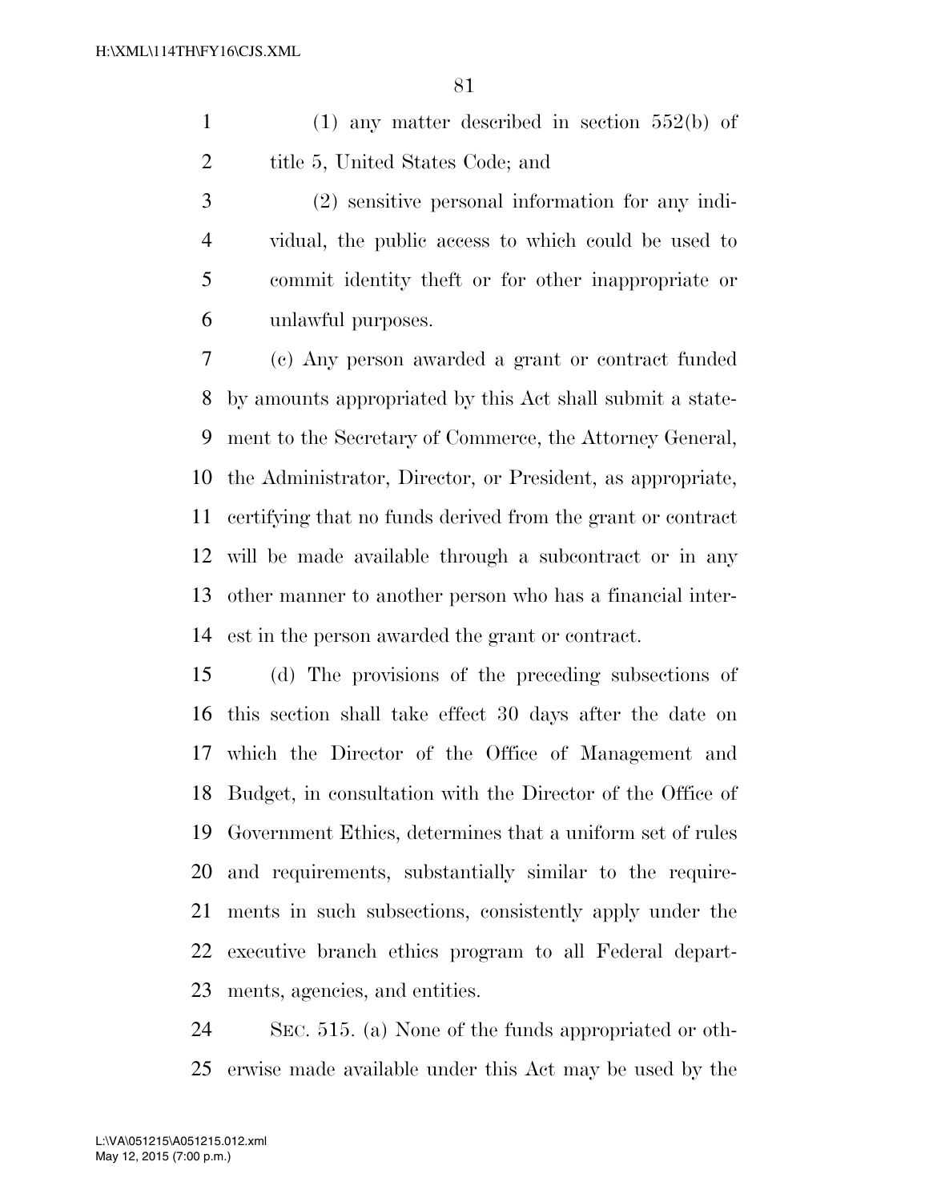(1) any matter described in section 552(b) of title 5, United States Code; and

(2) sensitive personal information for any individual, the public access to which could be used to commit identity theft or for other inappropriate or unlawful purposes.

(c) Any person awarded a grant or contract funded by amounts appropriated by this Act shall submit a statement to the Secretary of Commerce, the Attorney General, the Administrator, Director, or President, as appropriate, certifying that no funds derived from the grant or contract will be made available through a subcontract or in any other manner to another person who has a financial interest in the person awarded the grant or contract.

(d) The provisions of the preceding subsections of this section shall take effect 30 days after the date on which the Director of the Office of Management and Budget, in consultation with the Director of the Office of Government Ethics, determines that a uniform set of rules and requirements, substantially similar to the requirements in such subsections, consistently apply under the executive branch ethics program to all Federal departments, agencies, and entities.

SEC. 515. (a) None of the funds appropriated or otherwise made available under this Act may be used by the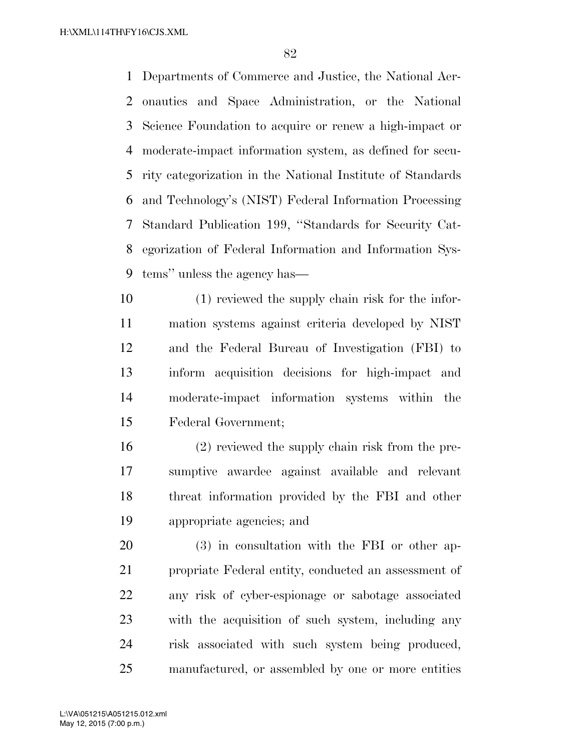Departments of Commerce and Justice, the National Aeronautics and Space Administration, or the National Science Foundation to acquire or renew a high-impact or moderate-impact information system, as defined for security categorization in the National Institute of Standards and Technology's (NIST) Federal Information Processing Standard Publication 199, ''Standards for Security Categorization of Federal Information and Information Systems'' unless the agency has—

(1) reviewed the supply chain risk for the information systems against criteria developed by NIST and the Federal Bureau of Investigation (FBI) to inform acquisition decisions for high-impact and moderate-impact information systems within the Federal Government;

(2) reviewed the supply chain risk from the presumptive awardee against available and relevant threat information provided by the FBI and other appropriate agencies; and

(3) in consultation with the FBI or other appropriate Federal entity, conducted an assessment of any risk of cyber-espionage or sabotage associated with the acquisition of such system, including any risk associated with such system being produced, manufactured, or assembled by one or more entities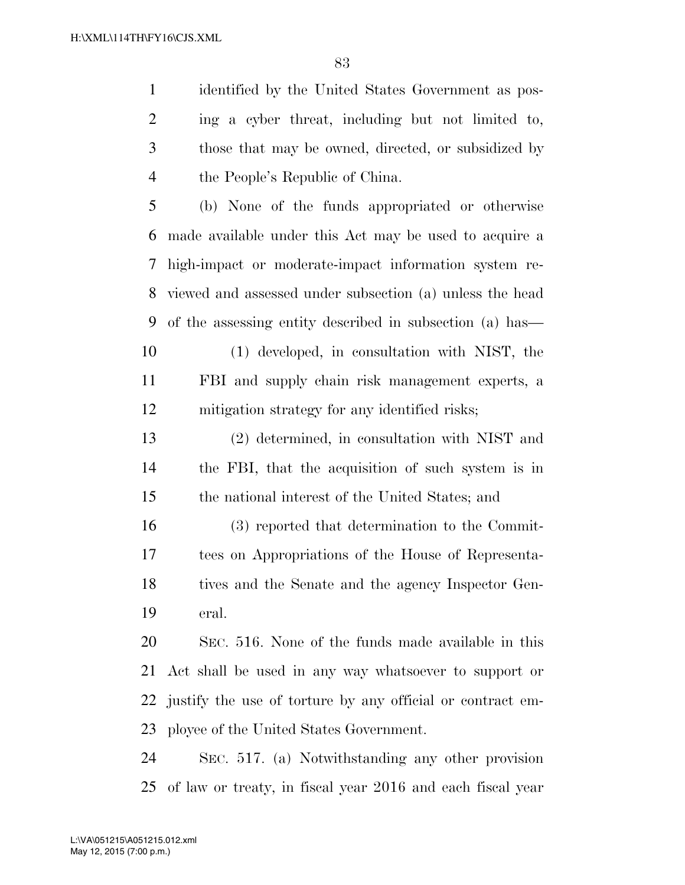identified by the United States Government as posing a cyber threat, including but not limited to, those that may be owned, directed, or subsidized by the People's Republic of China.

(b) None of the funds appropriated or otherwise made available under this Act may be used to acquire a high-impact or moderate-impact information system reviewed and assessed under subsection (a) unless the head of the assessing entity described in subsection (a) has—

(1) developed, in consultation with NIST, the FBI and supply chain risk management experts, a mitigation strategy for any identified risks;

(2) determined, in consultation with NIST and the FBI, that the acquisition of such system is in the national interest of the United States; and

(3) reported that determination to the Committees on Appropriations of the House of Representatives and the Senate and the agency Inspector General.

SEC. 516. None of the funds made available in this Act shall be used in any way whatsoever to support or justify the use of torture by any official or contract employee of the United States Government.

SEC. 517. (a) Notwithstanding any other provision of law or treaty, in fiscal year 2016 and each fiscal year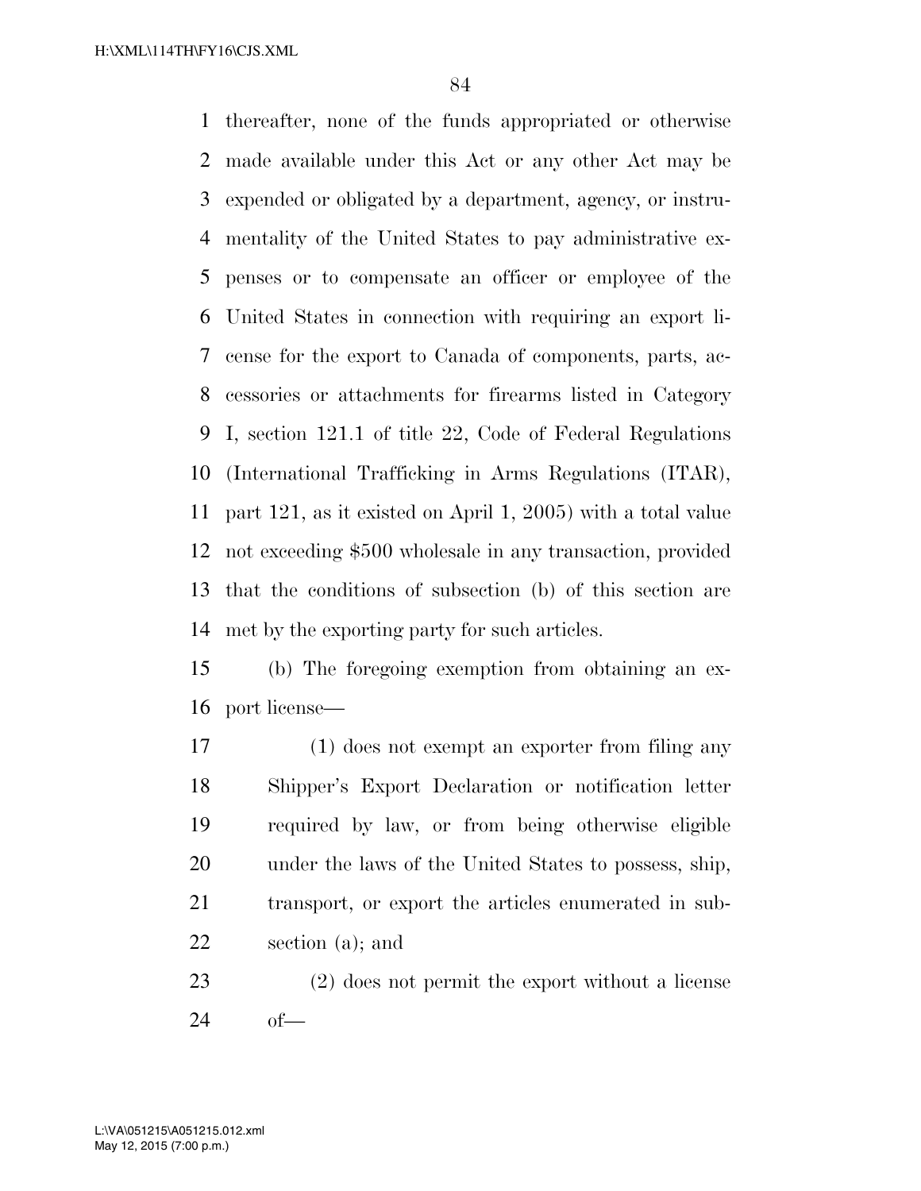thereafter, none of the funds appropriated or otherwise made available under this Act or any other Act may be expended or obligated by a department, agency, or instrumentality of the United States to pay administrative expenses or to compensate an officer or employee of the United States in connection with requiring an export license for the export to Canada of components, parts, accessories or attachments for firearms listed in Category I, section 121.1 of title 22, Code of Federal Regulations (International Trafficking in Arms Regulations (ITAR), part 121, as it existed on April 1, 2005) with a total value not exceeding $500 wholesale in any transaction, provided that the conditions of subsection (b) of this section are met by the exporting party for such articles.

(b) The foregoing exemption from obtaining an export license—

(1) does not exempt an exporter from filing any Shipper's Export Declaration or notification letter required by law, or from being otherwise eligible under the laws of the United States to possess, ship, transport, or export the articles enumerated in subsection (a); and

(2) does not permit the export without a license of—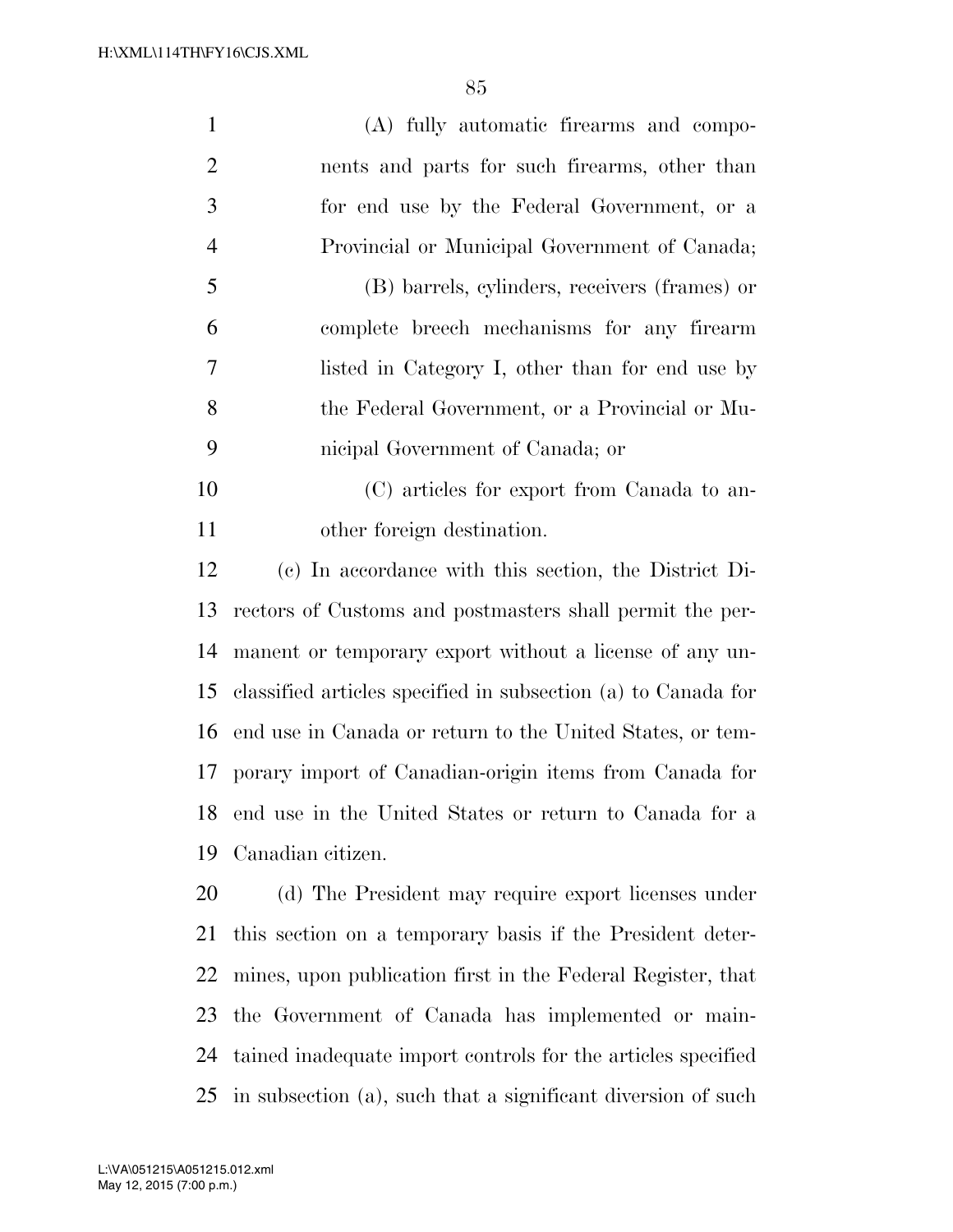(A) fully automatic firearms and components and parts for such firearms, other than for end use by the Federal Government, or a Provincial or Municipal Government of Canada;

(B) barrels, cylinders, receivers (frames) or complete breech mechanisms for any firearm listed in Category I, other than for end use by the Federal Government, or a Provincial or Municipal Government of Canada; or

(C) articles for export from Canada to another foreign destination.

(c) In accordance with this section, the District Directors of Customs and postmasters shall permit the permanent or temporary export without a license of any unclassified articles specified in subsection (a) to Canada for end use in Canada or return to the United States, or temporary import of Canadian-origin items from Canada for end use in the United States or return to Canada for a Canadian citizen.

(d) The President may require export licenses under this section on a temporary basis if the President determines, upon publication first in the Federal Register, that the Government of Canada has implemented or maintained inadequate import controls for the articles specified in subsection (a), such that a significant diversion of such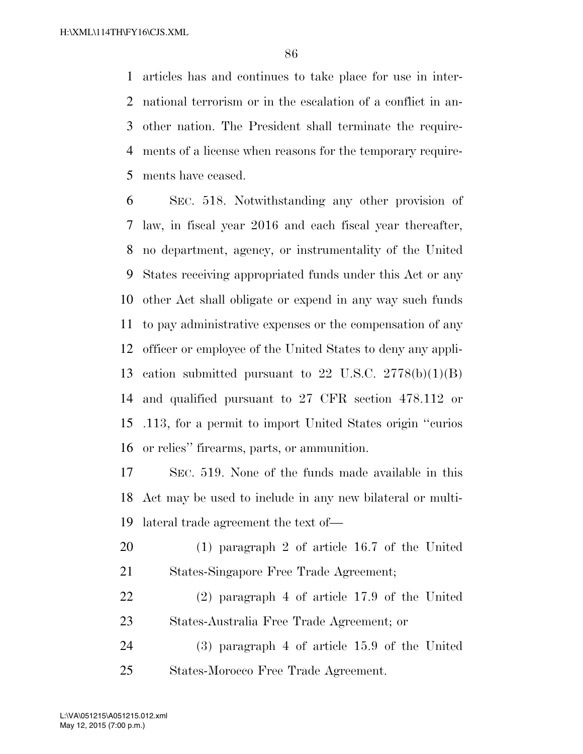articles has and continues to take place for use in international terrorism or in the escalation of a conflict in another nation. The President shall terminate the requirements of a license when reasons for the temporary requirements have ceased.

SEC. 518. Notwithstanding any other provision of law, in fiscal year 2016 and each fiscal year thereafter, no department, agency, or instrumentality of the United States receiving appropriated funds under this Act or any other Act shall obligate or expend in any way such funds to pay administrative expenses or the compensation of any officer or employee of the United States to deny any application submitted pursuant to 22 U.S.C. 2778(b)(1)(B) and qualified pursuant to 27 CFR section 478.112 or .113, for a permit to import United States origin ''curios or relics'' firearms, parts, or ammunition.

SEC. 519. None of the funds made available in this Act may be used to include in any new bilateral or multilateral trade agreement the text of—

(1) paragraph 2 of article 16.7 of the United States-Singapore Free Trade Agreement;

(2) paragraph 4 of article 17.9 of the United States-Australia Free Trade Agreement; or

(3) paragraph 4 of article 15.9 of the United States-Morocco Free Trade Agreement.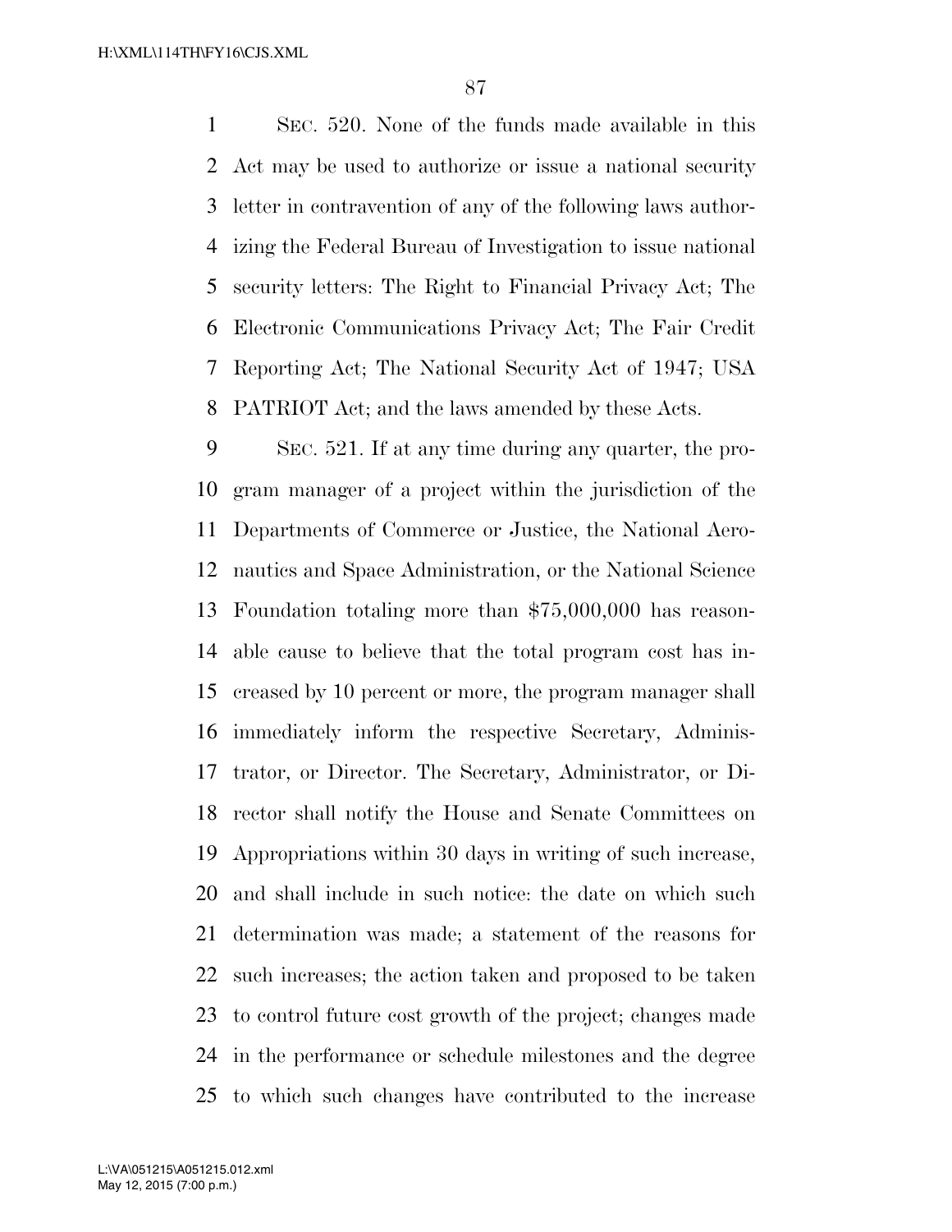SEC. 520. None of the funds made available in this Act may be used to authorize or issue a national security letter in contravention of any of the following laws authorizing the Federal Bureau of Investigation to issue national security letters: The Right to Financial Privacy Act; The Electronic Communications Privacy Act; The Fair Credit Reporting Act; The National Security Act of 1947; USA PATRIOT Act; and the laws amended by these Acts.

SEC. 521. If at any time during any quarter, the program manager of a project within the jurisdiction of the Departments of Commerce or Justice, the National Aeronautics and Space Administration, or the National Science Foundation totaling more than $75,000,000 has reasonable cause to believe that the total program cost has increased by 10 percent or more, the program manager shall immediately inform the respective Secretary, Administrator, or Director. The Secretary, Administrator, or Director shall notify the House and Senate Committees on Appropriations within 30 days in writing of such increase, and shall include in such notice: the date on which such determination was made; a statement of the reasons for such increases; the action taken and proposed to be taken to control future cost growth of the project; changes made in the performance or schedule milestones and the degree to which such changes have contributed to the increase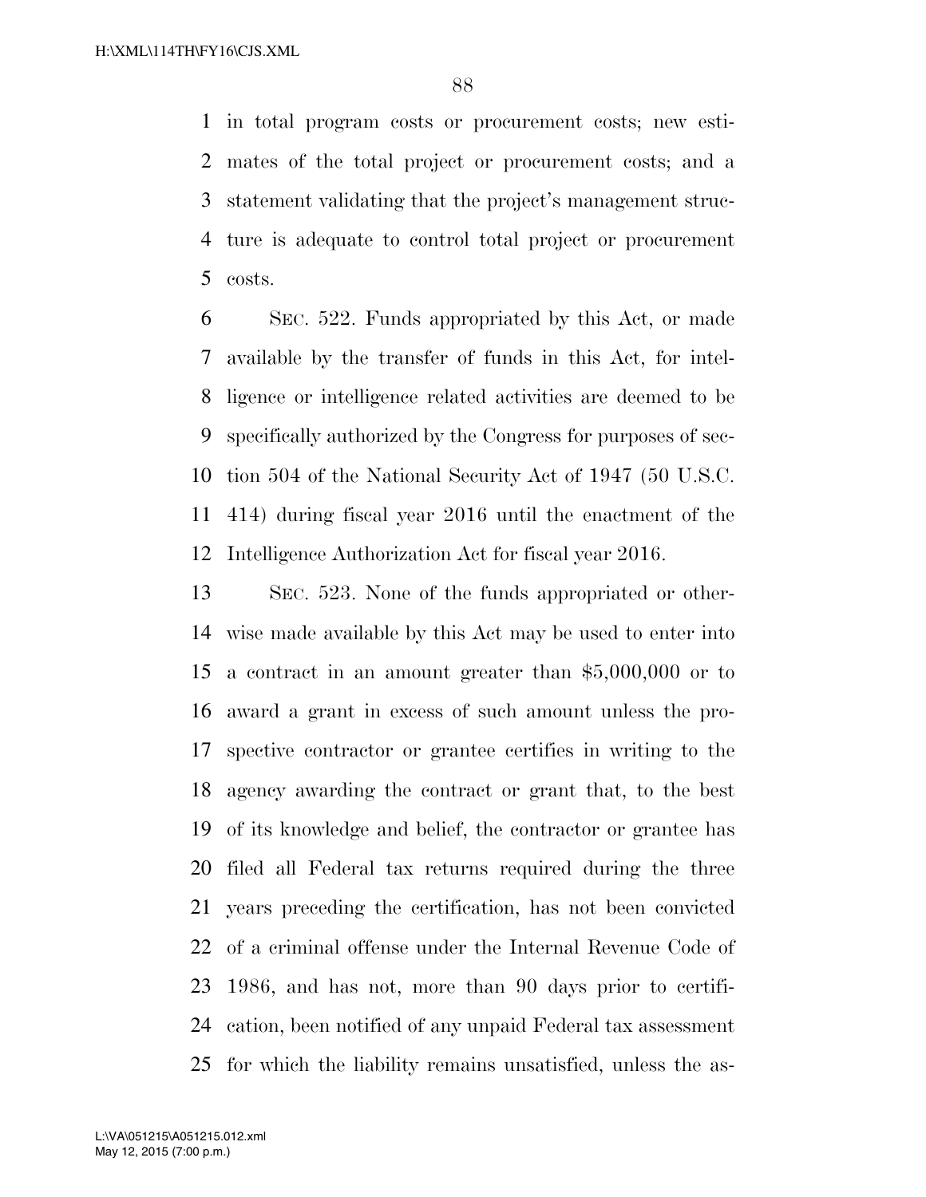in total program costs or procurement costs; new estimates of the total project or procurement costs; and a statement validating that the project's management structure is adequate to control total project or procurement costs.

SEC. 522. Funds appropriated by this Act, or made available by the transfer of funds in this Act, for intelligence or intelligence related activities are deemed to be specifically authorized by the Congress for purposes of section 504 of the National Security Act of 1947 (50 U.S.C. 414) during fiscal year 2016 until the enactment of the Intelligence Authorization Act for fiscal year 2016.

SEC. 523. None of the funds appropriated or otherwise made available by this Act may be used to enter into a contract in an amount greater than $5,000,000 or to award a grant in excess of such amount unless the prospective contractor or grantee certifies in writing to the agency awarding the contract or grant that, to the best of its knowledge and belief, the contractor or grantee has filed all Federal tax returns required during the three years preceding the certification, has not been convicted of a criminal offense under the Internal Revenue Code of 1986, and has not, more than 90 days prior to certification, been notified of any unpaid Federal tax assessment for which the liability remains unsatisfied, unless the as-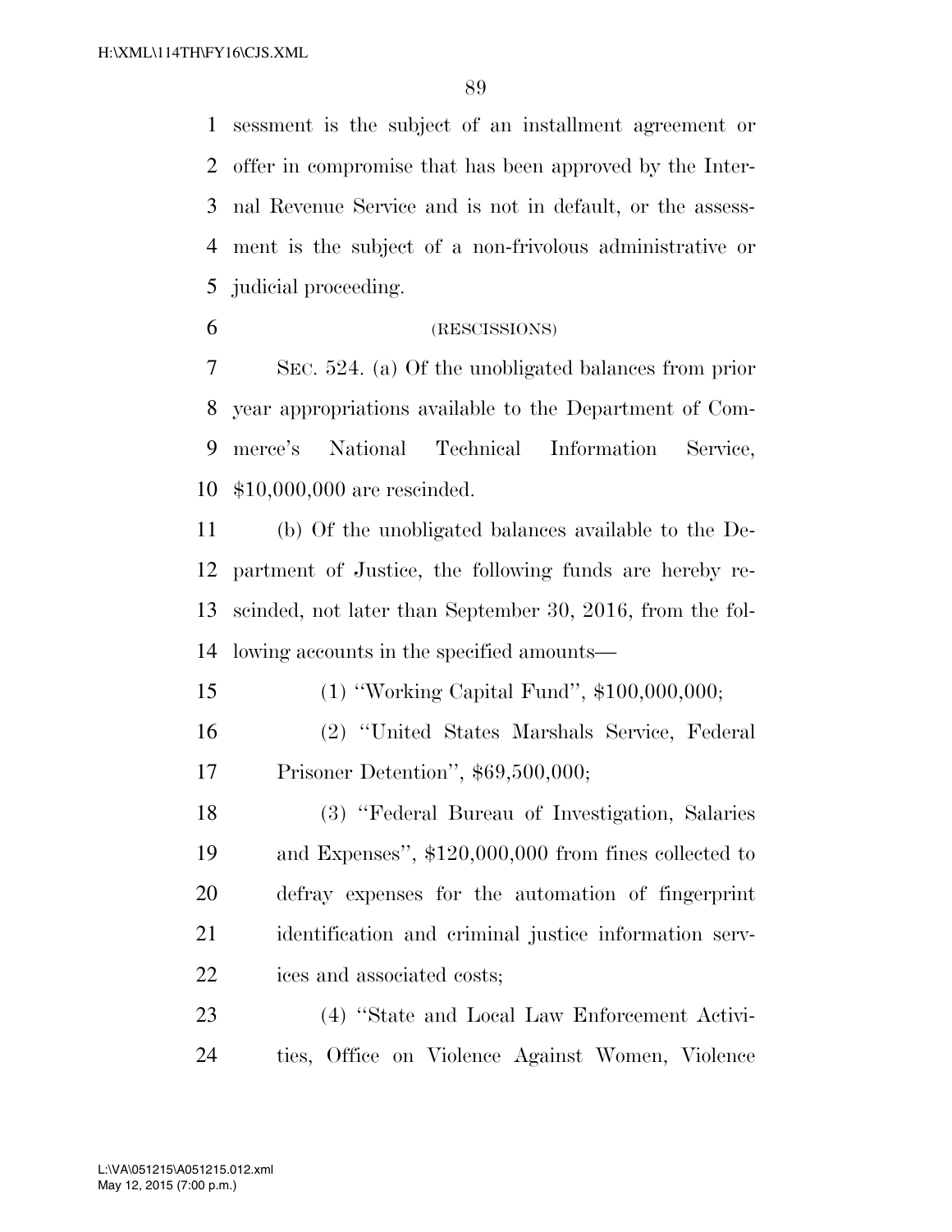sessment is the subject of an installment agreement or offer in compromise that has been approved by the Internal Revenue Service and is not in default, or the assessment is the subject of a non-frivolous administrative or judicial proceeding.

(RESCISSIONS)

SEC. 524. (a) Of the unobligated balances from prior year appropriations available to the Department of Commerce's National Technical Information Service, $10,000,000 are rescinded.

(b) Of the unobligated balances available to the Department of Justice, the following funds are hereby rescinded, not later than September 30, 2016, from the following accounts in the specified amounts—

(1) ''Working Capital Fund'', $100,000,000;

(2) ''United States Marshals Service, Federal Prisoner Detention'', $69,500,000;

(3) ''Federal Bureau of Investigation, Salaries and Expenses'', $120,000,000 from fines collected to defray expenses for the automation of fingerprint identification and criminal justice information services and associated costs;

(4) ''State and Local Law Enforcement Activities, Office on Violence Against Women, Violence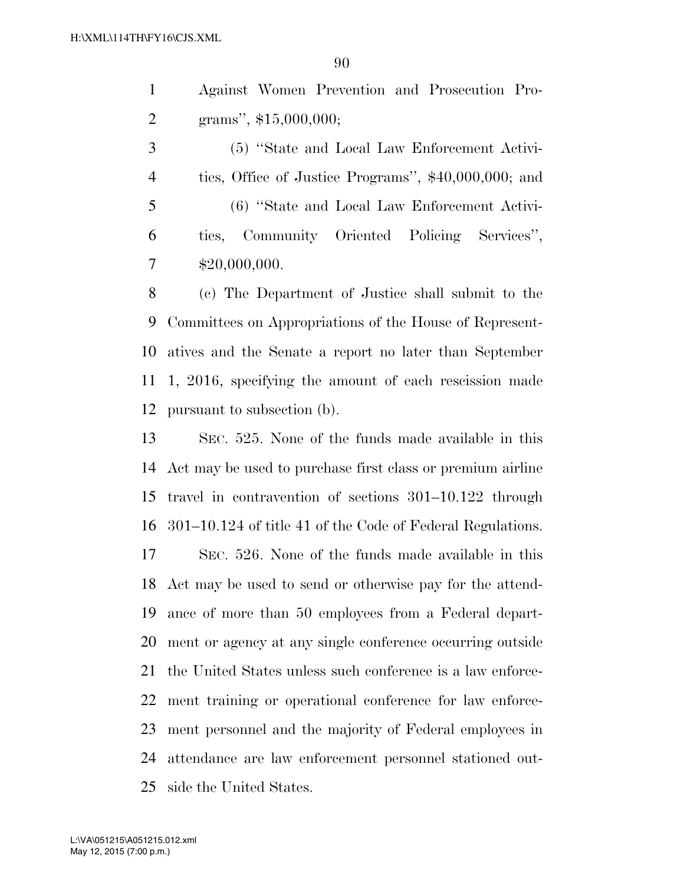Against Women Prevention and Prosecution Programs'', $15,000,000;

(5) ''State and Local Law Enforcement Activities, Office of Justice Programs'', $40,000,000; and

(6) ''State and Local Law Enforcement Activities, Community Oriented Policing Services'', $20,000,000.

(c) The Department of Justice shall submit to the Committees on Appropriations of the House of Representatives and the Senate a report no later than September 1, 2016, specifying the amount of each rescission made pursuant to subsection (b).

SEC. 525. None of the funds made available in this Act may be used to purchase first class or premium airline travel in contravention of sections 301–10.122 through 301–10.124 of title 41 of the Code of Federal Regulations.

SEC. 526. None of the funds made available in this Act may be used to send or otherwise pay for the attendance of more than 50 employees from a Federal department or agency at any single conference occurring outside the United States unless such conference is a law enforcement training or operational conference for law enforcement personnel and the majority of Federal employees in attendance are law enforcement personnel stationed outside the United States.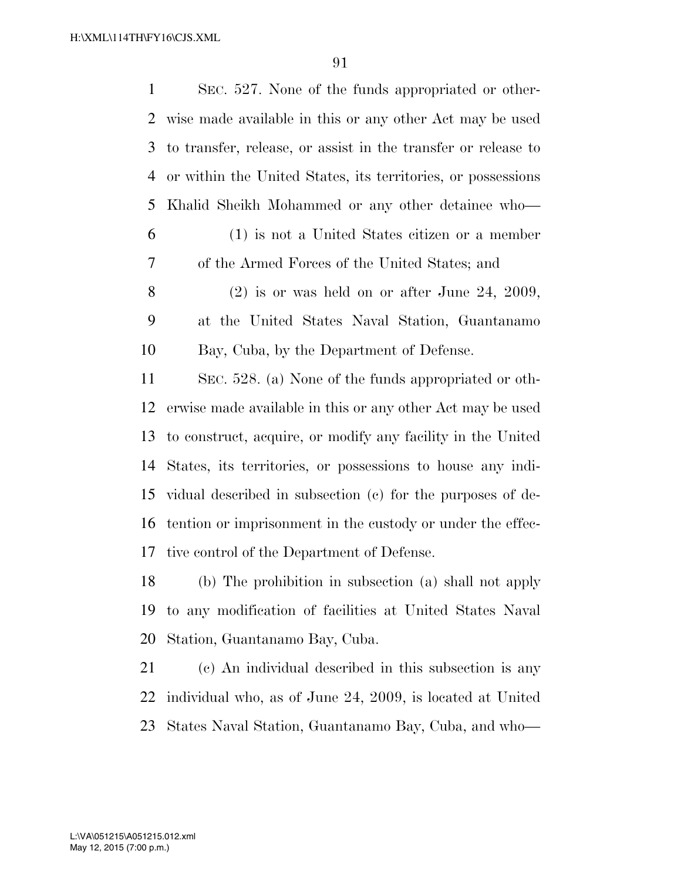SEC. 527. None of the funds appropriated or otherwise made available in this or any other Act may be used to transfer, release, or assist in the transfer or release to or within the United States, its territories, or possessions Khalid Sheikh Mohammed or any other detainee who—

(1) is not a United States citizen or a member of the Armed Forces of the United States; and

(2) is or was held on or after June 24, 2009, at the United States Naval Station, Guantanamo Bay, Cuba, by the Department of Defense.

SEC. 528. (a) None of the funds appropriated or otherwise made available in this or any other Act may be used to construct, acquire, or modify any facility in the United States, its territories, or possessions to house any individual described in subsection (c) for the purposes of detention or imprisonment in the custody or under the effective control of the Department of Defense.

(b) The prohibition in subsection (a) shall not apply to any modification of facilities at United States Naval Station, Guantanamo Bay, Cuba.

(c) An individual described in this subsection is any individual who, as of June 24, 2009, is located at United States Naval Station, Guantanamo Bay, Cuba, and who—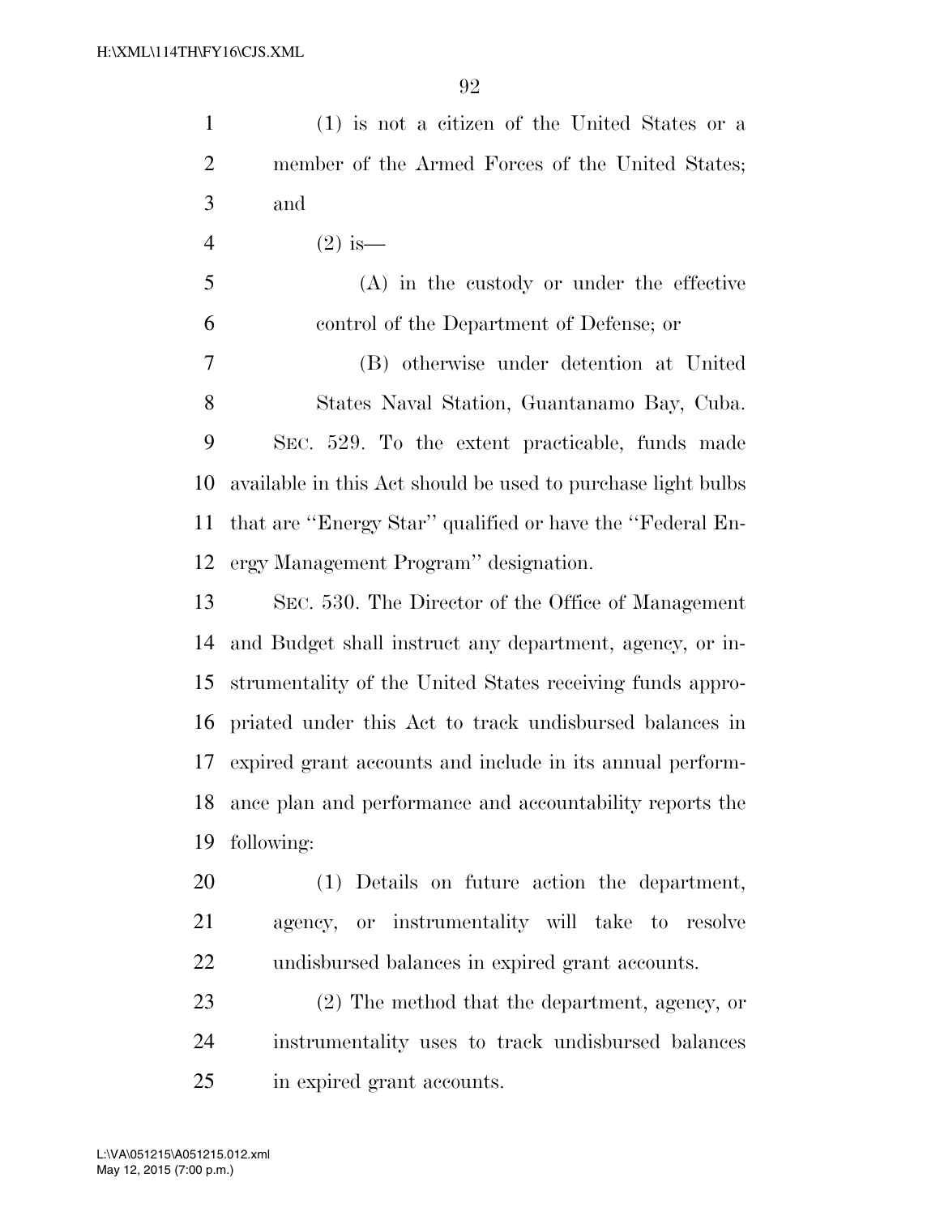(1) is not a citizen of the United States or a member of the Armed Forces of the United States; and

(2) is—

(A) in the custody or under the effective control of the Department of Defense; or

(B) otherwise under detention at United States Naval Station, Guantanamo Bay, Cuba.

SEC. 529. To the extent practicable, funds made available in this Act should be used to purchase light bulbs that are "Energy Star" qualified or have the "Federal Energy Management Program" designation.

SEC. 530. The Director of the Office of Management and Budget shall instruct any department, agency, or instrumentality of the United States receiving funds appropriated under this Act to track undisbursed balances in expired grant accounts and include in its annual performance plan and performance and accountability reports the following:

(1) Details on future action the department, agency, or instrumentality will take to resolve undisbursed balances in expired grant accounts.

(2) The method that the department, agency, or instrumentality uses to track undisbursed balances in expired grant accounts.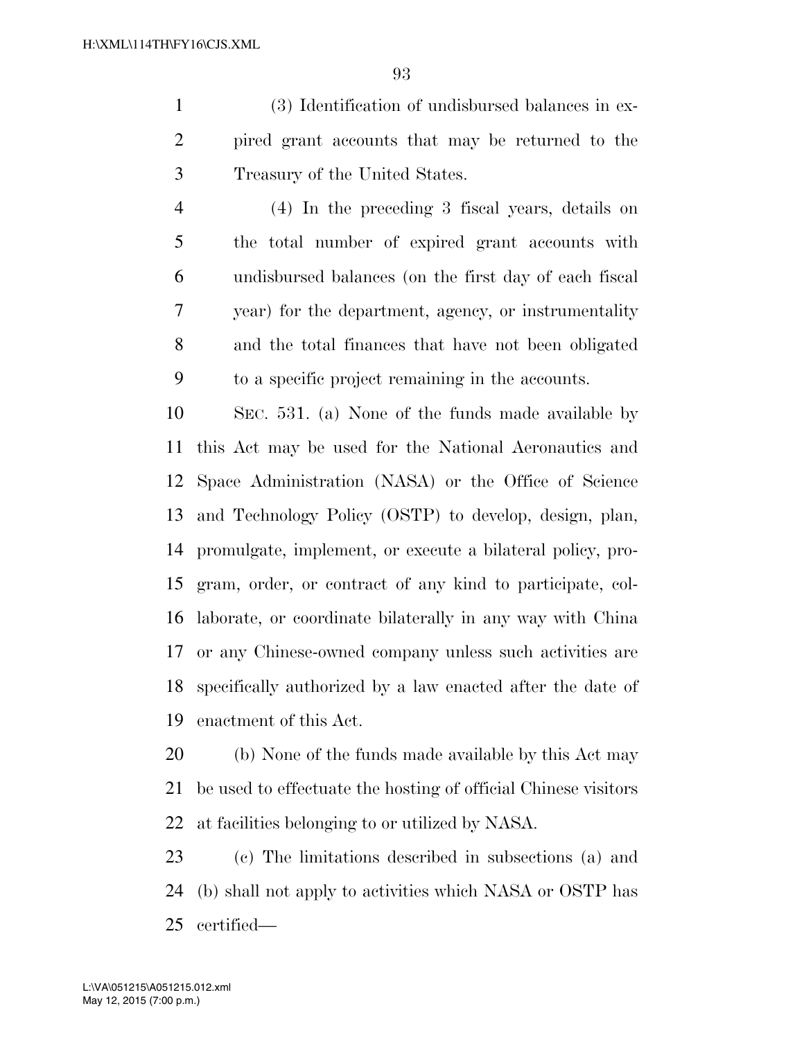(3) Identification of undisbursed balances in expired grant accounts that may be returned to the Treasury of the United States.

(4) In the preceding 3 fiscal years, details on the total number of expired grant accounts with undisbursed balances (on the first day of each fiscal year) for the department, agency, or instrumentality and the total finances that have not been obligated to a specific project remaining in the accounts.

SEC. 531. (a) None of the funds made available by this Act may be used for the National Aeronautics and Space Administration (NASA) or the Office of Science and Technology Policy (OSTP) to develop, design, plan, promulgate, implement, or execute a bilateral policy, program, order, or contract of any kind to participate, collaborate, or coordinate bilaterally in any way with China or any Chinese-owned company unless such activities are specifically authorized by a law enacted after the date of enactment of this Act.

(b) None of the funds made available by this Act may be used to effectuate the hosting of official Chinese visitors at facilities belonging to or utilized by NASA.

(c) The limitations described in subsections (a) and (b) shall not apply to activities which NASA or OSTP has certified—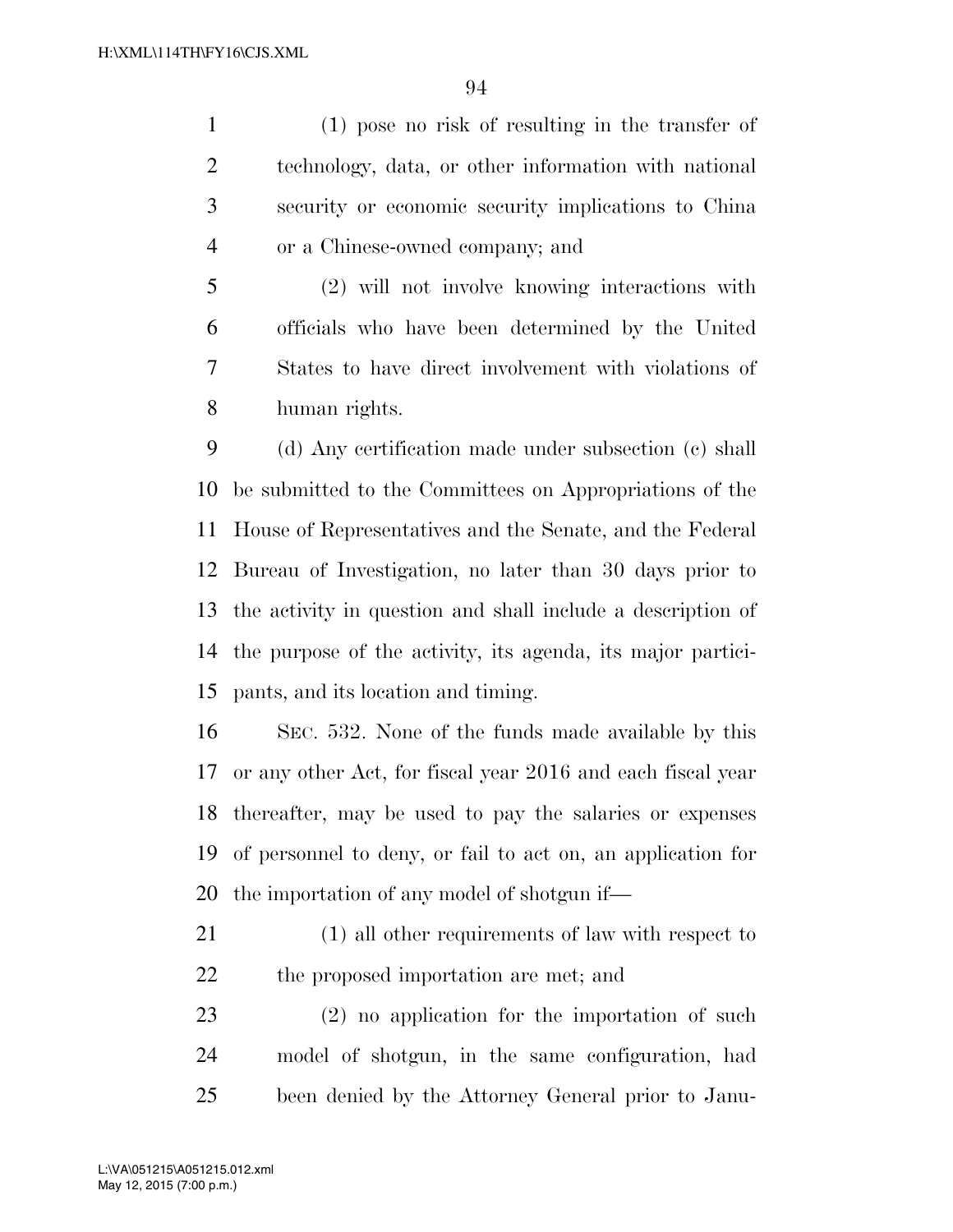(1) pose no risk of resulting in the transfer of technology, data, or other information with national security or economic security implications to China or a Chinese-owned company; and

(2) will not involve knowing interactions with officials who have been determined by the United States to have direct involvement with violations of human rights.

(d) Any certification made under subsection (c) shall be submitted to the Committees on Appropriations of the House of Representatives and the Senate, and the Federal Bureau of Investigation, no later than 30 days prior to the activity in question and shall include a description of the purpose of the activity, its agenda, its major participants, and its location and timing.

SEC. 532. None of the funds made available by this or any other Act, for fiscal year 2016 and each fiscal year thereafter, may be used to pay the salaries or expenses of personnel to deny, or fail to act on, an application for the importation of any model of shotgun if—

(1) all other requirements of law with respect to the proposed importation are met; and

(2) no application for the importation of such model of shotgun, in the same configuration, had been denied by the Attorney General prior to Janu-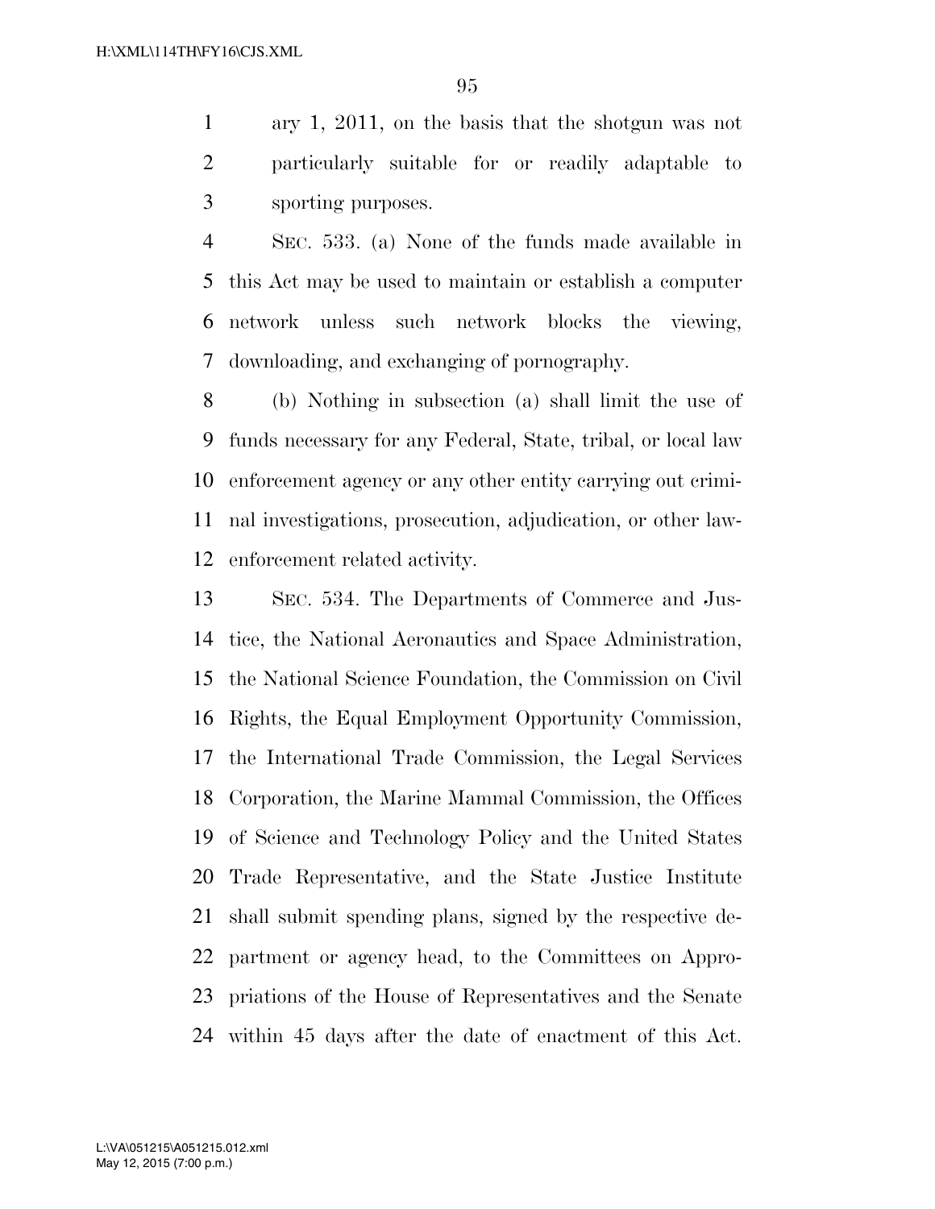ary 1, 2011, on the basis that the shotgun was not particularly suitable for or readily adaptable to sporting purposes.

SEC. 533. (a) None of the funds made available in this Act may be used to maintain or establish a computer network unless such network blocks the viewing, downloading, and exchanging of pornography.

(b) Nothing in subsection (a) shall limit the use of funds necessary for any Federal, State, tribal, or local law enforcement agency or any other entity carrying out criminal investigations, prosecution, adjudication, or other law-enforcement related activity.

SEC. 534. The Departments of Commerce and Justice, the National Aeronautics and Space Administration, the National Science Foundation, the Commission on Civil Rights, the Equal Employment Opportunity Commission, the International Trade Commission, the Legal Services Corporation, the Marine Mammal Commission, the Offices of Science and Technology Policy and the United States Trade Representative, and the State Justice Institute shall submit spending plans, signed by the respective department or agency head, to the Committees on Appropriations of the House of Representatives and the Senate within 45 days after the date of enactment of this Act.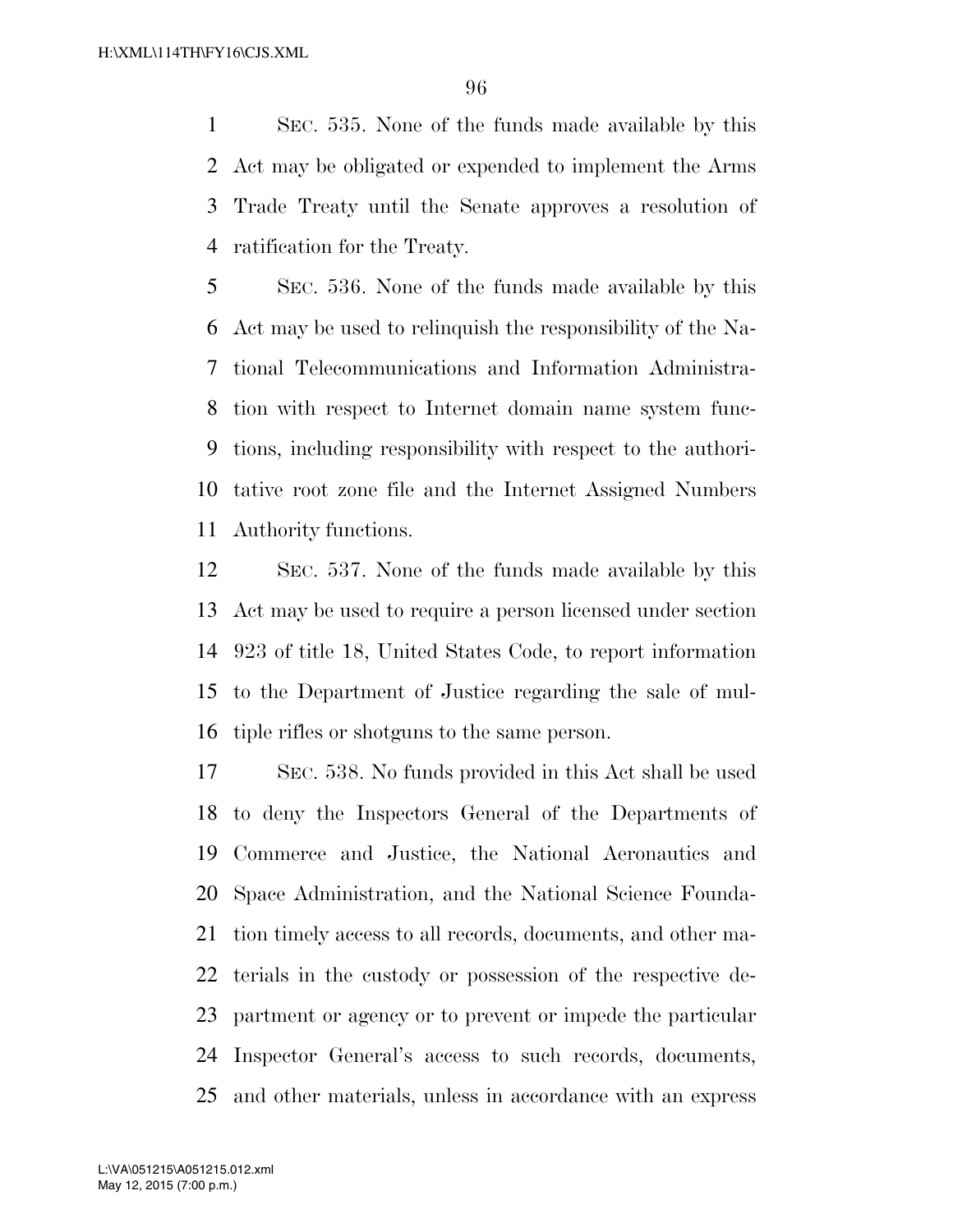SEC. 535. None of the funds made available by this Act may be obligated or expended to implement the Arms Trade Treaty until the Senate approves a resolution of ratification for the Treaty.

SEC. 536. None of the funds made available by this Act may be used to relinquish the responsibility of the National Telecommunications and Information Administration with respect to Internet domain name system functions, including responsibility with respect to the authoritative root zone file and the Internet Assigned Numbers Authority functions.

SEC. 537. None of the funds made available by this Act may be used to require a person licensed under section 923 of title 18, United States Code, to report information to the Department of Justice regarding the sale of multiple rifles or shotguns to the same person.

SEC. 538. No funds provided in this Act shall be used to deny the Inspectors General of the Departments of Commerce and Justice, the National Aeronautics and Space Administration, and the National Science Foundation timely access to all records, documents, and other materials in the custody or possession of the respective department or agency or to prevent or impede the particular Inspector General's access to such records, documents, and other materials, unless in accordance with an express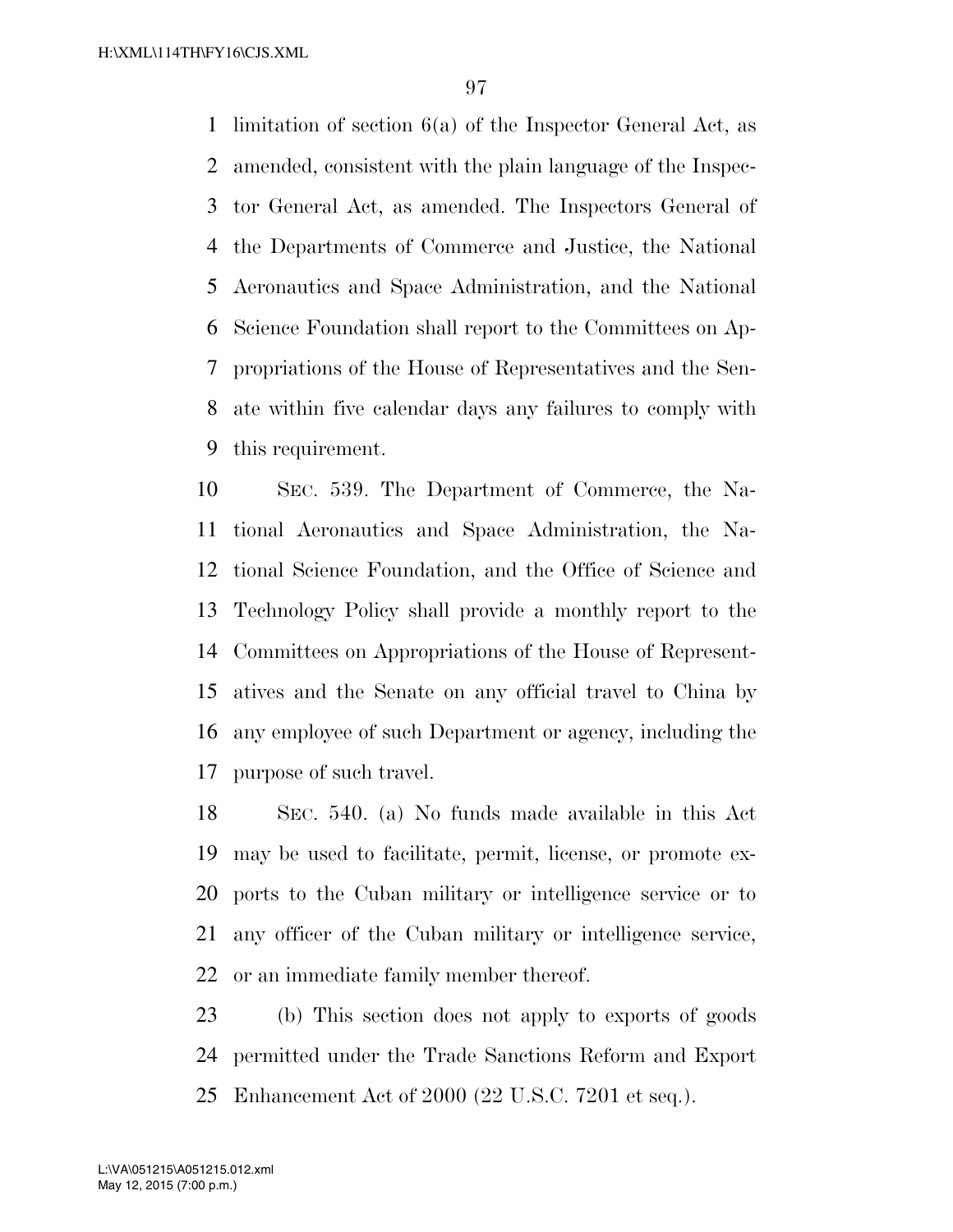limitation of section 6(a) of the Inspector General Act, as amended, consistent with the plain language of the Inspector General Act, as amended. The Inspectors General of the Departments of Commerce and Justice, the National Aeronautics and Space Administration, and the National Science Foundation shall report to the Committees on Appropriations of the House of Representatives and the Senate within five calendar days any failures to comply with this requirement.

SEC. 539. The Department of Commerce, the National Aeronautics and Space Administration, the National Science Foundation, and the Office of Science and Technology Policy shall provide a monthly report to the Committees on Appropriations of the House of Representatives and the Senate on any official travel to China by any employee of such Department or agency, including the purpose of such travel.

SEC. 540. (a) No funds made available in this Act may be used to facilitate, permit, license, or promote exports to the Cuban military or intelligence service or to any officer of the Cuban military or intelligence service, or an immediate family member thereof.

(b) This section does not apply to exports of goods permitted under the Trade Sanctions Reform and Export Enhancement Act of 2000 (22 U.S.C. 7201 et seq.).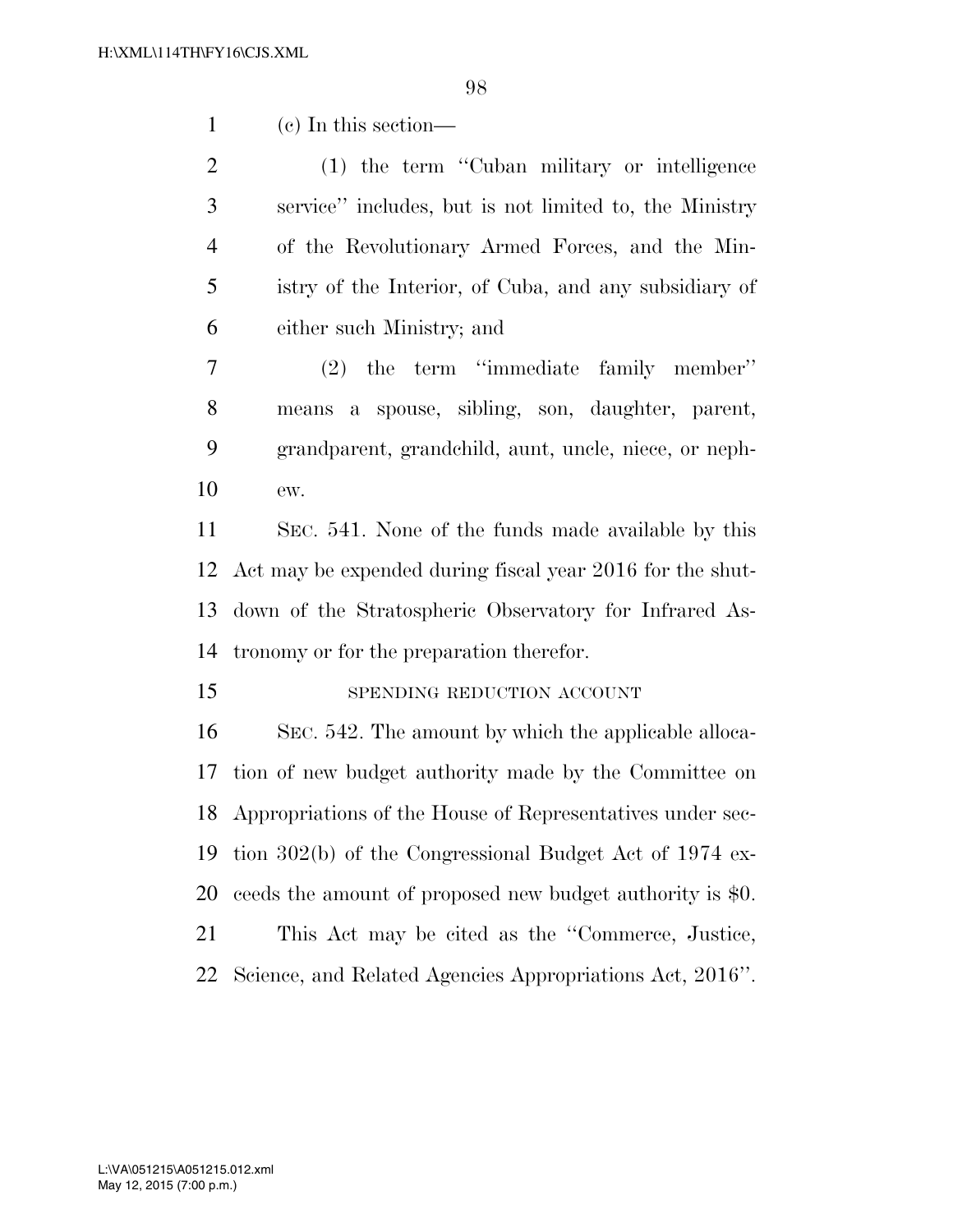(c) In this section—

(1) the term ''Cuban military or intelligence service'' includes, but is not limited to, the Ministry of the Revolutionary Armed Forces, and the Ministry of the Interior, of Cuba, and any subsidiary of either such Ministry; and

(2) the term ''immediate family member'' means a spouse, sibling, son, daughter, parent, grandparent, grandchild, aunt, uncle, niece, or nephew.

SEC. 541. None of the funds made available by this Act may be expended during fiscal year 2016 for the shutdown of the Stratospheric Observatory for Infrared Astronomy or for the preparation therefor.

SPENDING REDUCTION ACCOUNT

SEC. 542. The amount by which the applicable allocation of new budget authority made by the Committee on Appropriations of the House of Representatives under section 302(b) of the Congressional Budget Act of 1974 exceeds the amount of proposed new budget authority is $0.

This Act may be cited as the ''Commerce, Justice, Science, and Related Agencies Appropriations Act, 2016''.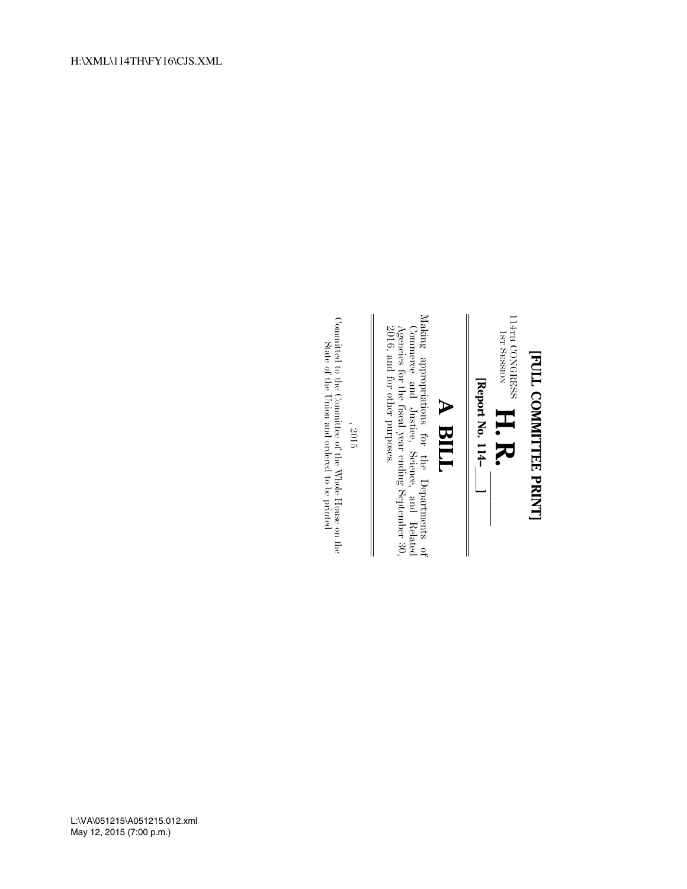**[FULL COMMITTEE PRINT]**

114TH CONGRESS
1ST SESSION

# H. R. ____

**[Report No. 114–___]**

# A BILL

Making appropriations for the Departments of Commerce and Justice, Science, and Related Agencies for the fiscal year ending September 30, 2016, and for other purposes.

---

, 2015

Committed to the Committee of the Whole House on the State of the Union and ordered to be printed